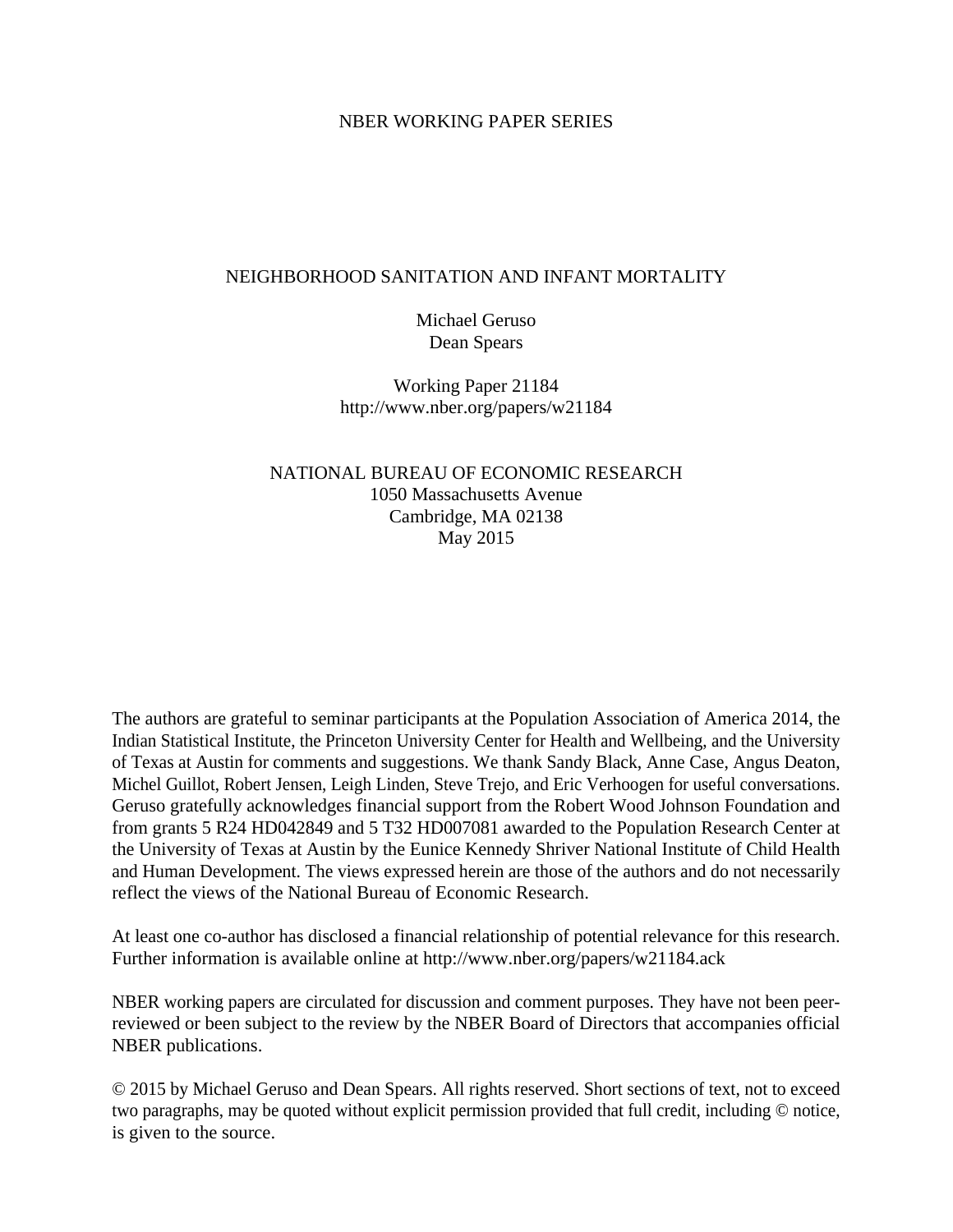NBER WORKING PAPER SERIES

# NEIGHBORHOOD SANITATION AND INFANT MORTALITY

Michael Geruso
Dean Spears

Working Paper 21184
http://www.nber.org/papers/w21184

NATIONAL BUREAU OF ECONOMIC RESEARCH
1050 Massachusetts Avenue
Cambridge, MA 02138
May 2015

The authors are grateful to seminar participants at the Population Association of America 2014, the Indian Statistical Institute, the Princeton University Center for Health and Wellbeing, and the University of Texas at Austin for comments and suggestions. We thank Sandy Black, Anne Case, Angus Deaton, Michel Guillot, Robert Jensen, Leigh Linden, Steve Trejo, and Eric Verhoogen for useful conversations. Geruso gratefully acknowledges financial support from the Robert Wood Johnson Foundation and from grants 5 R24 HD042849 and 5 T32 HD007081 awarded to the Population Research Center at the University of Texas at Austin by the Eunice Kennedy Shriver National Institute of Child Health and Human Development. The views expressed herein are those of the authors and do not necessarily reflect the views of the National Bureau of Economic Research.

At least one co-author has disclosed a financial relationship of potential relevance for this research. Further information is available online at http://www.nber.org/papers/w21184.ack

NBER working papers are circulated for discussion and comment purposes. They have not been peer-reviewed or been subject to the review by the NBER Board of Directors that accompanies official NBER publications.

© 2015 by Michael Geruso and Dean Spears. All rights reserved. Short sections of text, not to exceed two paragraphs, may be quoted without explicit permission provided that full credit, including © notice, is given to the source.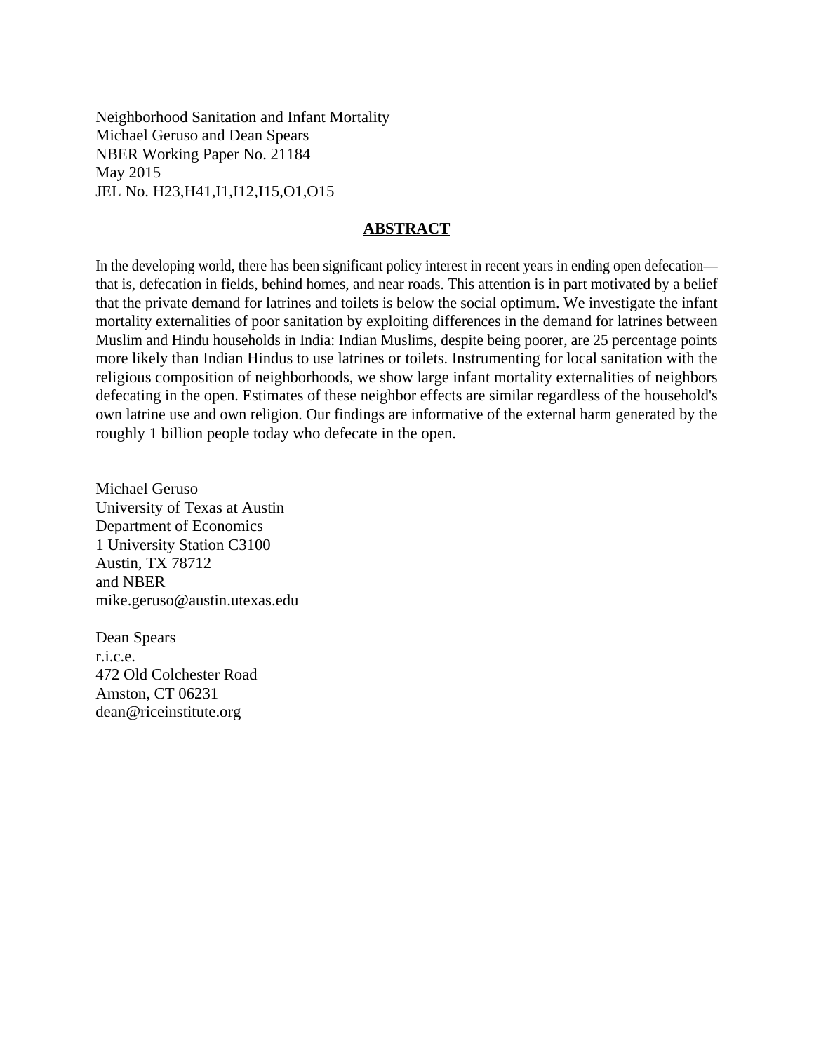Neighborhood Sanitation and Infant Mortality
Michael Geruso and Dean Spears
NBER Working Paper No. 21184
May 2015
JEL No. H23,H41,I1,I12,I15,O1,O15

## ABSTRACT

In the developing world, there has been significant policy interest in recent years in ending open defecation—that is, defecation in fields, behind homes, and near roads. This attention is in part motivated by a belief that the private demand for latrines and toilets is below the social optimum. We investigate the infant mortality externalities of poor sanitation by exploiting differences in the demand for latrines between Muslim and Hindu households in India: Indian Muslims, despite being poorer, are 25 percentage points more likely than Indian Hindus to use latrines or toilets. Instrumenting for local sanitation with the religious composition of neighborhoods, we show large infant mortality externalities of neighbors defecating in the open. Estimates of these neighbor effects are similar regardless of the household's own latrine use and own religion. Our findings are informative of the external harm generated by the roughly 1 billion people today who defecate in the open.

Michael Geruso
University of Texas at Austin
Department of Economics
1 University Station C3100
Austin, TX 78712
and NBER
mike.geruso@austin.utexas.edu

Dean Spears
r.i.c.e.
472 Old Colchester Road
Amston, CT 06231
dean@riceinstitute.org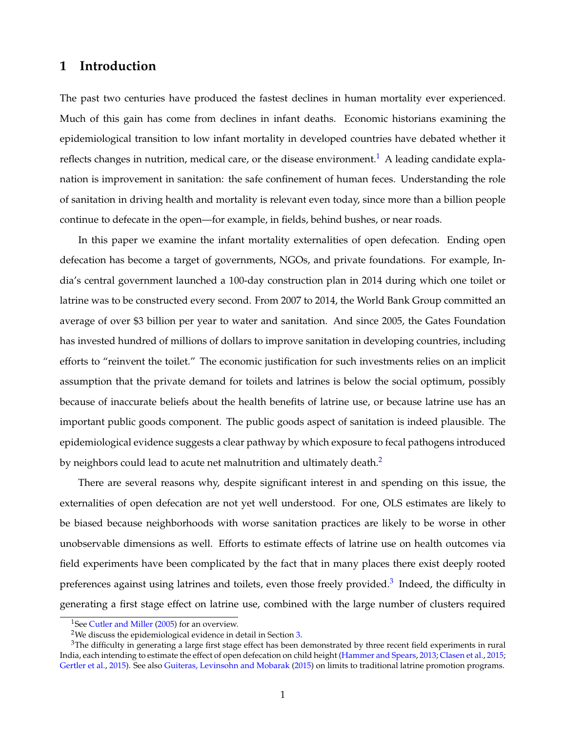# 1 Introduction

The past two centuries have produced the fastest declines in human mortality ever experienced. Much of this gain has come from declines in infant deaths. Economic historians examining the epidemiological transition to low infant mortality in developed countries have debated whether it reflects changes in nutrition, medical care, or the disease environment.[1] A leading candidate explanation is improvement in sanitation: the safe confinement of human feces. Understanding the role of sanitation in driving health and mortality is relevant even today, since more than a billion people continue to defecate in the open—for example, in fields, behind bushes, or near roads.

In this paper we examine the infant mortality externalities of open defecation. Ending open defecation has become a target of governments, NGOs, and private foundations. For example, India's central government launched a 100-day construction plan in 2014 during which one toilet or latrine was to be constructed every second. From 2007 to 2014, the World Bank Group committed an average of over $3 billion per year to water and sanitation. And since 2005, the Gates Foundation has invested hundred of millions of dollars to improve sanitation in developing countries, including efforts to "reinvent the toilet." The economic justification for such investments relies on an implicit assumption that the private demand for toilets and latrines is below the social optimum, possibly because of inaccurate beliefs about the health benefits of latrine use, or because latrine use has an important public goods component. The public goods aspect of sanitation is indeed plausible. The epidemiological evidence suggests a clear pathway by which exposure to fecal pathogens introduced by neighbors could lead to acute net malnutrition and ultimately death.[2]

There are several reasons why, despite significant interest in and spending on this issue, the externalities of open defecation are not yet well understood. For one, OLS estimates are likely to be biased because neighborhoods with worse sanitation practices are likely to be worse in other unobservable dimensions as well. Efforts to estimate effects of latrine use on health outcomes via field experiments have been complicated by the fact that in many places there exist deeply rooted preferences against using latrines and toilets, even those freely provided.[3] Indeed, the difficulty in generating a first stage effect on latrine use, combined with the large number of clusters required

[1] See Cutler and Miller (2005) for an overview.

[2] We discuss the epidemiological evidence in detail in Section 3.

[3] The difficulty in generating a large first stage effect has been demonstrated by three recent field experiments in rural India, each intending to estimate the effect of open defecation on child height (Hammer and Spears, 2013; Clasen et al., 2015; Gertler et al., 2015). See also Guiteras, Levinsohn and Mobarak (2015) on limits to traditional latrine promotion programs.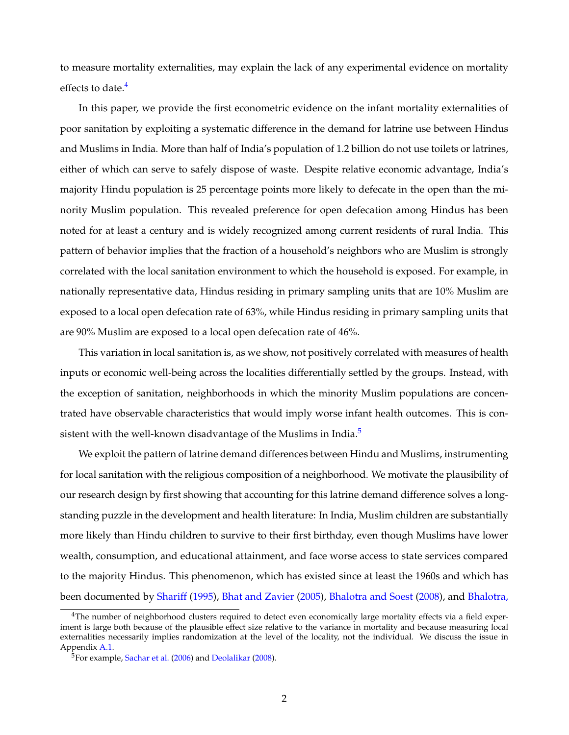to measure mortality externalities, may explain the lack of any experimental evidence on mortality effects to date.[4]

In this paper, we provide the first econometric evidence on the infant mortality externalities of poor sanitation by exploiting a systematic difference in the demand for latrine use between Hindus and Muslims in India. More than half of India's population of 1.2 billion do not use toilets or latrines, either of which can serve to safely dispose of waste. Despite relative economic advantage, India's majority Hindu population is 25 percentage points more likely to defecate in the open than the minority Muslim population. This revealed preference for open defecation among Hindus has been noted for at least a century and is widely recognized among current residents of rural India. This pattern of behavior implies that the fraction of a household's neighbors who are Muslim is strongly correlated with the local sanitation environment to which the household is exposed. For example, in nationally representative data, Hindus residing in primary sampling units that are 10% Muslim are exposed to a local open defecation rate of 63%, while Hindus residing in primary sampling units that are 90% Muslim are exposed to a local open defecation rate of 46%.

This variation in local sanitation is, as we show, not positively correlated with measures of health inputs or economic well-being across the localities differentially settled by the groups. Instead, with the exception of sanitation, neighborhoods in which the minority Muslim populations are concentrated have observable characteristics that would imply worse infant health outcomes. This is consistent with the well-known disadvantage of the Muslims in India.[5]

We exploit the pattern of latrine demand differences between Hindu and Muslims, instrumenting for local sanitation with the religious composition of a neighborhood. We motivate the plausibility of our research design by first showing that accounting for this latrine demand difference solves a long-standing puzzle in the development and health literature: In India, Muslim children are substantially more likely than Hindu children to survive to their first birthday, even though Muslims have lower wealth, consumption, and educational attainment, and face worse access to state services compared to the majority Hindus. This phenomenon, which has existed since at least the 1960s and which has been documented by Shariff (1995), Bhat and Zavier (2005), Bhalotra and Soest (2008), and Bhalotra,

[4] The number of neighborhood clusters required to detect even economically large mortality effects via a field experiment is large both because of the plausible effect size relative to the variance in mortality and because measuring local externalities necessarily implies randomization at the level of the locality, not the individual. We discuss the issue in Appendix A.1.

[5] For example, Sachar et al. (2006) and Deolalikar (2008).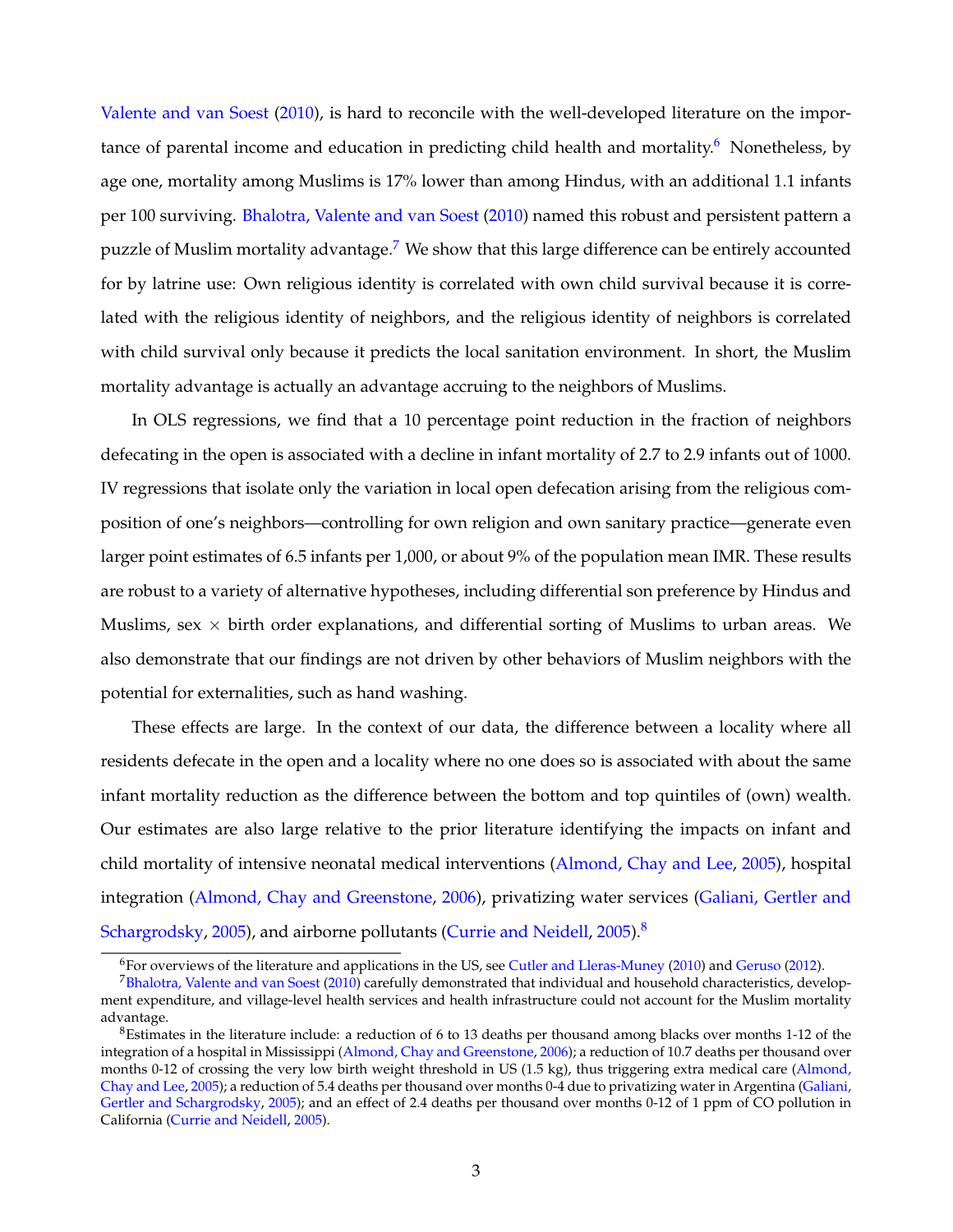Valente and van Soest (2010), is hard to reconcile with the well-developed literature on the importance of parental income and education in predicting child health and mortality.[6] Nonetheless, by age one, mortality among Muslims is 17% lower than among Hindus, with an additional 1.1 infants per 100 surviving. Bhalotra, Valente and van Soest (2010) named this robust and persistent pattern a puzzle of Muslim mortality advantage.[7] We show that this large difference can be entirely accounted for by latrine use: Own religious identity is correlated with own child survival because it is correlated with the religious identity of neighbors, and the religious identity of neighbors is correlated with child survival only because it predicts the local sanitation environment. In short, the Muslim mortality advantage is actually an advantage accruing to the neighbors of Muslims.

In OLS regressions, we find that a 10 percentage point reduction in the fraction of neighbors defecating in the open is associated with a decline in infant mortality of 2.7 to 2.9 infants out of 1000. IV regressions that isolate only the variation in local open defecation arising from the religious composition of one's neighbors—controlling for own religion and own sanitary practice—generate even larger point estimates of 6.5 infants per 1,000, or about 9% of the population mean IMR. These results are robust to a variety of alternative hypotheses, including differential son preference by Hindus and Muslims, sex $\times$ birth order explanations, and differential sorting of Muslims to urban areas. We also demonstrate that our findings are not driven by other behaviors of Muslim neighbors with the potential for externalities, such as hand washing.

These effects are large. In the context of our data, the difference between a locality where all residents defecate in the open and a locality where no one does so is associated with about the same infant mortality reduction as the difference between the bottom and top quintiles of (own) wealth. Our estimates are also large relative to the prior literature identifying the impacts on infant and child mortality of intensive neonatal medical interventions (Almond, Chay and Lee, 2005), hospital integration (Almond, Chay and Greenstone, 2006), privatizing water services (Galiani, Gertler and Schargrodsky, 2005), and airborne pollutants (Currie and Neidell, 2005).[8]

---

[6] For overviews of the literature and applications in the US, see Cutler and Lleras-Muney (2010) and Geruso (2012).

[7] Bhalotra, Valente and van Soest (2010) carefully demonstrated that individual and household characteristics, development expenditure, and village-level health services and health infrastructure could not account for the Muslim mortality advantage.

[8] Estimates in the literature include: a reduction of 6 to 13 deaths per thousand among blacks over months 1-12 of the integration of a hospital in Mississippi (Almond, Chay and Greenstone, 2006); a reduction of 10.7 deaths per thousand over months 0-12 of crossing the very low birth weight threshold in US (1.5 kg), thus triggering extra medical care (Almond, Chay and Lee, 2005); a reduction of 5.4 deaths per thousand over months 0-4 due to privatizing water in Argentina (Galiani, Gertler and Schargrodsky, 2005); and an effect of 2.4 deaths per thousand over months 0-12 of 1 ppm of CO pollution in California (Currie and Neidell, 2005).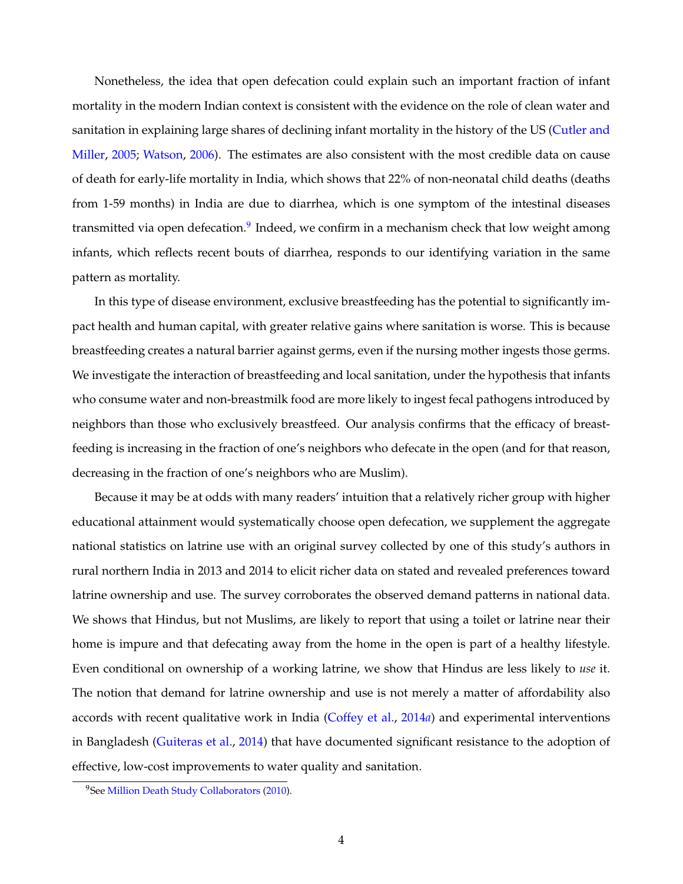Nonetheless, the idea that open defecation could explain such an important fraction of infant mortality in the modern Indian context is consistent with the evidence on the role of clean water and sanitation in explaining large shares of declining infant mortality in the history of the US (Cutler and Miller, 2005; Watson, 2006). The estimates are also consistent with the most credible data on cause of death for early-life mortality in India, which shows that 22% of non-neonatal child deaths (deaths from 1-59 months) in India are due to diarrhea, which is one symptom of the intestinal diseases transmitted via open defecation.[9] Indeed, we confirm in a mechanism check that low weight among infants, which reflects recent bouts of diarrhea, responds to our identifying variation in the same pattern as mortality.

In this type of disease environment, exclusive breastfeeding has the potential to significantly impact health and human capital, with greater relative gains where sanitation is worse. This is because breastfeeding creates a natural barrier against germs, even if the nursing mother ingests those germs. We investigate the interaction of breastfeeding and local sanitation, under the hypothesis that infants who consume water and non-breastmilk food are more likely to ingest fecal pathogens introduced by neighbors than those who exclusively breastfeed. Our analysis confirms that the efficacy of breastfeeding is increasing in the fraction of one's neighbors who defecate in the open (and for that reason, decreasing in the fraction of one's neighbors who are Muslim).

Because it may be at odds with many readers' intuition that a relatively richer group with higher educational attainment would systematically choose open defecation, we supplement the aggregate national statistics on latrine use with an original survey collected by one of this study's authors in rural northern India in 2013 and 2014 to elicit richer data on stated and revealed preferences toward latrine ownership and use. The survey corroborates the observed demand patterns in national data. We shows that Hindus, but not Muslims, are likely to report that using a toilet or latrine near their home is impure and that defecating away from the home in the open is part of a healthy lifestyle. Even conditional on ownership of a working latrine, we show that Hindus are less likely to *use* it. The notion that demand for latrine ownership and use is not merely a matter of affordability also accords with recent qualitative work in India (Coffey et al., 2014*a*) and experimental interventions in Bangladesh (Guiteras et al., 2014) that have documented significant resistance to the adoption of effective, low-cost improvements to water quality and sanitation.

[9] See Million Death Study Collaborators (2010).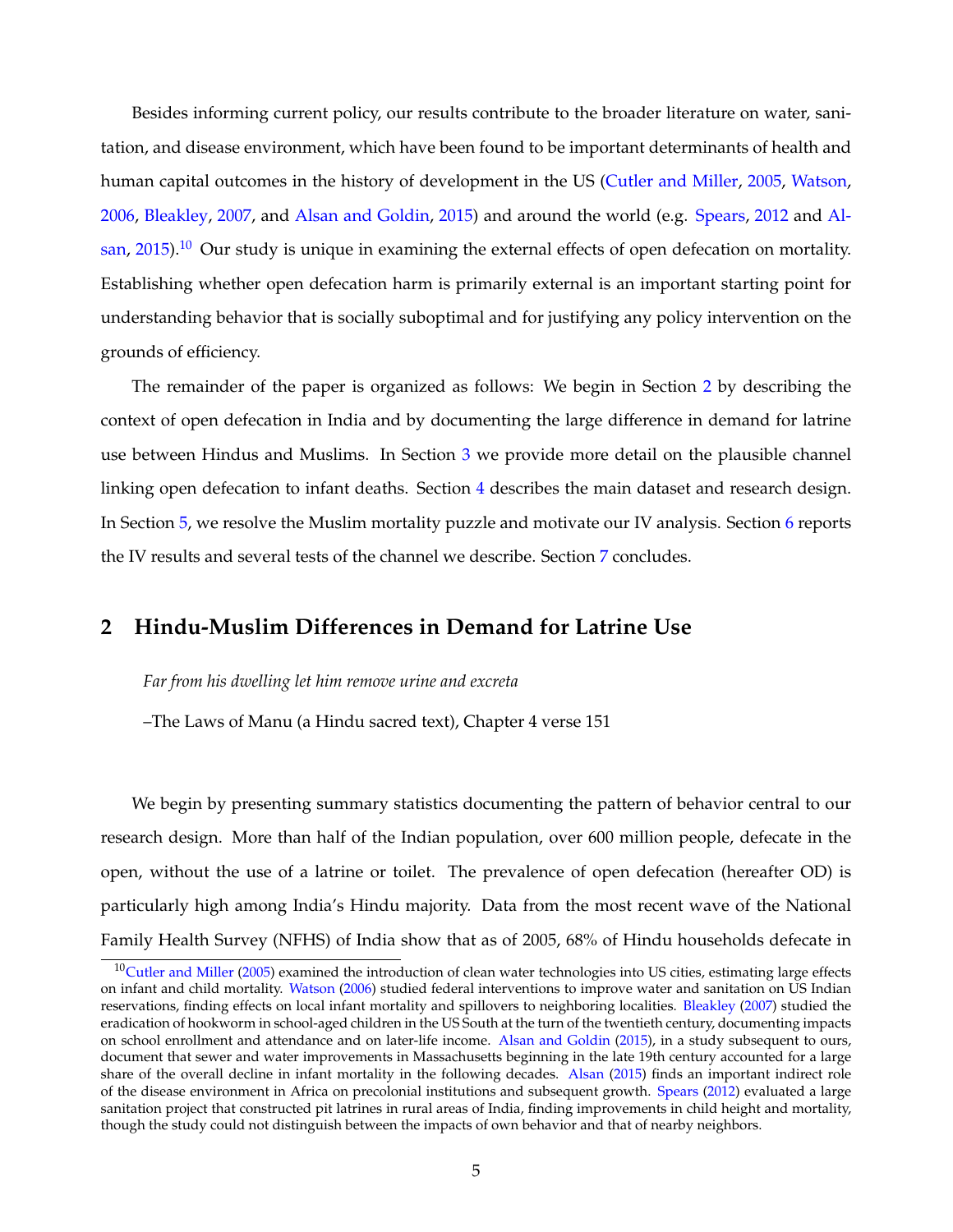Besides informing current policy, our results contribute to the broader literature on water, sanitation, and disease environment, which have been found to be important determinants of health and human capital outcomes in the history of development in the US (Cutler and Miller, 2005, Watson, 2006, Bleakley, 2007, and Alsan and Goldin, 2015) and around the world (e.g. Spears, 2012 and Alsan, 2015).[10] Our study is unique in examining the external effects of open defecation on mortality. Establishing whether open defecation harm is primarily external is an important starting point for understanding behavior that is socially suboptimal and for justifying any policy intervention on the grounds of efficiency.

The remainder of the paper is organized as follows: We begin in Section 2 by describing the context of open defecation in India and by documenting the large difference in demand for latrine use between Hindus and Muslims. In Section 3 we provide more detail on the plausible channel linking open defecation to infant deaths. Section 4 describes the main dataset and research design. In Section 5, we resolve the Muslim mortality puzzle and motivate our IV analysis. Section 6 reports the IV results and several tests of the channel we describe. Section 7 concludes.

## 2 Hindu-Muslim Differences in Demand for Latrine Use

*Far from his dwelling let him remove urine and excreta*

–The Laws of Manu (a Hindu sacred text), Chapter 4 verse 151

We begin by presenting summary statistics documenting the pattern of behavior central to our research design. More than half of the Indian population, over 600 million people, defecate in the open, without the use of a latrine or toilet. The prevalence of open defecation (hereafter OD) is particularly high among India's Hindu majority. Data from the most recent wave of the National Family Health Survey (NFHS) of India show that as of 2005, 68% of Hindu households defecate in

[10] Cutler and Miller (2005) examined the introduction of clean water technologies into US cities, estimating large effects on infant and child mortality. Watson (2006) studied federal interventions to improve water and sanitation on US Indian reservations, finding effects on local infant mortality and spillovers to neighboring localities. Bleakley (2007) studied the eradication of hookworm in school-aged children in the US South at the turn of the twentieth century, documenting impacts on school enrollment and attendance and on later-life income. Alsan and Goldin (2015), in a study subsequent to ours, document that sewer and water improvements in Massachusetts beginning in the late 19th century accounted for a large share of the overall decline in infant mortality in the following decades. Alsan (2015) finds an important indirect role of the disease environment in Africa on precolonial institutions and subsequent growth. Spears (2012) evaluated a large sanitation project that constructed pit latrines in rural areas of India, finding improvements in child height and mortality, though the study could not distinguish between the impacts of own behavior and that of nearby neighbors.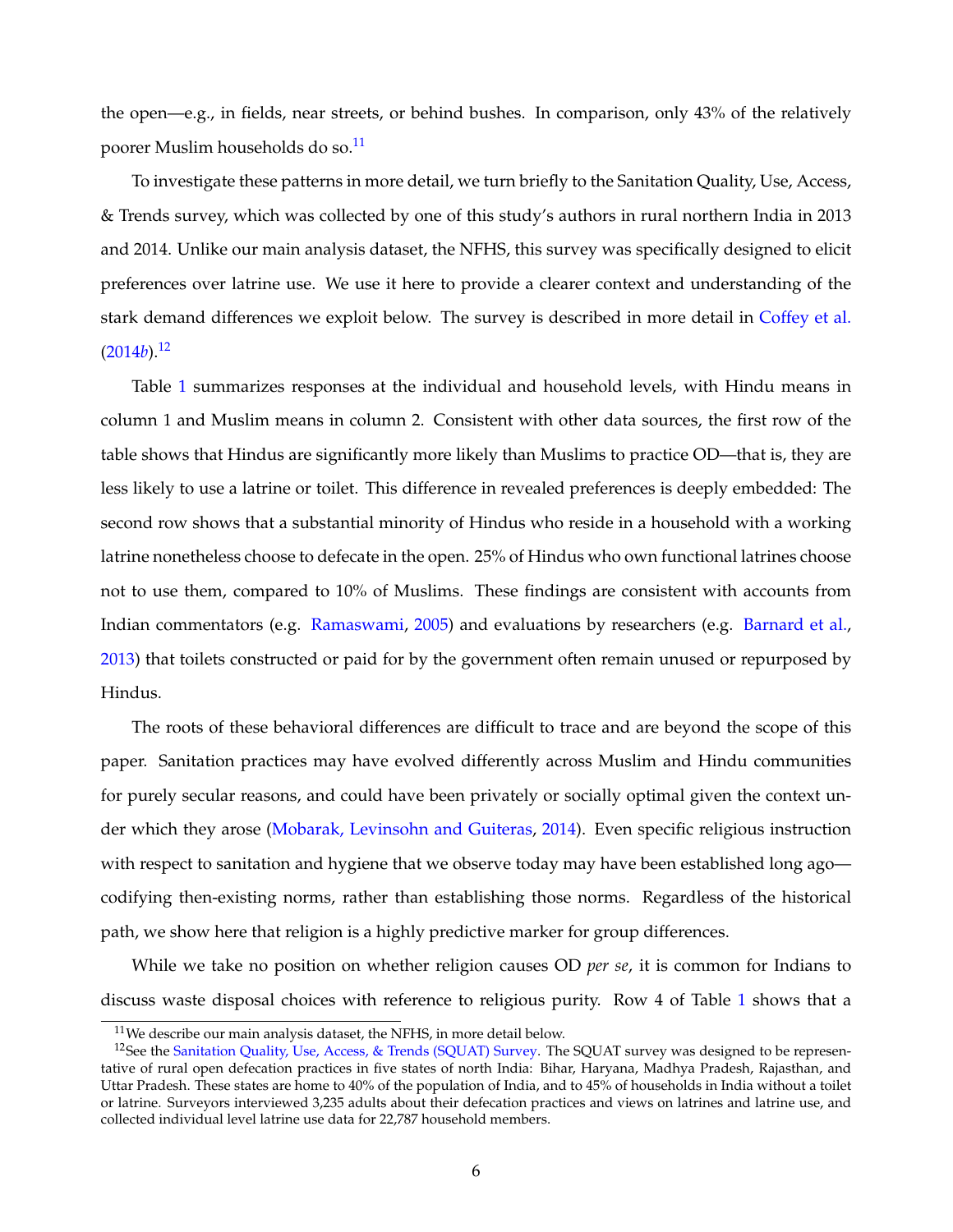the open—e.g., in fields, near streets, or behind bushes. In comparison, only 43% of the relatively poorer Muslim households do so.[11]

To investigate these patterns in more detail, we turn briefly to the Sanitation Quality, Use, Access, & Trends survey, which was collected by one of this study's authors in rural northern India in 2013 and 2014. Unlike our main analysis dataset, the NFHS, this survey was specifically designed to elicit preferences over latrine use. We use it here to provide a clearer context and understanding of the stark demand differences we exploit below. The survey is described in more detail in Coffey et al. (2014*b*).[12]

Table 1 summarizes responses at the individual and household levels, with Hindu means in column 1 and Muslim means in column 2. Consistent with other data sources, the first row of the table shows that Hindus are significantly more likely than Muslims to practice OD—that is, they are less likely to use a latrine or toilet. This difference in revealed preferences is deeply embedded: The second row shows that a substantial minority of Hindus who reside in a household with a working latrine nonetheless choose to defecate in the open. 25% of Hindus who own functional latrines choose not to use them, compared to 10% of Muslims. These findings are consistent with accounts from Indian commentators (e.g. Ramaswami, 2005) and evaluations by researchers (e.g. Barnard et al., 2013) that toilets constructed or paid for by the government often remain unused or repurposed by Hindus.

The roots of these behavioral differences are difficult to trace and are beyond the scope of this paper. Sanitation practices may have evolved differently across Muslim and Hindu communities for purely secular reasons, and could have been privately or socially optimal given the context under which they arose (Mobarak, Levinsohn and Guiteras, 2014). Even specific religious instruction with respect to sanitation and hygiene that we observe today may have been established long ago—codifying then-existing norms, rather than establishing those norms. Regardless of the historical path, we show here that religion is a highly predictive marker for group differences.

While we take no position on whether religion causes OD *per se*, it is common for Indians to discuss waste disposal choices with reference to religious purity. Row 4 of Table 1 shows that a

[11] We describe our main analysis dataset, the NFHS, in more detail below.

[12] See the Sanitation Quality, Use, Access, & Trends (SQUAT) Survey. The SQUAT survey was designed to be representative of rural open defecation practices in five states of north India: Bihar, Haryana, Madhya Pradesh, Rajasthan, and Uttar Pradesh. These states are home to 40% of the population of India, and to 45% of households in India without a toilet or latrine. Surveyors interviewed 3,235 adults about their defecation practices and views on latrines and latrine use, and collected individual level latrine use data for 22,787 household members.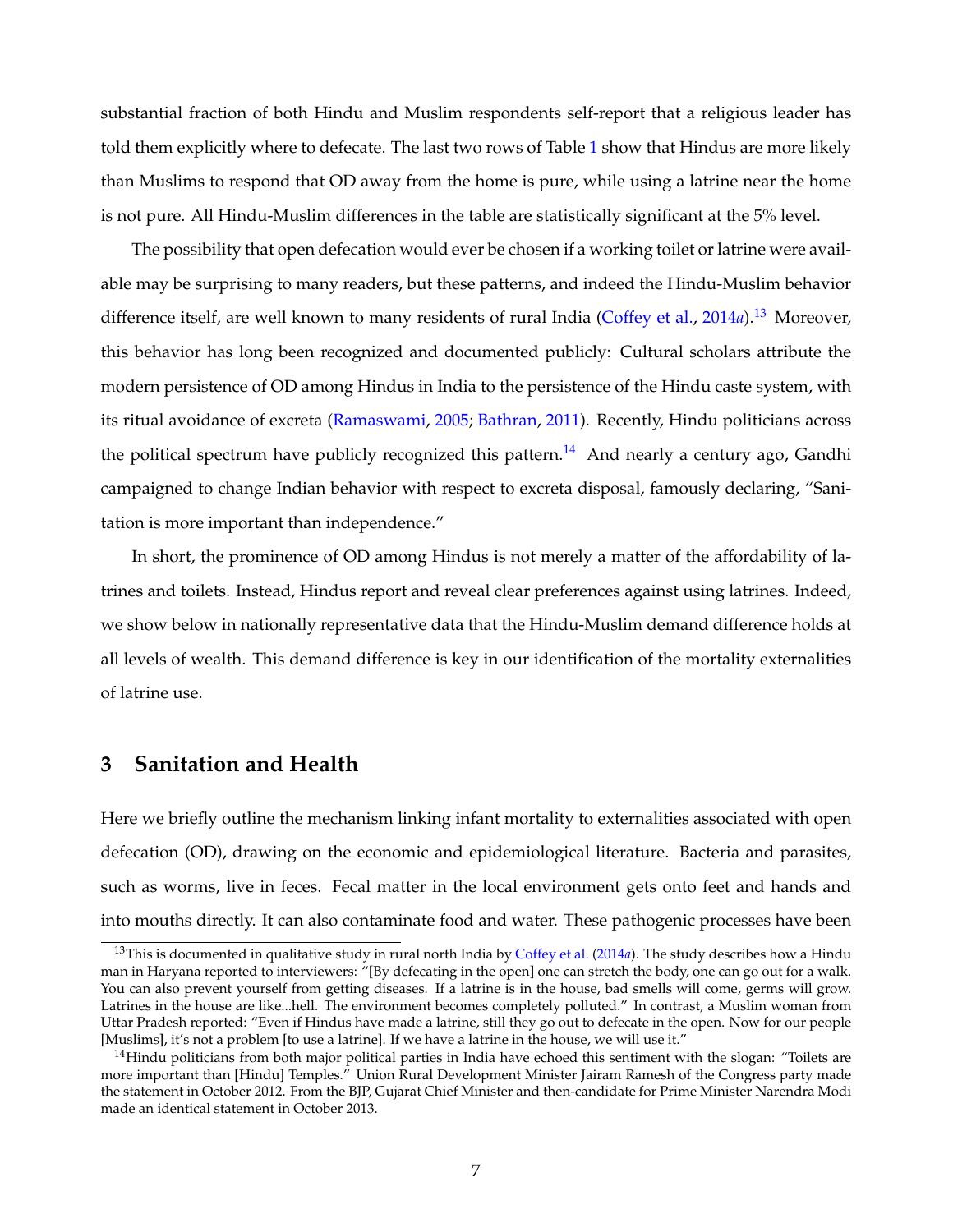substantial fraction of both Hindu and Muslim respondents self-report that a religious leader has told them explicitly where to defecate. The last two rows of Table 1 show that Hindus are more likely than Muslims to respond that OD away from the home is pure, while using a latrine near the home is not pure. All Hindu-Muslim differences in the table are statistically significant at the 5% level.

The possibility that open defecation would ever be chosen if a working toilet or latrine were available may be surprising to many readers, but these patterns, and indeed the Hindu-Muslim behavior difference itself, are well known to many residents of rural India (Coffey et al., 2014*a*).[13] Moreover, this behavior has long been recognized and documented publicly: Cultural scholars attribute the modern persistence of OD among Hindus in India to the persistence of the Hindu caste system, with its ritual avoidance of excreta (Ramaswami, 2005; Bathran, 2011). Recently, Hindu politicians across the political spectrum have publicly recognized this pattern.[14] And nearly a century ago, Gandhi campaigned to change Indian behavior with respect to excreta disposal, famously declaring, "Sanitation is more important than independence."

In short, the prominence of OD among Hindus is not merely a matter of the affordability of latrines and toilets. Instead, Hindus report and reveal clear preferences against using latrines. Indeed, we show below in nationally representative data that the Hindu-Muslim demand difference holds at all levels of wealth. This demand difference is key in our identification of the mortality externalities of latrine use.

## 3 Sanitation and Health

Here we briefly outline the mechanism linking infant mortality to externalities associated with open defecation (OD), drawing on the economic and epidemiological literature. Bacteria and parasites, such as worms, live in feces. Fecal matter in the local environment gets onto feet and hands and into mouths directly. It can also contaminate food and water. These pathogenic processes have been

[13] This is documented in qualitative study in rural north India by Coffey et al. (2014*a*). The study describes how a Hindu man in Haryana reported to interviewers: "[By defecating in the open] one can stretch the body, one can go out for a walk. You can also prevent yourself from getting diseases. If a latrine is in the house, bad smells will come, germs will grow. Latrines in the house are like...hell. The environment becomes completely polluted." In contrast, a Muslim woman from Uttar Pradesh reported: "Even if Hindus have made a latrine, still they go out to defecate in the open. Now for our people [Muslims], it's not a problem [to use a latrine]. If we have a latrine in the house, we will use it."

[14] Hindu politicians from both major political parties in India have echoed this sentiment with the slogan: "Toilets are more important than [Hindu] Temples." Union Rural Development Minister Jairam Ramesh of the Congress party made the statement in October 2012. From the BJP, Gujarat Chief Minister and then-candidate for Prime Minister Narendra Modi made an identical statement in October 2013.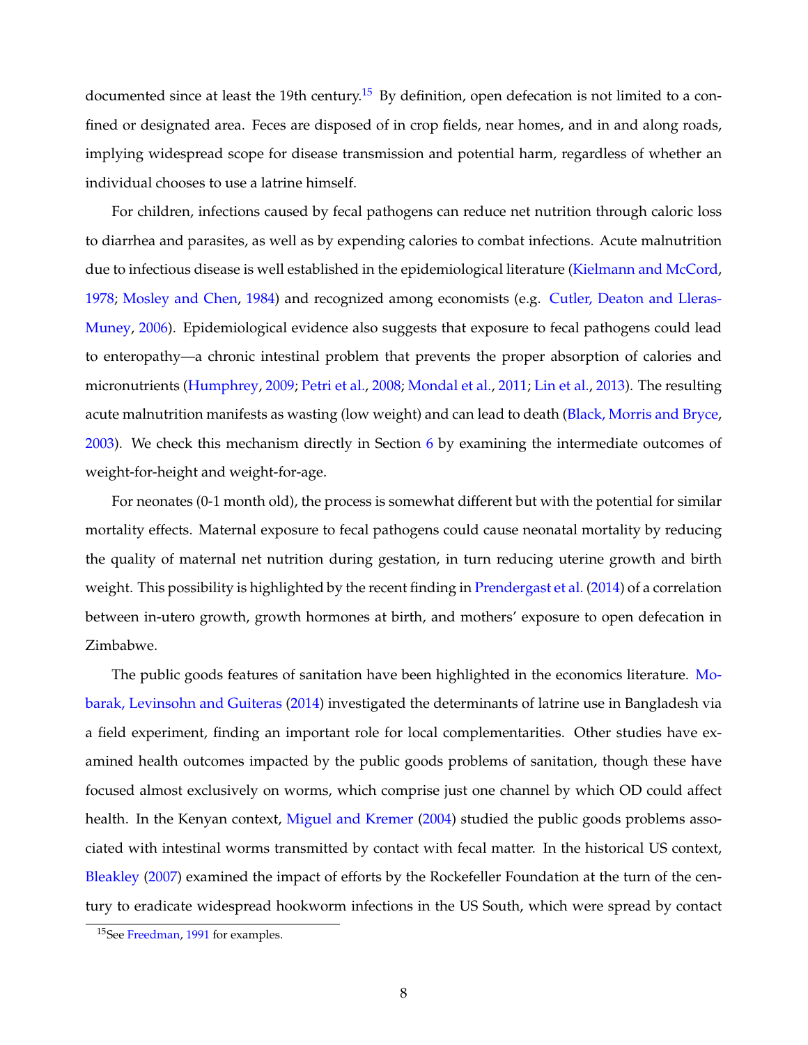documented since at least the 19th century.[15] By definition, open defecation is not limited to a confined or designated area. Feces are disposed of in crop fields, near homes, and in and along roads, implying widespread scope for disease transmission and potential harm, regardless of whether an individual chooses to use a latrine himself.

For children, infections caused by fecal pathogens can reduce net nutrition through caloric loss to diarrhea and parasites, as well as by expending calories to combat infections. Acute malnutrition due to infectious disease is well established in the epidemiological literature (Kielmann and McCord, 1978; Mosley and Chen, 1984) and recognized among economists (e.g. Cutler, Deaton and Lleras-Muney, 2006). Epidemiological evidence also suggests that exposure to fecal pathogens could lead to enteropathy—a chronic intestinal problem that prevents the proper absorption of calories and micronutrients (Humphrey, 2009; Petri et al., 2008; Mondal et al., 2011; Lin et al., 2013). The resulting acute malnutrition manifests as wasting (low weight) and can lead to death (Black, Morris and Bryce, 2003). We check this mechanism directly in Section 6 by examining the intermediate outcomes of weight-for-height and weight-for-age.

For neonates (0-1 month old), the process is somewhat different but with the potential for similar mortality effects. Maternal exposure to fecal pathogens could cause neonatal mortality by reducing the quality of maternal net nutrition during gestation, in turn reducing uterine growth and birth weight. This possibility is highlighted by the recent finding in Prendergast et al. (2014) of a correlation between in-utero growth, growth hormones at birth, and mothers' exposure to open defecation in Zimbabwe.

The public goods features of sanitation have been highlighted in the economics literature. Mobarak, Levinsohn and Guiteras (2014) investigated the determinants of latrine use in Bangladesh via a field experiment, finding an important role for local complementarities. Other studies have examined health outcomes impacted by the public goods problems of sanitation, though these have focused almost exclusively on worms, which comprise just one channel by which OD could affect health. In the Kenyan context, Miguel and Kremer (2004) studied the public goods problems associated with intestinal worms transmitted by contact with fecal matter. In the historical US context, Bleakley (2007) examined the impact of efforts by the Rockefeller Foundation at the turn of the century to eradicate widespread hookworm infections in the US South, which were spread by contact

[15] See Freedman, 1991 for examples.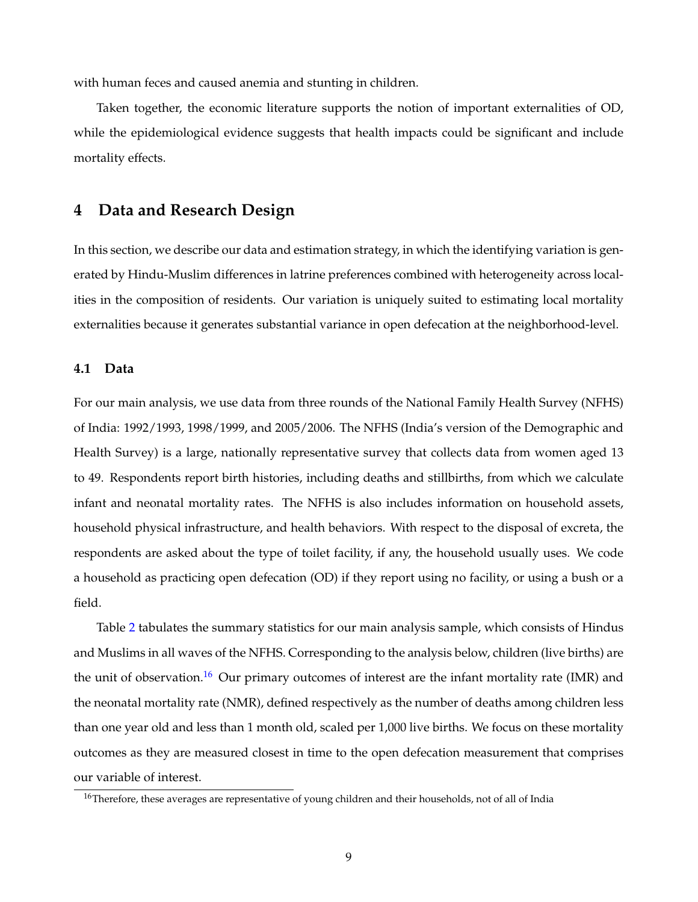with human feces and caused anemia and stunting in children.

Taken together, the economic literature supports the notion of important externalities of OD, while the epidemiological evidence suggests that health impacts could be significant and include mortality effects.

## 4 Data and Research Design

In this section, we describe our data and estimation strategy, in which the identifying variation is generated by Hindu-Muslim differences in latrine preferences combined with heterogeneity across localities in the composition of residents. Our variation is uniquely suited to estimating local mortality externalities because it generates substantial variance in open defecation at the neighborhood-level.

### 4.1 Data

For our main analysis, we use data from three rounds of the National Family Health Survey (NFHS) of India: 1992/1993, 1998/1999, and 2005/2006. The NFHS (India's version of the Demographic and Health Survey) is a large, nationally representative survey that collects data from women aged 13 to 49. Respondents report birth histories, including deaths and stillbirths, from which we calculate infant and neonatal mortality rates. The NFHS is also includes information on household assets, household physical infrastructure, and health behaviors. With respect to the disposal of excreta, the respondents are asked about the type of toilet facility, if any, the household usually uses. We code a household as practicing open defecation (OD) if they report using no facility, or using a bush or a field.

Table 2 tabulates the summary statistics for our main analysis sample, which consists of Hindus and Muslims in all waves of the NFHS. Corresponding to the analysis below, children (live births) are the unit of observation.[16] Our primary outcomes of interest are the infant mortality rate (IMR) and the neonatal mortality rate (NMR), defined respectively as the number of deaths among children less than one year old and less than 1 month old, scaled per 1,000 live births. We focus on these mortality outcomes as they are measured closest in time to the open defecation measurement that comprises our variable of interest.

[16] Therefore, these averages are representative of young children and their households, not of all of India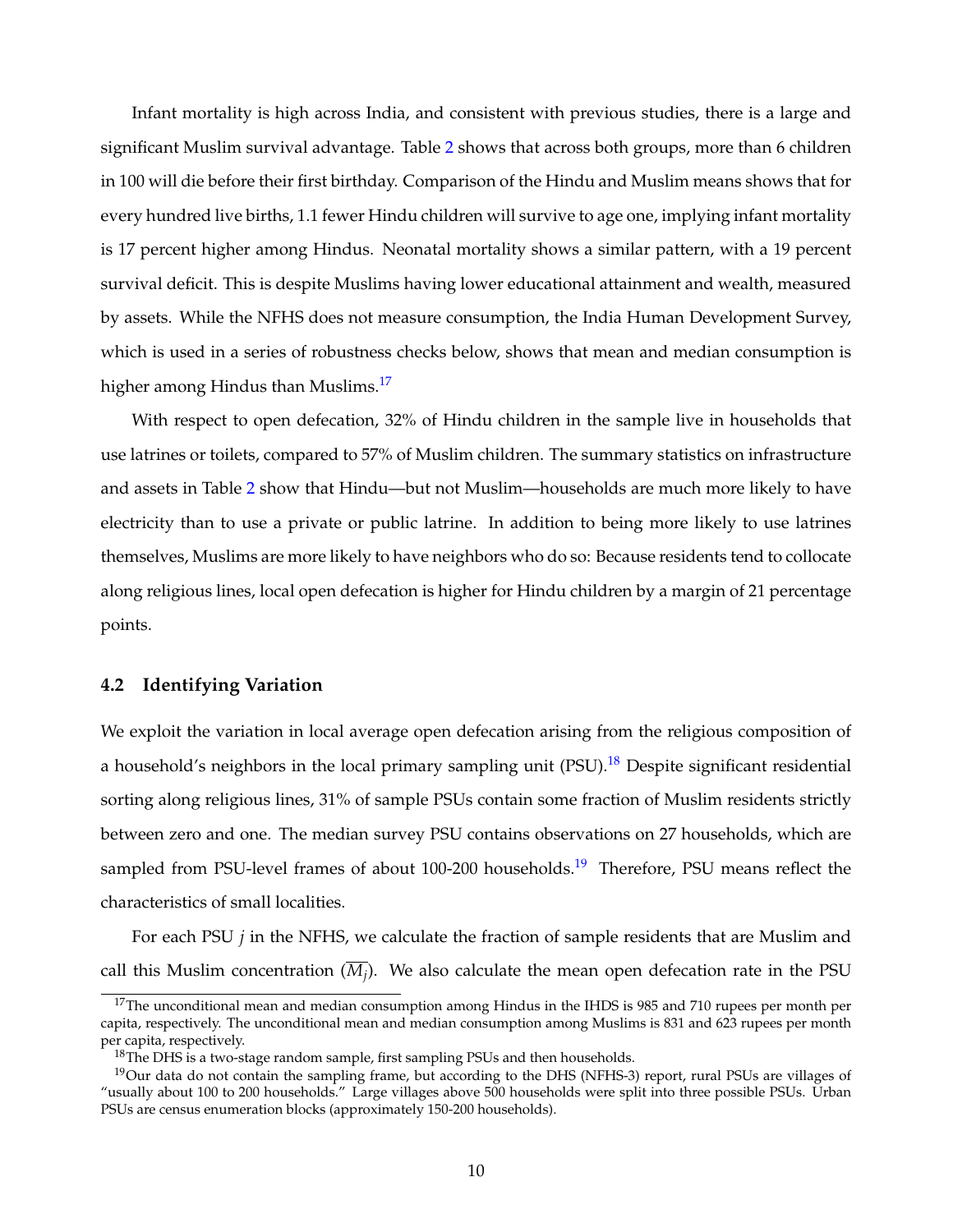Infant mortality is high across India, and consistent with previous studies, there is a large and significant Muslim survival advantage. Table 2 shows that across both groups, more than 6 children in 100 will die before their first birthday. Comparison of the Hindu and Muslim means shows that for every hundred live births, 1.1 fewer Hindu children will survive to age one, implying infant mortality is 17 percent higher among Hindus. Neonatal mortality shows a similar pattern, with a 19 percent survival deficit. This is despite Muslims having lower educational attainment and wealth, measured by assets. While the NFHS does not measure consumption, the India Human Development Survey, which is used in a series of robustness checks below, shows that mean and median consumption is higher among Hindus than Muslims.[17]

With respect to open defecation, 32% of Hindu children in the sample live in households that use latrines or toilets, compared to 57% of Muslim children. The summary statistics on infrastructure and assets in Table 2 show that Hindu—but not Muslim—households are much more likely to have electricity than to use a private or public latrine. In addition to being more likely to use latrines themselves, Muslims are more likely to have neighbors who do so: Because residents tend to collocate along religious lines, local open defecation is higher for Hindu children by a margin of 21 percentage points.

### 4.2 Identifying Variation

We exploit the variation in local average open defecation arising from the religious composition of a household's neighbors in the local primary sampling unit (PSU).[18] Despite significant residential sorting along religious lines, 31% of sample PSUs contain some fraction of Muslim residents strictly between zero and one. The median survey PSU contains observations on 27 households, which are sampled from PSU-level frames of about 100-200 households.[19] Therefore, PSU means reflect the characteristics of small localities.

For each PSU $j$ in the NFHS, we calculate the fraction of sample residents that are Muslim and call this Muslim concentration ($\overline{M_j}$). We also calculate the mean open defecation rate in the PSU

[17] The unconditional mean and median consumption among Hindus in the IHDS is 985 and 710 rupees per month per capita, respectively. The unconditional mean and median consumption among Muslims is 831 and 623 rupees per month per capita, respectively.

[18] The DHS is a two-stage random sample, first sampling PSUs and then households.

[19] Our data do not contain the sampling frame, but according to the DHS (NFHS-3) report, rural PSUs are villages of "usually about 100 to 200 households." Large villages above 500 households were split into three possible PSUs. Urban PSUs are census enumeration blocks (approximately 150-200 households).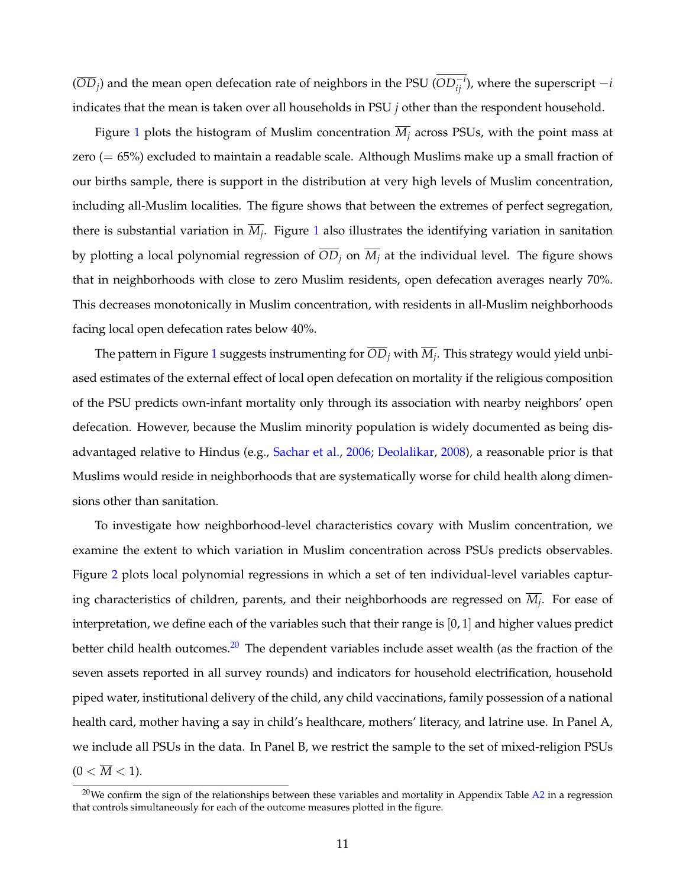($\overline{OD}_j$) and the mean open defecation rate of neighbors in the PSU ($\overline{OD}_{ij}^{-i}$), where the superscript $-i$ indicates that the mean is taken over all households in PSU $j$ other than the respondent household.

Figure 1 plots the histogram of Muslim concentration $\overline{M_j}$ across PSUs, with the point mass at zero (= 65%) excluded to maintain a readable scale. Although Muslims make up a small fraction of our births sample, there is support in the distribution at very high levels of Muslim concentration, including all-Muslim localities. The figure shows that between the extremes of perfect segregation, there is substantial variation in $\overline{M_j}$. Figure 1 also illustrates the identifying variation in sanitation by plotting a local polynomial regression of $\overline{OD}_j$ on $\overline{M_j}$ at the individual level. The figure shows that in neighborhoods with close to zero Muslim residents, open defecation averages nearly 70%. This decreases monotonically in Muslim concentration, with residents in all-Muslim neighborhoods facing local open defecation rates below 40%.

The pattern in Figure 1 suggests instrumenting for $\overline{OD}_j$ with $\overline{M_j}$. This strategy would yield unbiased estimates of the external effect of local open defecation on mortality if the religious composition of the PSU predicts own-infant mortality only through its association with nearby neighbors' open defecation. However, because the Muslim minority population is widely documented as being disadvantaged relative to Hindus (e.g., Sachar et al., 2006; Deolalikar, 2008), a reasonable prior is that Muslims would reside in neighborhoods that are systematically worse for child health along dimensions other than sanitation.

To investigate how neighborhood-level characteristics covary with Muslim concentration, we examine the extent to which variation in Muslim concentration across PSUs predicts observables. Figure 2 plots local polynomial regressions in which a set of ten individual-level variables capturing characteristics of children, parents, and their neighborhoods are regressed on $\overline{M_j}$. For ease of interpretation, we define each of the variables such that their range is $[0, 1]$ and higher values predict better child health outcomes.[20] The dependent variables include asset wealth (as the fraction of the seven assets reported in all survey rounds) and indicators for household electrification, household piped water, institutional delivery of the child, any child vaccinations, family possession of a national health card, mother having a say in child's healthcare, mothers' literacy, and latrine use. In Panel A, we include all PSUs in the data. In Panel B, we restrict the sample to the set of mixed-religion PSUs ($0 < \overline{M} < 1$).

[20] We confirm the sign of the relationships between these variables and mortality in Appendix Table A2 in a regression that controls simultaneously for each of the outcome measures plotted in the figure.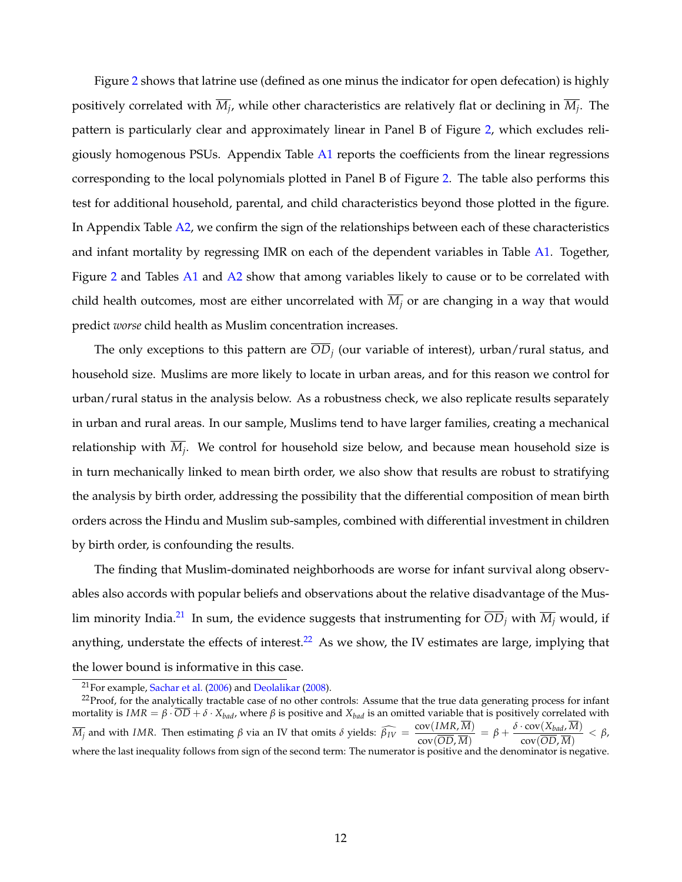Figure 2 shows that latrine use (defined as one minus the indicator for open defecation) is highly positively correlated with $\overline{M_j}$, while other characteristics are relatively flat or declining in $\overline{M_j}$. The pattern is particularly clear and approximately linear in Panel B of Figure 2, which excludes religiously homogenous PSUs. Appendix Table A1 reports the coefficients from the linear regressions corresponding to the local polynomials plotted in Panel B of Figure 2. The table also performs this test for additional household, parental, and child characteristics beyond those plotted in the figure. In Appendix Table A2, we confirm the sign of the relationships between each of these characteristics and infant mortality by regressing IMR on each of the dependent variables in Table A1. Together, Figure 2 and Tables A1 and A2 show that among variables likely to cause or to be correlated with child health outcomes, most are either uncorrelated with $\overline{M_j}$ or are changing in a way that would predict *worse* child health as Muslim concentration increases.

The only exceptions to this pattern are $\overline{OD}_j$ (our variable of interest), urban/rural status, and household size. Muslims are more likely to locate in urban areas, and for this reason we control for urban/rural status in the analysis below. As a robustness check, we also replicate results separately in urban and rural areas. In our sample, Muslims tend to have larger families, creating a mechanical relationship with $\overline{M_j}$. We control for household size below, and because mean household size is in turn mechanically linked to mean birth order, we also show that results are robust to stratifying the analysis by birth order, addressing the possibility that the differential composition of mean birth orders across the Hindu and Muslim sub-samples, combined with differential investment in children by birth order, is confounding the results.

The finding that Muslim-dominated neighborhoods are worse for infant survival along observables also accords with popular beliefs and observations about the relative disadvantage of the Muslim minority India.[21] In sum, the evidence suggests that instrumenting for $\overline{OD}_j$ with $\overline{M_j}$ would, if anything, understate the effects of interest.[22] As we show, the IV estimates are large, implying that the lower bound is informative in this case.

[21] For example, Sachar et al. (2006) and Deolalikar (2008).

[22] Proof, for the analytically tractable case of no other controls: Assume that the true data generating process for infant mortality is $IMR = \beta \cdot \overline{OD} + \delta \cdot X_{bad}$, where $\beta$ is positive and $X_{bad}$ is an omitted variable that is positively correlated with $\overline{M_j}$ and with $IMR$. Then estimating $\beta$ via an IV that omits $\delta$ yields: $\widehat{\beta_{IV}} = \dfrac{\text{cov}(IMR, \overline{M})}{\text{cov}(\overline{OD}, \overline{M})} = \beta + \dfrac{\delta \cdot \text{cov}(X_{bad}, \overline{M})}{\text{cov}(\overline{OD}, \overline{M})} < \beta$, where the last inequality follows from sign of the second term: The numerator is positive and the denominator is negative.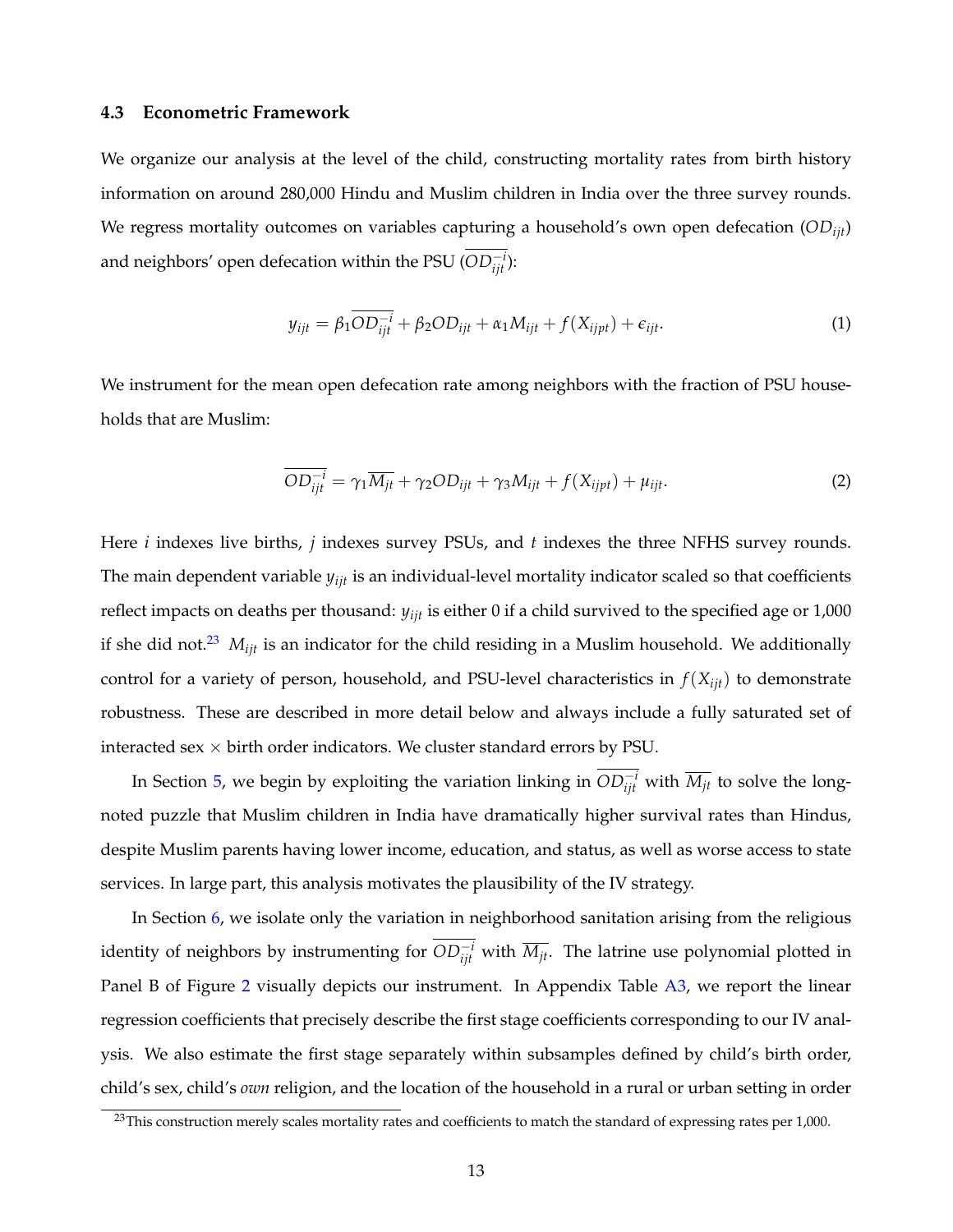### 4.3 Econometric Framework

We organize our analysis at the level of the child, constructing mortality rates from birth history information on around 280,000 Hindu and Muslim children in India over the three survey rounds. We regress mortality outcomes on variables capturing a household's own open defecation ($OD_{ijt}$) and neighbors' open defecation within the PSU ($\overline{OD_{ijt}^{-i}}$):

$$y_{ijt} = \beta_1 \overline{OD_{ijt}^{-i}} + \beta_2 OD_{ijt} + \alpha_1 M_{ijt} + f(X_{ijpt}) + \epsilon_{ijt}. \tag{1}$$

We instrument for the mean open defecation rate among neighbors with the fraction of PSU households that are Muslim:

$$\overline{OD_{ijt}^{-i}} = \gamma_1 \overline{M_{jt}} + \gamma_2 OD_{ijt} + \gamma_3 M_{ijt} + f(X_{ijpt}) + \mu_{ijt}. \tag{2}$$

Here $i$ indexes live births, $j$ indexes survey PSUs, and $t$ indexes the three NFHS survey rounds. The main dependent variable $y_{ijt}$ is an individual-level mortality indicator scaled so that coefficients reflect impacts on deaths per thousand: $y_{ijt}$ is either 0 if a child survived to the specified age or 1,000 if she did not.[23] $M_{ijt}$ is an indicator for the child residing in a Muslim household. We additionally control for a variety of person, household, and PSU-level characteristics in $f(X_{ijt})$ to demonstrate robustness. These are described in more detail below and always include a fully saturated set of interacted sex × birth order indicators. We cluster standard errors by PSU.

In Section 5, we begin by exploiting the variation linking in $\overline{OD_{ijt}^{-i}}$ with $\overline{M_{jt}}$ to solve the long-noted puzzle that Muslim children in India have dramatically higher survival rates than Hindus, despite Muslim parents having lower income, education, and status, as well as worse access to state services. In large part, this analysis motivates the plausibility of the IV strategy.

In Section 6, we isolate only the variation in neighborhood sanitation arising from the religious identity of neighbors by instrumenting for $\overline{OD_{ijt}^{-i}}$ with $\overline{M_{jt}}$. The latrine use polynomial plotted in Panel B of Figure 2 visually depicts our instrument. In Appendix Table A3, we report the linear regression coefficients that precisely describe the first stage coefficients corresponding to our IV analysis. We also estimate the first stage separately within subsamples defined by child's birth order, child's sex, child's *own* religion, and the location of the household in a rural or urban setting in order

[23] This construction merely scales mortality rates and coefficients to match the standard of expressing rates per 1,000.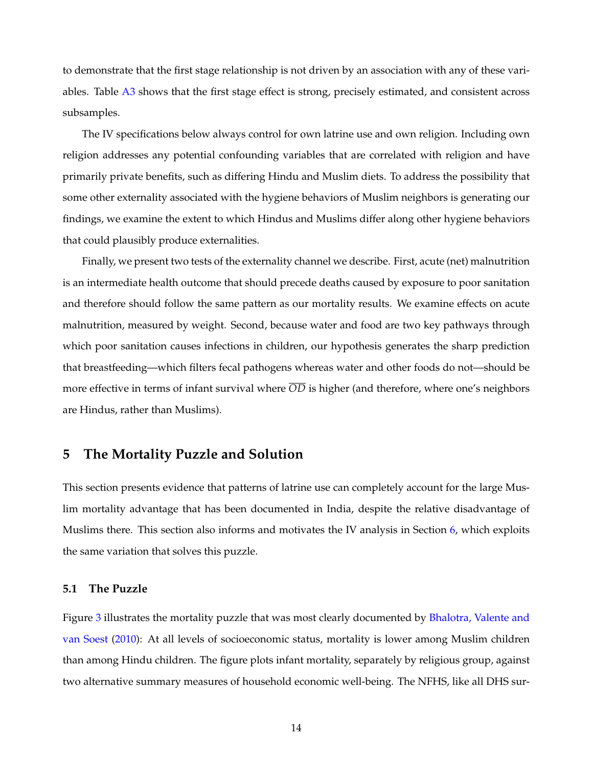to demonstrate that the first stage relationship is not driven by an association with any of these variables. Table A3 shows that the first stage effect is strong, precisely estimated, and consistent across subsamples.

The IV specifications below always control for own latrine use and own religion. Including own religion addresses any potential confounding variables that are correlated with religion and have primarily private benefits, such as differing Hindu and Muslim diets. To address the possibility that some other externality associated with the hygiene behaviors of Muslim neighbors is generating our findings, we examine the extent to which Hindus and Muslims differ along other hygiene behaviors that could plausibly produce externalities.

Finally, we present two tests of the externality channel we describe. First, acute (net) malnutrition is an intermediate health outcome that should precede deaths caused by exposure to poor sanitation and therefore should follow the same pattern as our mortality results. We examine effects on acute malnutrition, measured by weight. Second, because water and food are two key pathways through which poor sanitation causes infections in children, our hypothesis generates the sharp prediction that breastfeeding—which filters fecal pathogens whereas water and other foods do not—should be more effective in terms of infant survival where $\overline{OD}$ is higher (and therefore, where one's neighbors are Hindus, rather than Muslims).

## 5 The Mortality Puzzle and Solution

This section presents evidence that patterns of latrine use can completely account for the large Muslim mortality advantage that has been documented in India, despite the relative disadvantage of Muslims there. This section also informs and motivates the IV analysis in Section 6, which exploits the same variation that solves this puzzle.

### 5.1 The Puzzle

Figure 3 illustrates the mortality puzzle that was most clearly documented by Bhalotra, Valente and van Soest (2010): At all levels of socioeconomic status, mortality is lower among Muslim children than among Hindu children. The figure plots infant mortality, separately by religious group, against two alternative summary measures of household economic well-being. The NFHS, like all DHS sur-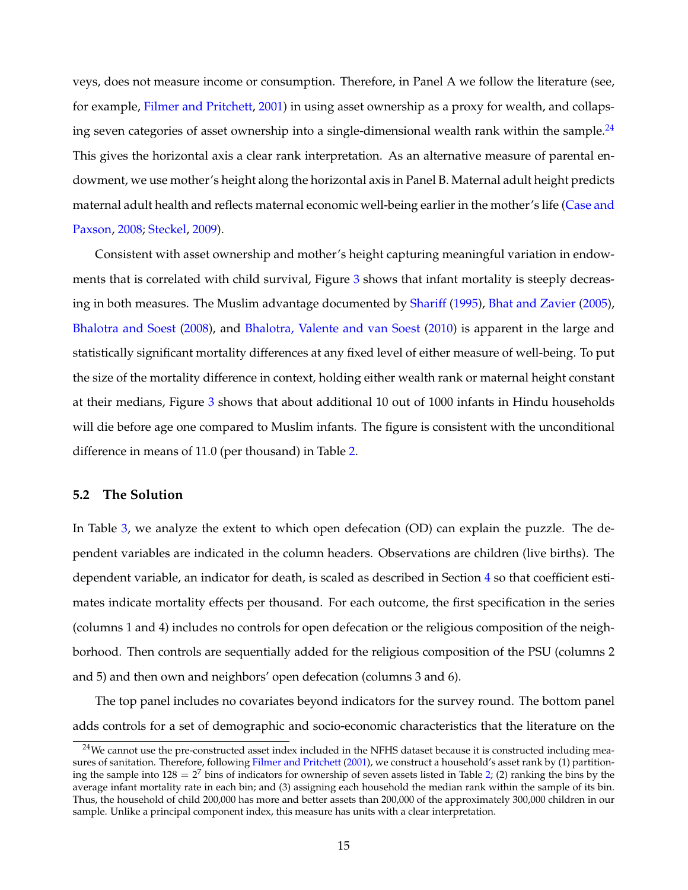veys, does not measure income or consumption. Therefore, in Panel A we follow the literature (see, for example, Filmer and Pritchett, 2001) in using asset ownership as a proxy for wealth, and collapsing seven categories of asset ownership into a single-dimensional wealth rank within the sample.[24] This gives the horizontal axis a clear rank interpretation. As an alternative measure of parental endowment, we use mother's height along the horizontal axis in Panel B. Maternal adult height predicts maternal adult health and reflects maternal economic well-being earlier in the mother's life (Case and Paxson, 2008; Steckel, 2009).

Consistent with asset ownership and mother's height capturing meaningful variation in endowments that is correlated with child survival, Figure 3 shows that infant mortality is steeply decreasing in both measures. The Muslim advantage documented by Shariff (1995), Bhat and Zavier (2005), Bhalotra and Soest (2008), and Bhalotra, Valente and van Soest (2010) is apparent in the large and statistically significant mortality differences at any fixed level of either measure of well-being. To put the size of the mortality difference in context, holding either wealth rank or maternal height constant at their medians, Figure 3 shows that about additional 10 out of 1000 infants in Hindu households will die before age one compared to Muslim infants. The figure is consistent with the unconditional difference in means of 11.0 (per thousand) in Table 2.

### 5.2 The Solution

In Table 3, we analyze the extent to which open defecation (OD) can explain the puzzle. The dependent variables are indicated in the column headers. Observations are children (live births). The dependent variable, an indicator for death, is scaled as described in Section 4 so that coefficient estimates indicate mortality effects per thousand. For each outcome, the first specification in the series (columns 1 and 4) includes no controls for open defecation or the religious composition of the neighborhood. Then controls are sequentially added for the religious composition of the PSU (columns 2 and 5) and then own and neighbors' open defecation (columns 3 and 6).

The top panel includes no covariates beyond indicators for the survey round. The bottom panel adds controls for a set of demographic and socio-economic characteristics that the literature on the

[24] We cannot use the pre-constructed asset index included in the NFHS dataset because it is constructed including measures of sanitation. Therefore, following Filmer and Pritchett (2001), we construct a household's asset rank by (1) partitioning the sample into $128 = 2^7$ bins of indicators for ownership of seven assets listed in Table 2; (2) ranking the bins by the average infant mortality rate in each bin; and (3) assigning each household the median rank within the sample of its bin. Thus, the household of child 200,000 has more and better assets than 200,000 of the approximately 300,000 children in our sample. Unlike a principal component index, this measure has units with a clear interpretation.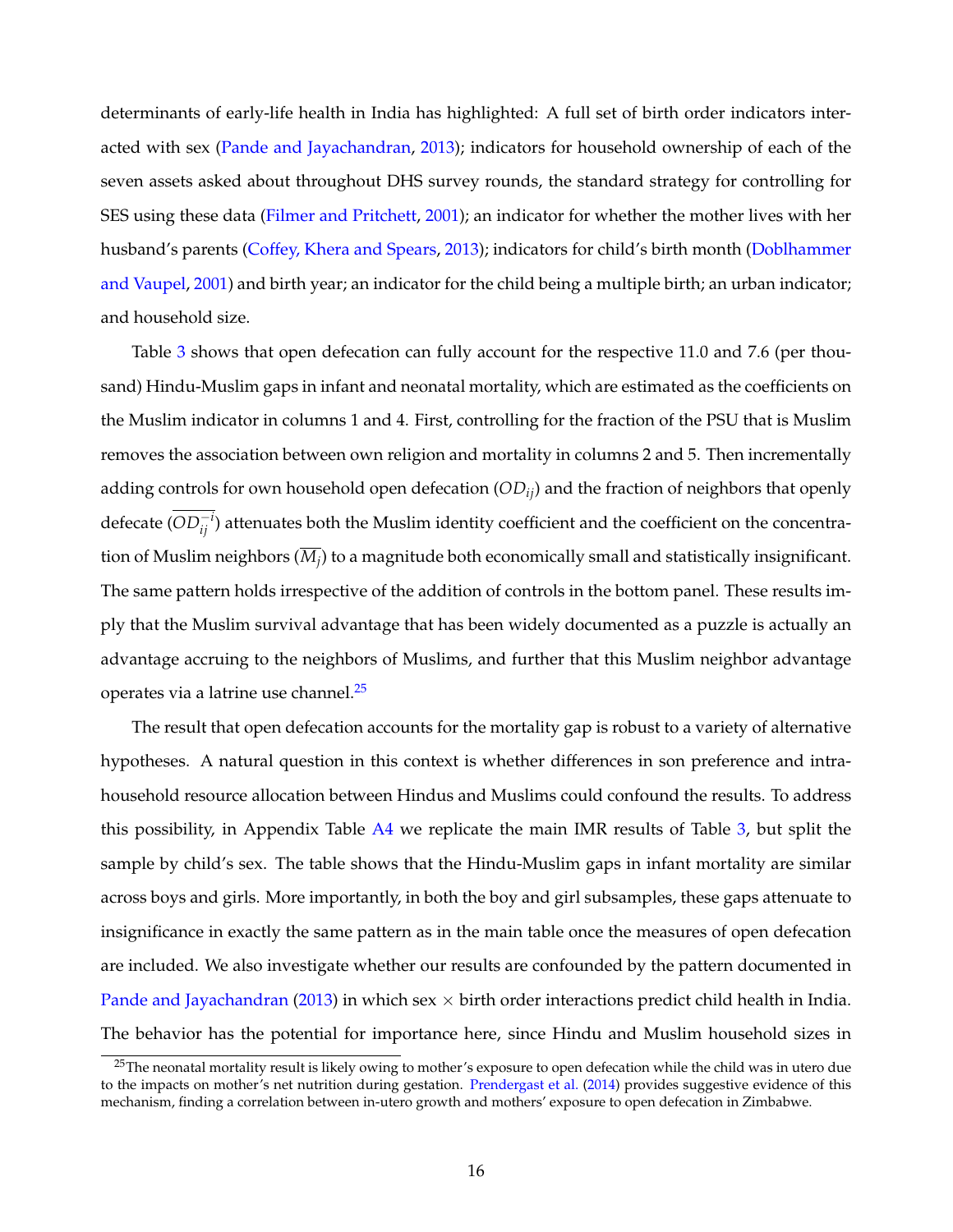determinants of early-life health in India has highlighted: A full set of birth order indicators interacted with sex (Pande and Jayachandran, 2013); indicators for household ownership of each of the seven assets asked about throughout DHS survey rounds, the standard strategy for controlling for SES using these data (Filmer and Pritchett, 2001); an indicator for whether the mother lives with her husband's parents (Coffey, Khera and Spears, 2013); indicators for child's birth month (Doblhammer and Vaupel, 2001) and birth year; an indicator for the child being a multiple birth; an urban indicator; and household size.

Table 3 shows that open defecation can fully account for the respective 11.0 and 7.6 (per thousand) Hindu-Muslim gaps in infant and neonatal mortality, which are estimated as the coefficients on the Muslim indicator in columns 1 and 4. First, controlling for the fraction of the PSU that is Muslim removes the association between own religion and mortality in columns 2 and 5. Then incrementally adding controls for own household open defecation ($OD_{ij}$) and the fraction of neighbors that openly defecate ($\overline{OD_{ij}^{-i}}$) attenuates both the Muslim identity coefficient and the coefficient on the concentration of Muslim neighbors ($\overline{M_j}$) to a magnitude both economically small and statistically insignificant. The same pattern holds irrespective of the addition of controls in the bottom panel. These results imply that the Muslim survival advantage that has been widely documented as a puzzle is actually an advantage accruing to the neighbors of Muslims, and further that this Muslim neighbor advantage operates via a latrine use channel.[25]

The result that open defecation accounts for the mortality gap is robust to a variety of alternative hypotheses. A natural question in this context is whether differences in son preference and intra-household resource allocation between Hindus and Muslims could confound the results. To address this possibility, in Appendix Table A4 we replicate the main IMR results of Table 3, but split the sample by child's sex. The table shows that the Hindu-Muslim gaps in infant mortality are similar across boys and girls. More importantly, in both the boy and girl subsamples, these gaps attenuate to insignificance in exactly the same pattern as in the main table once the measures of open defecation are included. We also investigate whether our results are confounded by the pattern documented in Pande and Jayachandran (2013) in which sex × birth order interactions predict child health in India. The behavior has the potential for importance here, since Hindu and Muslim household sizes in

[25]The neonatal mortality result is likely owing to mother's exposure to open defecation while the child was in utero due to the impacts on mother's net nutrition during gestation. Prendergast et al. (2014) provides suggestive evidence of this mechanism, finding a correlation between in-utero growth and mothers' exposure to open defecation in Zimbabwe.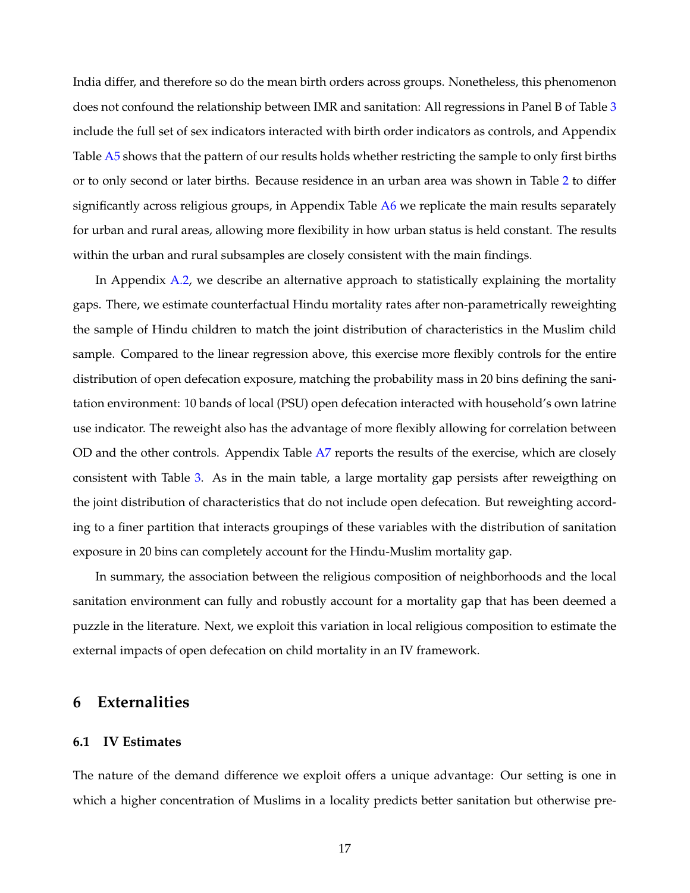India differ, and therefore so do the mean birth orders across groups. Nonetheless, this phenomenon does not confound the relationship between IMR and sanitation: All regressions in Panel B of Table 3 include the full set of sex indicators interacted with birth order indicators as controls, and Appendix Table A5 shows that the pattern of our results holds whether restricting the sample to only first births or to only second or later births. Because residence in an urban area was shown in Table 2 to differ significantly across religious groups, in Appendix Table A6 we replicate the main results separately for urban and rural areas, allowing more flexibility in how urban status is held constant. The results within the urban and rural subsamples are closely consistent with the main findings.

In Appendix A.2, we describe an alternative approach to statistically explaining the mortality gaps. There, we estimate counterfactual Hindu mortality rates after non-parametrically reweighting the sample of Hindu children to match the joint distribution of characteristics in the Muslim child sample. Compared to the linear regression above, this exercise more flexibly controls for the entire distribution of open defecation exposure, matching the probability mass in 20 bins defining the sanitation environment: 10 bands of local (PSU) open defecation interacted with household's own latrine use indicator. The reweight also has the advantage of more flexibly allowing for correlation between OD and the other controls. Appendix Table A7 reports the results of the exercise, which are closely consistent with Table 3. As in the main table, a large mortality gap persists after reweigthing on the joint distribution of characteristics that do not include open defecation. But reweighting according to a finer partition that interacts groupings of these variables with the distribution of sanitation exposure in 20 bins can completely account for the Hindu-Muslim mortality gap.

In summary, the association between the religious composition of neighborhoods and the local sanitation environment can fully and robustly account for a mortality gap that has been deemed a puzzle in the literature. Next, we exploit this variation in local religious composition to estimate the external impacts of open defecation on child mortality in an IV framework.

## 6 Externalities

### 6.1 IV Estimates

The nature of the demand difference we exploit offers a unique advantage: Our setting is one in which a higher concentration of Muslims in a locality predicts better sanitation but otherwise pre-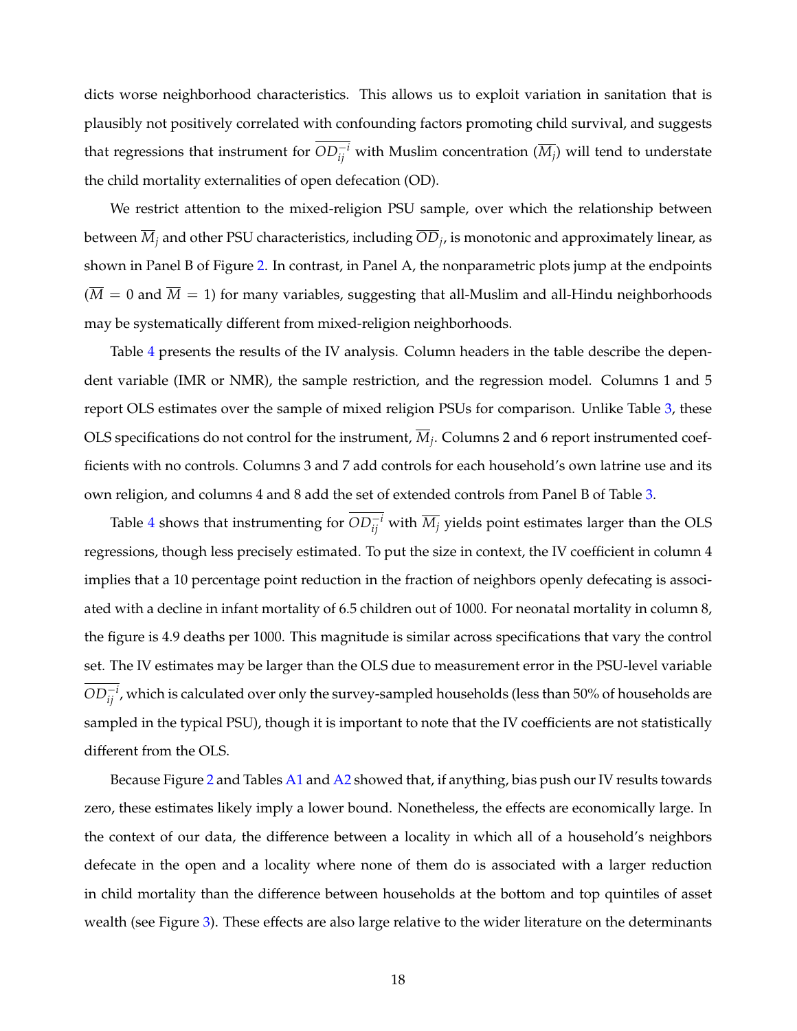dicts worse neighborhood characteristics. This allows us to exploit variation in sanitation that is plausibly not positively correlated with confounding factors promoting child survival, and suggests that regressions that instrument for $\overline{OD}_{ij}^{-i}$ with Muslim concentration ($\overline{M}_j$) will tend to understate the child mortality externalities of open defecation (OD).

We restrict attention to the mixed-religion PSU sample, over which the relationship between between $\overline{M}_j$ and other PSU characteristics, including $\overline{OD}_j$, is monotonic and approximately linear, as shown in Panel B of Figure 2. In contrast, in Panel A, the nonparametric plots jump at the endpoints ($\overline{M} = 0$ and $\overline{M} = 1$) for many variables, suggesting that all-Muslim and all-Hindu neighborhoods may be systematically different from mixed-religion neighborhoods.

Table 4 presents the results of the IV analysis. Column headers in the table describe the dependent variable (IMR or NMR), the sample restriction, and the regression model. Columns 1 and 5 report OLS estimates over the sample of mixed religion PSUs for comparison. Unlike Table 3, these OLS specifications do not control for the instrument, $\overline{M}_j$. Columns 2 and 6 report instrumented coefficients with no controls. Columns 3 and 7 add controls for each household's own latrine use and its own religion, and columns 4 and 8 add the set of extended controls from Panel B of Table 3.

Table 4 shows that instrumenting for $\overline{OD}_{ij}^{-i}$ with $\overline{M}_j$ yields point estimates larger than the OLS regressions, though less precisely estimated. To put the size in context, the IV coefficient in column 4 implies that a 10 percentage point reduction in the fraction of neighbors openly defecating is associated with a decline in infant mortality of 6.5 children out of 1000. For neonatal mortality in column 8, the figure is 4.9 deaths per 1000. This magnitude is similar across specifications that vary the control set. The IV estimates may be larger than the OLS due to measurement error in the PSU-level variable $\overline{OD}_{ij}^{-i}$, which is calculated over only the survey-sampled households (less than 50% of households are sampled in the typical PSU), though it is important to note that the IV coefficients are not statistically different from the OLS.

Because Figure 2 and Tables A1 and A2 showed that, if anything, bias push our IV results towards zero, these estimates likely imply a lower bound. Nonetheless, the effects are economically large. In the context of our data, the difference between a locality in which all of a household's neighbors defecate in the open and a locality where none of them do is associated with a larger reduction in child mortality than the difference between households at the bottom and top quintiles of asset wealth (see Figure 3). These effects are also large relative to the wider literature on the determinants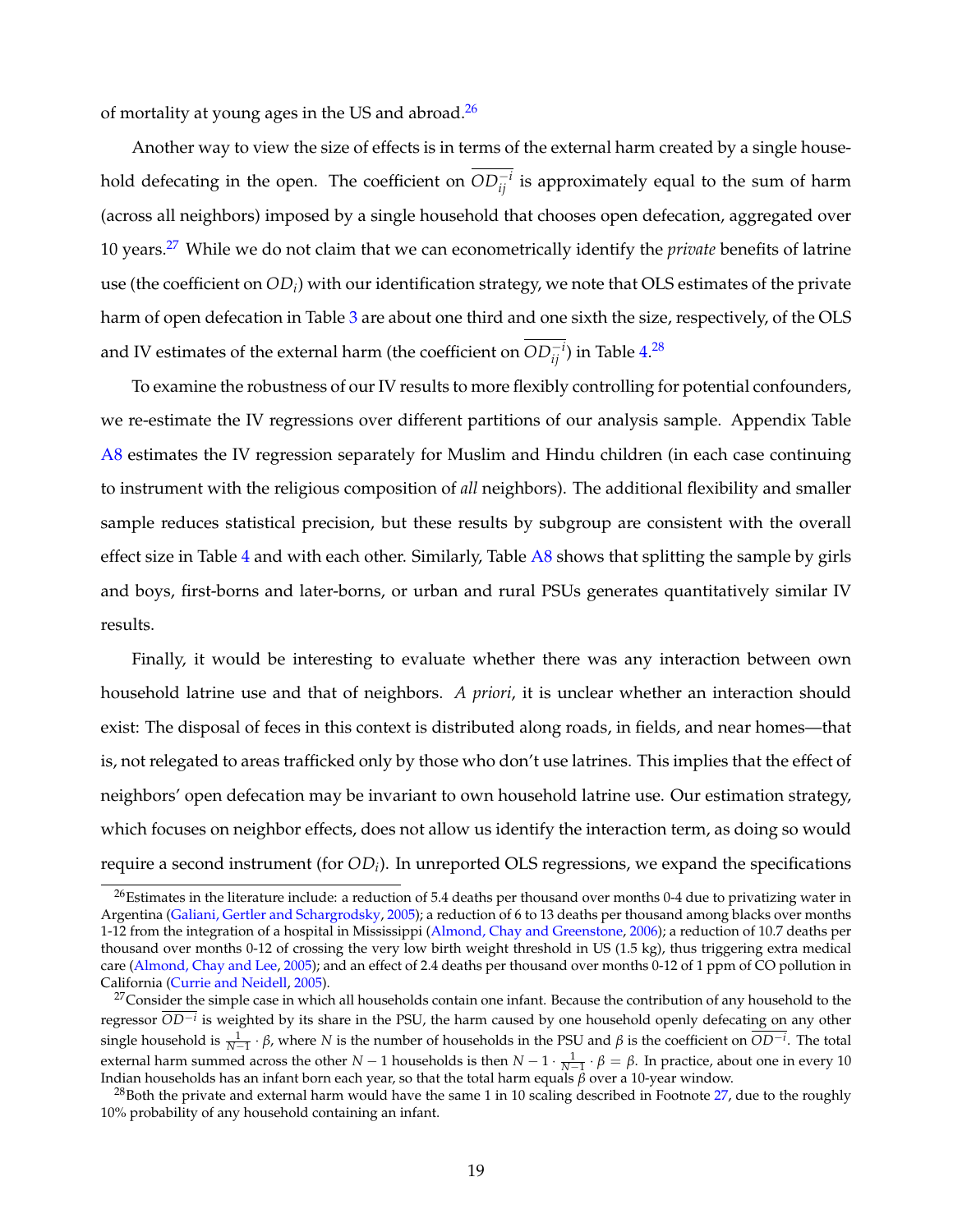of mortality at young ages in the US and abroad.[26]

Another way to view the size of effects is in terms of the external harm created by a single household defecating in the open. The coefficient on $\overline{OD}_{ij}^{-i}$ is approximately equal to the sum of harm (across all neighbors) imposed by a single household that chooses open defecation, aggregated over 10 years.[27] While we do not claim that we can econometrically identify the *private* benefits of latrine use (the coefficient on $OD_i$) with our identification strategy, we note that OLS estimates of the private harm of open defecation in Table 3 are about one third and one sixth the size, respectively, of the OLS and IV estimates of the external harm (the coefficient on $\overline{OD}_{ij}^{-i}$) in Table 4.[28]

To examine the robustness of our IV results to more flexibly controlling for potential confounders, we re-estimate the IV regressions over different partitions of our analysis sample. Appendix Table A8 estimates the IV regression separately for Muslim and Hindu children (in each case continuing to instrument with the religious composition of *all* neighbors). The additional flexibility and smaller sample reduces statistical precision, but these results by subgroup are consistent with the overall effect size in Table 4 and with each other. Similarly, Table A8 shows that splitting the sample by girls and boys, first-borns and later-borns, or urban and rural PSUs generates quantitatively similar IV results.

Finally, it would be interesting to evaluate whether there was any interaction between own household latrine use and that of neighbors. *A priori*, it is unclear whether an interaction should exist: The disposal of feces in this context is distributed along roads, in fields, and near homes—that is, not relegated to areas trafficked only by those who don't use latrines. This implies that the effect of neighbors' open defecation may be invariant to own household latrine use. Our estimation strategy, which focuses on neighbor effects, does not allow us identify the interaction term, as doing so would require a second instrument (for $OD_i$). In unreported OLS regressions, we expand the specifications

[26] Estimates in the literature include: a reduction of 5.4 deaths per thousand over months 0-4 due to privatizing water in Argentina (Galiani, Gertler and Schargrodsky, 2005); a reduction of 6 to 13 deaths per thousand among blacks over months 1-12 from the integration of a hospital in Mississippi (Almond, Chay and Greenstone, 2006); a reduction of 10.7 deaths per thousand over months 0-12 of crossing the very low birth weight threshold in US (1.5 kg), thus triggering extra medical care (Almond, Chay and Lee, 2005); and an effect of 2.4 deaths per thousand over months 0-12 of 1 ppm of CO pollution in California (Currie and Neidell, 2005).

[27] Consider the simple case in which all households contain one infant. Because the contribution of any household to the regressor $\overline{OD}^{-i}$ is weighted by its share in the PSU, the harm caused by one household openly defecating on any other single household is $\frac{1}{N-1} \cdot \beta$, where $N$ is the number of households in the PSU and $\beta$ is the coefficient on $\overline{OD}^{-i}$. The total external harm summed across the other $N-1$ households is then $N - 1 \cdot \frac{1}{N-1} \cdot \beta = \beta$. In practice, about one in every 10 Indian households has an infant born each year, so that the total harm equals $\beta$ over a 10-year window.

[28] Both the private and external harm would have the same 1 in 10 scaling described in Footnote 27, due to the roughly 10% probability of any household containing an infant.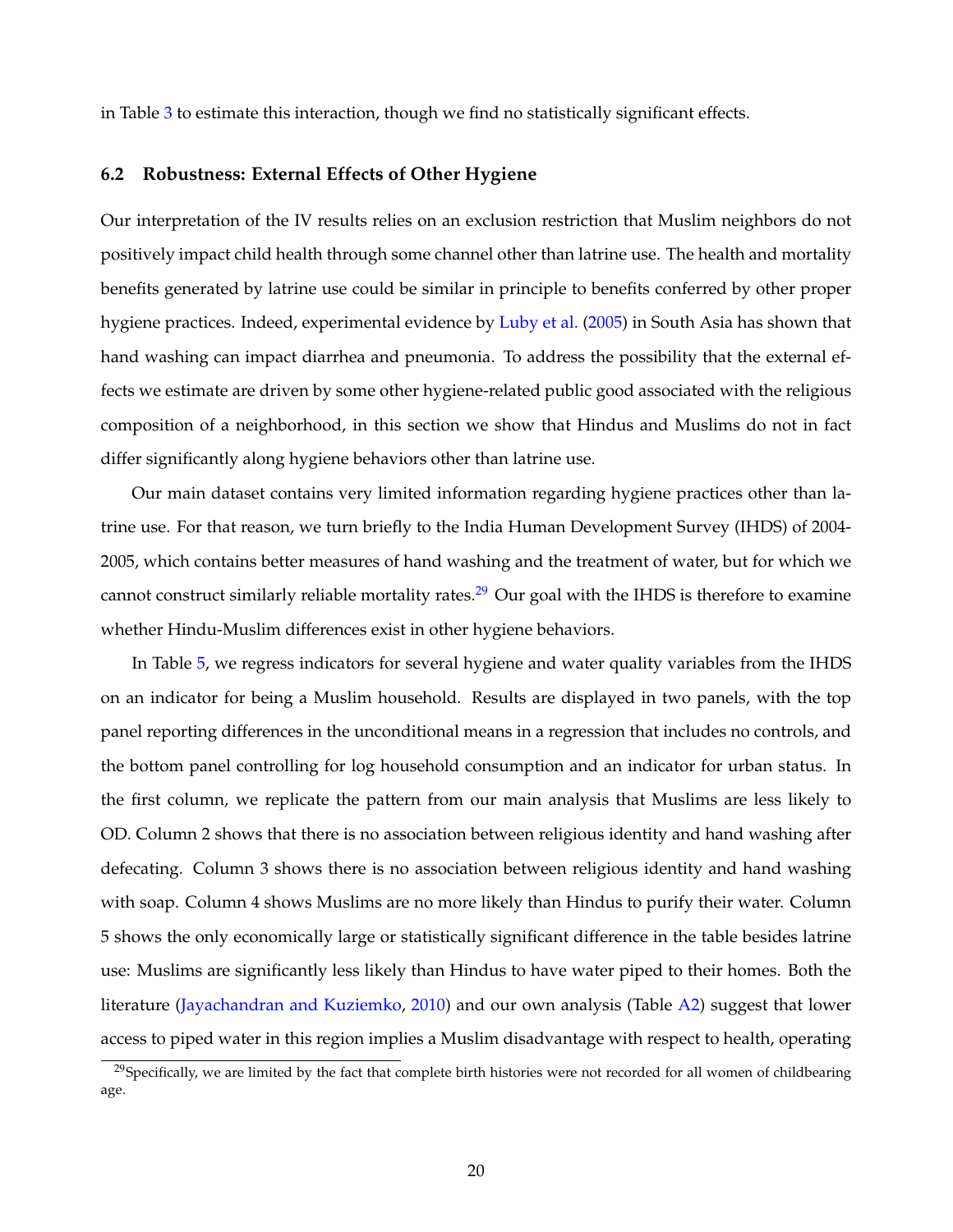in Table 3 to estimate this interaction, though we find no statistically significant effects.

### 6.2 Robustness: External Effects of Other Hygiene

Our interpretation of the IV results relies on an exclusion restriction that Muslim neighbors do not positively impact child health through some channel other than latrine use. The health and mortality benefits generated by latrine use could be similar in principle to benefits conferred by other proper hygiene practices. Indeed, experimental evidence by Luby et al. (2005) in South Asia has shown that hand washing can impact diarrhea and pneumonia. To address the possibility that the external effects we estimate are driven by some other hygiene-related public good associated with the religious composition of a neighborhood, in this section we show that Hindus and Muslims do not in fact differ significantly along hygiene behaviors other than latrine use.

Our main dataset contains very limited information regarding hygiene practices other than latrine use. For that reason, we turn briefly to the India Human Development Survey (IHDS) of 2004-2005, which contains better measures of hand washing and the treatment of water, but for which we cannot construct similarly reliable mortality rates.[29] Our goal with the IHDS is therefore to examine whether Hindu-Muslim differences exist in other hygiene behaviors.

In Table 5, we regress indicators for several hygiene and water quality variables from the IHDS on an indicator for being a Muslim household. Results are displayed in two panels, with the top panel reporting differences in the unconditional means in a regression that includes no controls, and the bottom panel controlling for log household consumption and an indicator for urban status. In the first column, we replicate the pattern from our main analysis that Muslims are less likely to OD. Column 2 shows that there is no association between religious identity and hand washing after defecating. Column 3 shows there is no association between religious identity and hand washing with soap. Column 4 shows Muslims are no more likely than Hindus to purify their water. Column 5 shows the only economically large or statistically significant difference in the table besides latrine use: Muslims are significantly less likely than Hindus to have water piped to their homes. Both the literature (Jayachandran and Kuziemko, 2010) and our own analysis (Table A2) suggest that lower access to piped water in this region implies a Muslim disadvantage with respect to health, operating

[29] Specifically, we are limited by the fact that complete birth histories were not recorded for all women of childbearing age.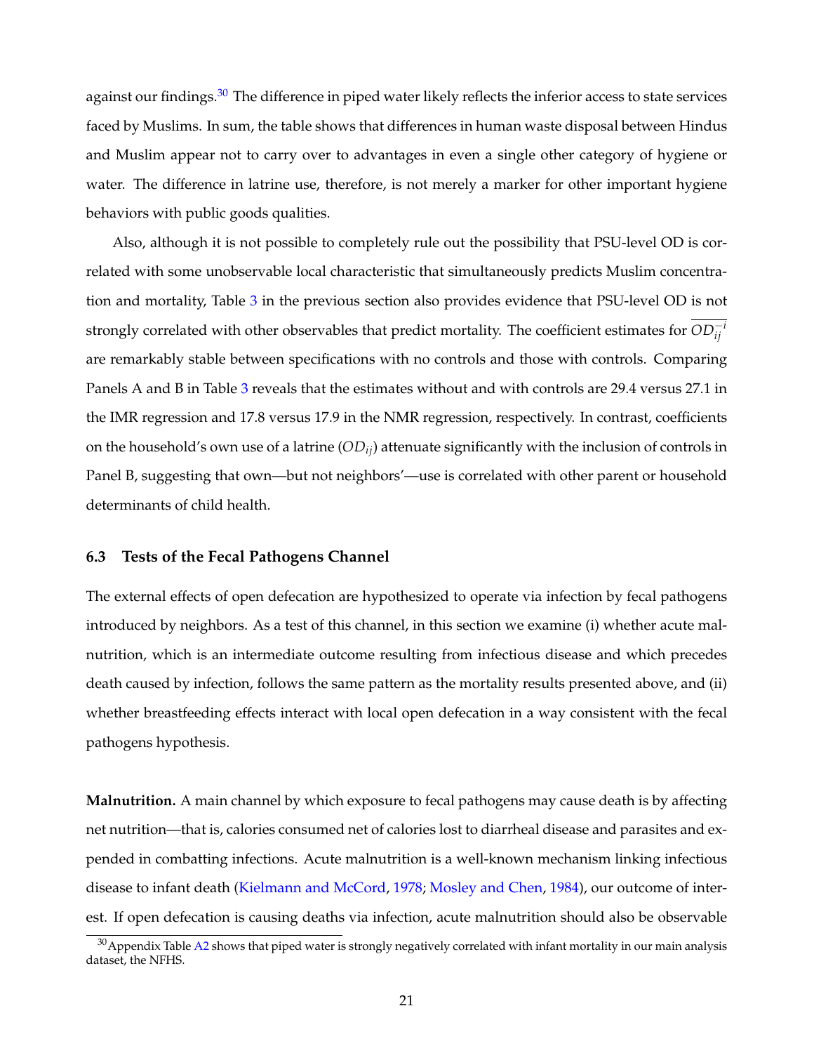against our findings.[30] The difference in piped water likely reflects the inferior access to state services faced by Muslims. In sum, the table shows that differences in human waste disposal between Hindus and Muslim appear not to carry over to advantages in even a single other category of hygiene or water. The difference in latrine use, therefore, is not merely a marker for other important hygiene behaviors with public goods qualities.

Also, although it is not possible to completely rule out the possibility that PSU-level OD is correlated with some unobservable local characteristic that simultaneously predicts Muslim concentration and mortality, Table 3 in the previous section also provides evidence that PSU-level OD is not strongly correlated with other observables that predict mortality. The coefficient estimates for $\overline{OD_{ij}^{-i}}$ are remarkably stable between specifications with no controls and those with controls. Comparing Panels A and B in Table 3 reveals that the estimates without and with controls are 29.4 versus 27.1 in the IMR regression and 17.8 versus 17.9 in the NMR regression, respectively. In contrast, coefficients on the household's own use of a latrine ($OD_{ij}$) attenuate significantly with the inclusion of controls in Panel B, suggesting that own—but not neighbors'—use is correlated with other parent or household determinants of child health.

### 6.3 Tests of the Fecal Pathogens Channel

The external effects of open defecation are hypothesized to operate via infection by fecal pathogens introduced by neighbors. As a test of this channel, in this section we examine (i) whether acute malnutrition, which is an intermediate outcome resulting from infectious disease and which precedes death caused by infection, follows the same pattern as the mortality results presented above, and (ii) whether breastfeeding effects interact with local open defecation in a way consistent with the fecal pathogens hypothesis.

**Malnutrition.** A main channel by which exposure to fecal pathogens may cause death is by affecting net nutrition—that is, calories consumed net of calories lost to diarrheal disease and parasites and expended in combatting infections. Acute malnutrition is a well-known mechanism linking infectious disease to infant death (Kielmann and McCord, 1978; Mosley and Chen, 1984), our outcome of interest. If open defecation is causing deaths via infection, acute malnutrition should also be observable

[30] Appendix Table A2 shows that piped water is strongly negatively correlated with infant mortality in our main analysis dataset, the NFHS.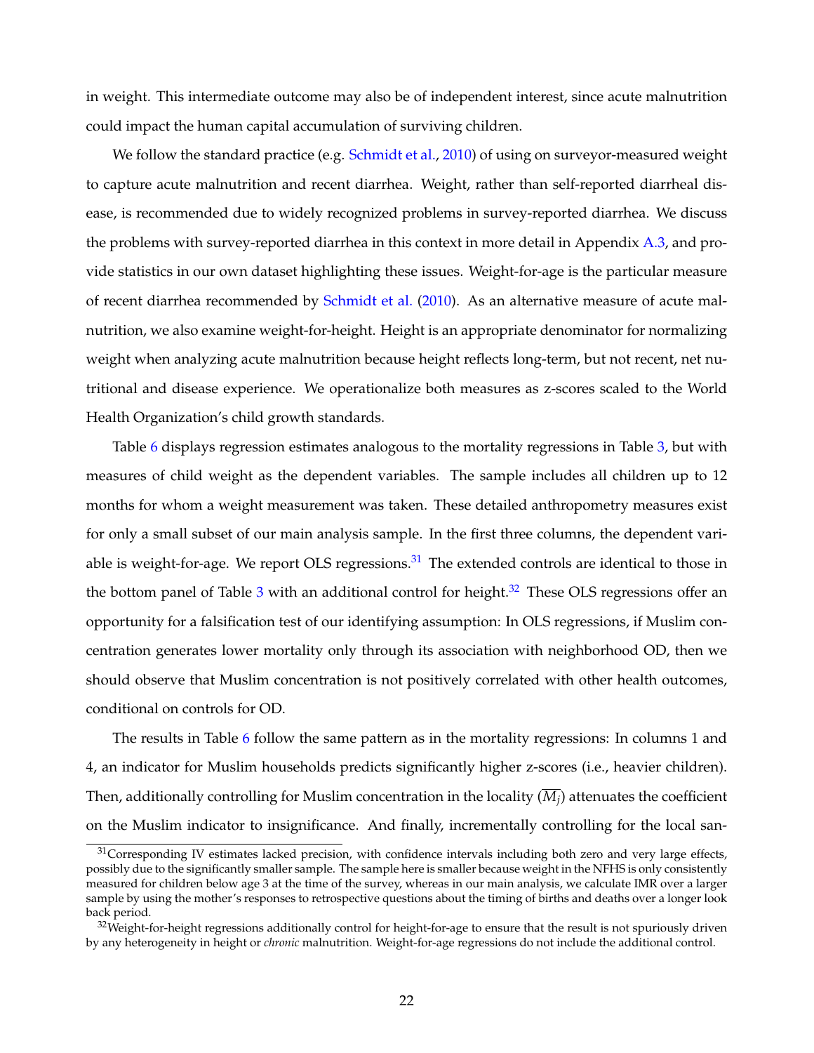in weight. This intermediate outcome may also be of independent interest, since acute malnutrition could impact the human capital accumulation of surviving children.

We follow the standard practice (e.g. Schmidt et al., 2010) of using on surveyor-measured weight to capture acute malnutrition and recent diarrhea. Weight, rather than self-reported diarrheal disease, is recommended due to widely recognized problems in survey-reported diarrhea. We discuss the problems with survey-reported diarrhea in this context in more detail in Appendix A.3, and provide statistics in our own dataset highlighting these issues. Weight-for-age is the particular measure of recent diarrhea recommended by Schmidt et al. (2010). As an alternative measure of acute malnutrition, we also examine weight-for-height. Height is an appropriate denominator for normalizing weight when analyzing acute malnutrition because height reflects long-term, but not recent, net nutritional and disease experience. We operationalize both measures as z-scores scaled to the World Health Organization's child growth standards.

Table 6 displays regression estimates analogous to the mortality regressions in Table 3, but with measures of child weight as the dependent variables. The sample includes all children up to 12 months for whom a weight measurement was taken. These detailed anthropometry measures exist for only a small subset of our main analysis sample. In the first three columns, the dependent variable is weight-for-age. We report OLS regressions.[31] The extended controls are identical to those in the bottom panel of Table 3 with an additional control for height.[32] These OLS regressions offer an opportunity for a falsification test of our identifying assumption: In OLS regressions, if Muslim concentration generates lower mortality only through its association with neighborhood OD, then we should observe that Muslim concentration is not positively correlated with other health outcomes, conditional on controls for OD.

The results in Table 6 follow the same pattern as in the mortality regressions: In columns 1 and 4, an indicator for Muslim households predicts significantly higher z-scores (i.e., heavier children). Then, additionally controlling for Muslim concentration in the locality ($\overline{M_j}$) attenuates the coefficient on the Muslim indicator to insignificance. And finally, incrementally controlling for the local san-

[31] Corresponding IV estimates lacked precision, with confidence intervals including both zero and very large effects, possibly due to the significantly smaller sample. The sample here is smaller because weight in the NFHS is only consistently measured for children below age 3 at the time of the survey, whereas in our main analysis, we calculate IMR over a larger sample by using the mother's responses to retrospective questions about the timing of births and deaths over a longer look back period.

[32] Weight-for-height regressions additionally control for height-for-age to ensure that the result is not spuriously driven by any heterogeneity in height or *chronic* malnutrition. Weight-for-age regressions do not include the additional control.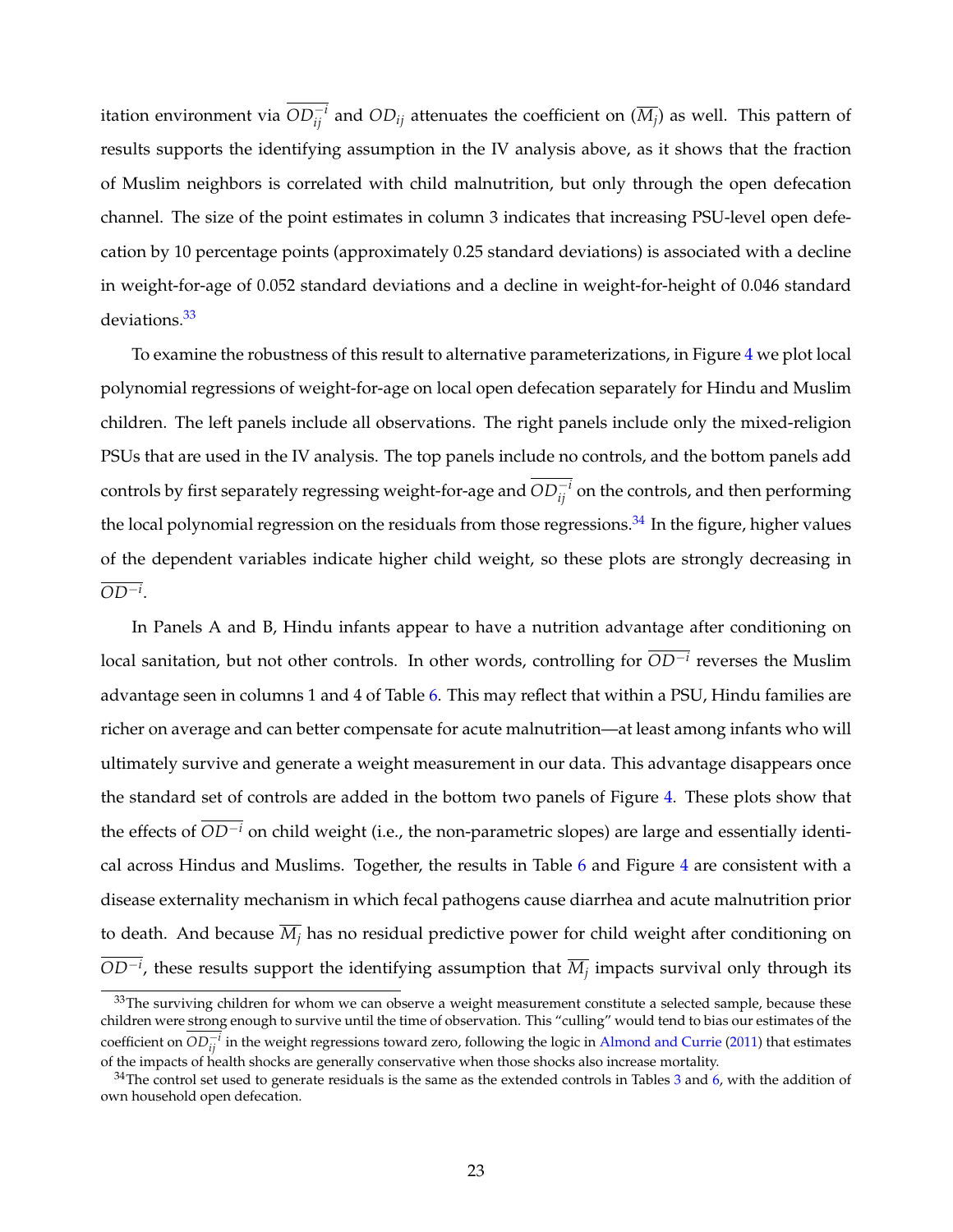itation environment via $\overline{OD}_{ij}^{-i}$ and $OD_{ij}$ attenuates the coefficient on ($\overline{M}_j$) as well. This pattern of results supports the identifying assumption in the IV analysis above, as it shows that the fraction of Muslim neighbors is correlated with child malnutrition, but only through the open defecation channel. The size of the point estimates in column 3 indicates that increasing PSU-level open defecation by 10 percentage points (approximately 0.25 standard deviations) is associated with a decline in weight-for-age of 0.052 standard deviations and a decline in weight-for-height of 0.046 standard deviations.[33]

To examine the robustness of this result to alternative parameterizations, in Figure 4 we plot local polynomial regressions of weight-for-age on local open defecation separately for Hindu and Muslim children. The left panels include all observations. The right panels include only the mixed-religion PSUs that are used in the IV analysis. The top panels include no controls, and the bottom panels add controls by first separately regressing weight-for-age and $\overline{OD}_{ij}^{-i}$ on the controls, and then performing the local polynomial regression on the residuals from those regressions.[34] In the figure, higher values of the dependent variables indicate higher child weight, so these plots are strongly decreasing in $\overline{OD}^{-i}$.

In Panels A and B, Hindu infants appear to have a nutrition advantage after conditioning on local sanitation, but not other controls. In other words, controlling for $\overline{OD}^{-i}$ reverses the Muslim advantage seen in columns 1 and 4 of Table 6. This may reflect that within a PSU, Hindu families are richer on average and can better compensate for acute malnutrition—at least among infants who will ultimately survive and generate a weight measurement in our data. This advantage disappears once the standard set of controls are added in the bottom two panels of Figure 4. These plots show that the effects of $\overline{OD}^{-i}$ on child weight (i.e., the non-parametric slopes) are large and essentially identical across Hindus and Muslims. Together, the results in Table 6 and Figure 4 are consistent with a disease externality mechanism in which fecal pathogens cause diarrhea and acute malnutrition prior to death. And because $\overline{M}_j$ has no residual predictive power for child weight after conditioning on $\overline{OD}^{-i}$, these results support the identifying assumption that $\overline{M}_j$ impacts survival only through its

[33] The surviving children for whom we can observe a weight measurement constitute a selected sample, because these children were strong enough to survive until the time of observation. This "culling" would tend to bias our estimates of the coefficient on $\overline{OD}_{ij}^{-i}$ in the weight regressions toward zero, following the logic in Almond and Currie (2011) that estimates of the impacts of health shocks are generally conservative when those shocks also increase mortality.

[34] The control set used to generate residuals is the same as the extended controls in Tables 3 and 6, with the addition of own household open defecation.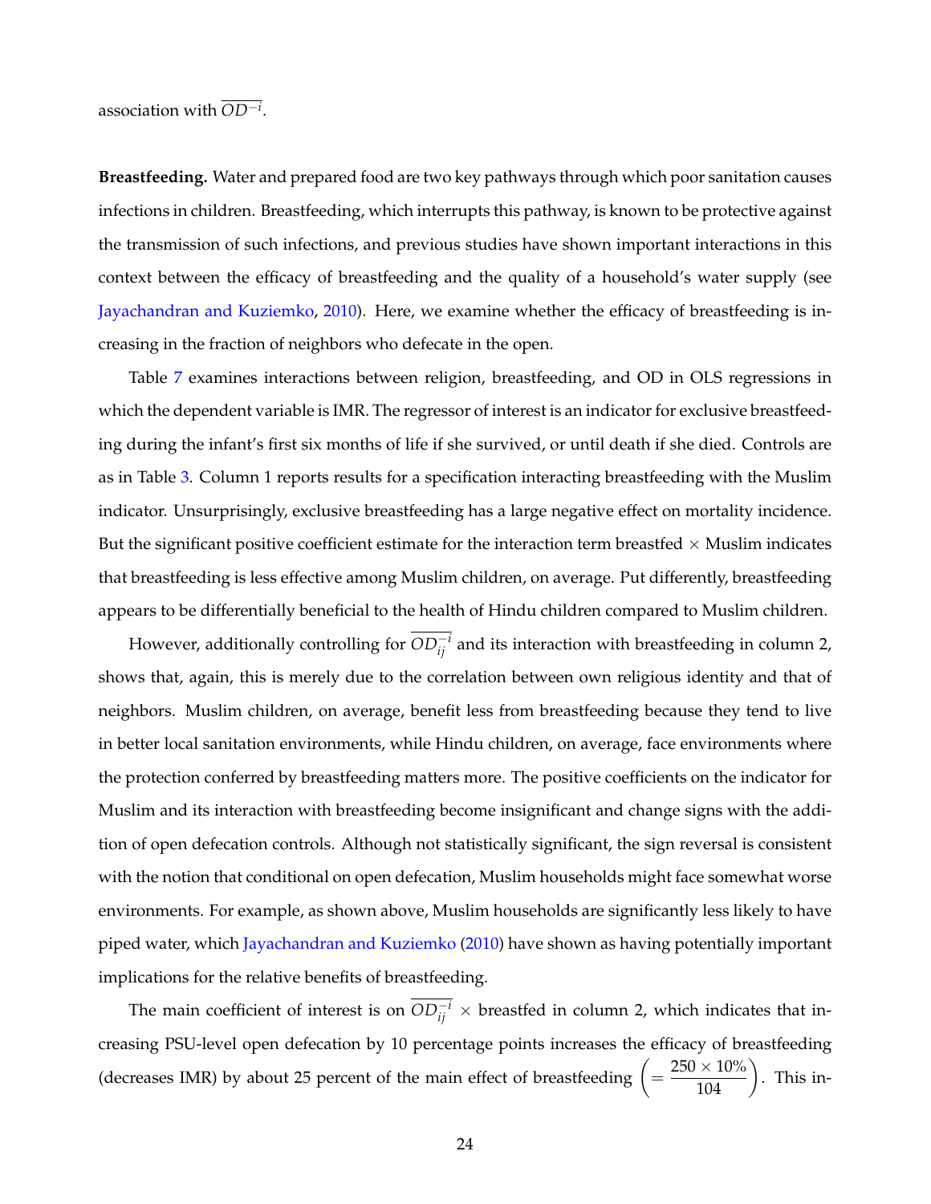association with $\overline{OD^{-i}}$.

**Breastfeeding.** Water and prepared food are two key pathways through which poor sanitation causes infections in children. Breastfeeding, which interrupts this pathway, is known to be protective against the transmission of such infections, and previous studies have shown important interactions in this context between the efficacy of breastfeeding and the quality of a household's water supply (see Jayachandran and Kuziemko, 2010). Here, we examine whether the efficacy of breastfeeding is increasing in the fraction of neighbors who defecate in the open.

Table 7 examines interactions between religion, breastfeeding, and OD in OLS regressions in which the dependent variable is IMR. The regressor of interest is an indicator for exclusive breastfeeding during the infant's first six months of life if she survived, or until death if she died. Controls are as in Table 3. Column 1 reports results for a specification interacting breastfeeding with the Muslim indicator. Unsurprisingly, exclusive breastfeeding has a large negative effect on mortality incidence. But the significant positive coefficient estimate for the interaction term breastfed × Muslim indicates that breastfeeding is less effective among Muslim children, on average. Put differently, breastfeeding appears to be differentially beneficial to the health of Hindu children compared to Muslim children.

However, additionally controlling for $\overline{OD_{ij}^{-i}}$ and its interaction with breastfeeding in column 2, shows that, again, this is merely due to the correlation between own religious identity and that of neighbors. Muslim children, on average, benefit less from breastfeeding because they tend to live in better local sanitation environments, while Hindu children, on average, face environments where the protection conferred by breastfeeding matters more. The positive coefficients on the indicator for Muslim and its interaction with breastfeeding become insignificant and change signs with the addition of open defecation controls. Although not statistically significant, the sign reversal is consistent with the notion that conditional on open defecation, Muslim households might face somewhat worse environments. For example, as shown above, Muslim households are significantly less likely to have piped water, which Jayachandran and Kuziemko (2010) have shown as having potentially important implications for the relative benefits of breastfeeding.

The main coefficient of interest is on $\overline{OD_{ij}^{-i}}$ × breastfed in column 2, which indicates that increasing PSU-level open defecation by 10 percentage points increases the efficacy of breastfeeding (decreases IMR) by about 25 percent of the main effect of breastfeeding $\left(= \frac{250 \times 10\%}{104}\right)$. This in-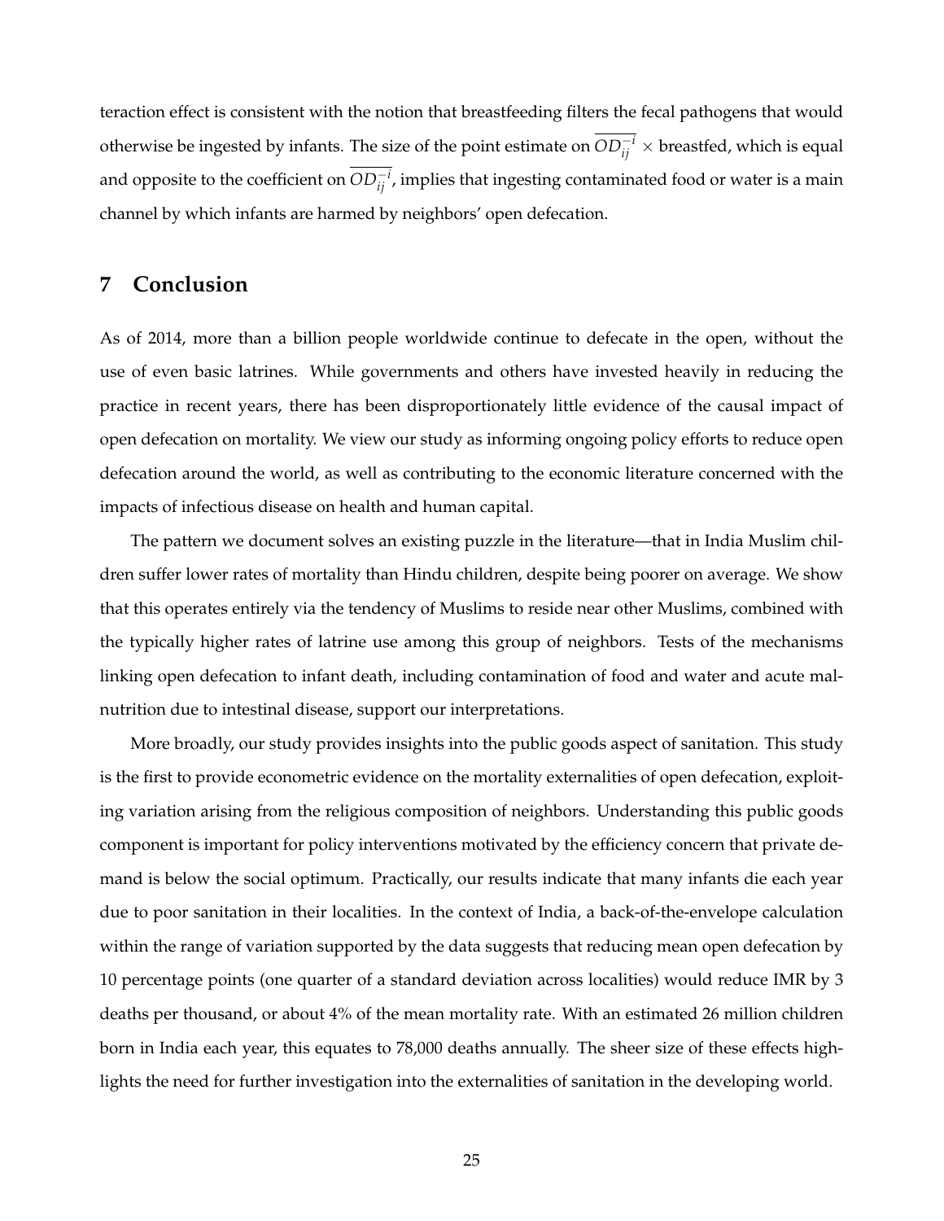teraction effect is consistent with the notion that breastfeeding filters the fecal pathogens that would otherwise be ingested by infants. The size of the point estimate on $\overline{OD_{ij}^{-i}}$ × breastfed, which is equal and opposite to the coefficient on $\overline{OD_{ij}^{-i}}$, implies that ingesting contaminated food or water is a main channel by which infants are harmed by neighbors' open defecation.

## 7 Conclusion

As of 2014, more than a billion people worldwide continue to defecate in the open, without the use of even basic latrines. While governments and others have invested heavily in reducing the practice in recent years, there has been disproportionately little evidence of the causal impact of open defecation on mortality. We view our study as informing ongoing policy efforts to reduce open defecation around the world, as well as contributing to the economic literature concerned with the impacts of infectious disease on health and human capital.

The pattern we document solves an existing puzzle in the literature—that in India Muslim children suffer lower rates of mortality than Hindu children, despite being poorer on average. We show that this operates entirely via the tendency of Muslims to reside near other Muslims, combined with the typically higher rates of latrine use among this group of neighbors. Tests of the mechanisms linking open defecation to infant death, including contamination of food and water and acute malnutrition due to intestinal disease, support our interpretations.

More broadly, our study provides insights into the public goods aspect of sanitation. This study is the first to provide econometric evidence on the mortality externalities of open defecation, exploiting variation arising from the religious composition of neighbors. Understanding this public goods component is important for policy interventions motivated by the efficiency concern that private demand is below the social optimum. Practically, our results indicate that many infants die each year due to poor sanitation in their localities. In the context of India, a back-of-the-envelope calculation within the range of variation supported by the data suggests that reducing mean open defecation by 10 percentage points (one quarter of a standard deviation across localities) would reduce IMR by 3 deaths per thousand, or about 4% of the mean mortality rate. With an estimated 26 million children born in India each year, this equates to 78,000 deaths annually. The sheer size of these effects highlights the need for further investigation into the externalities of sanitation in the developing world.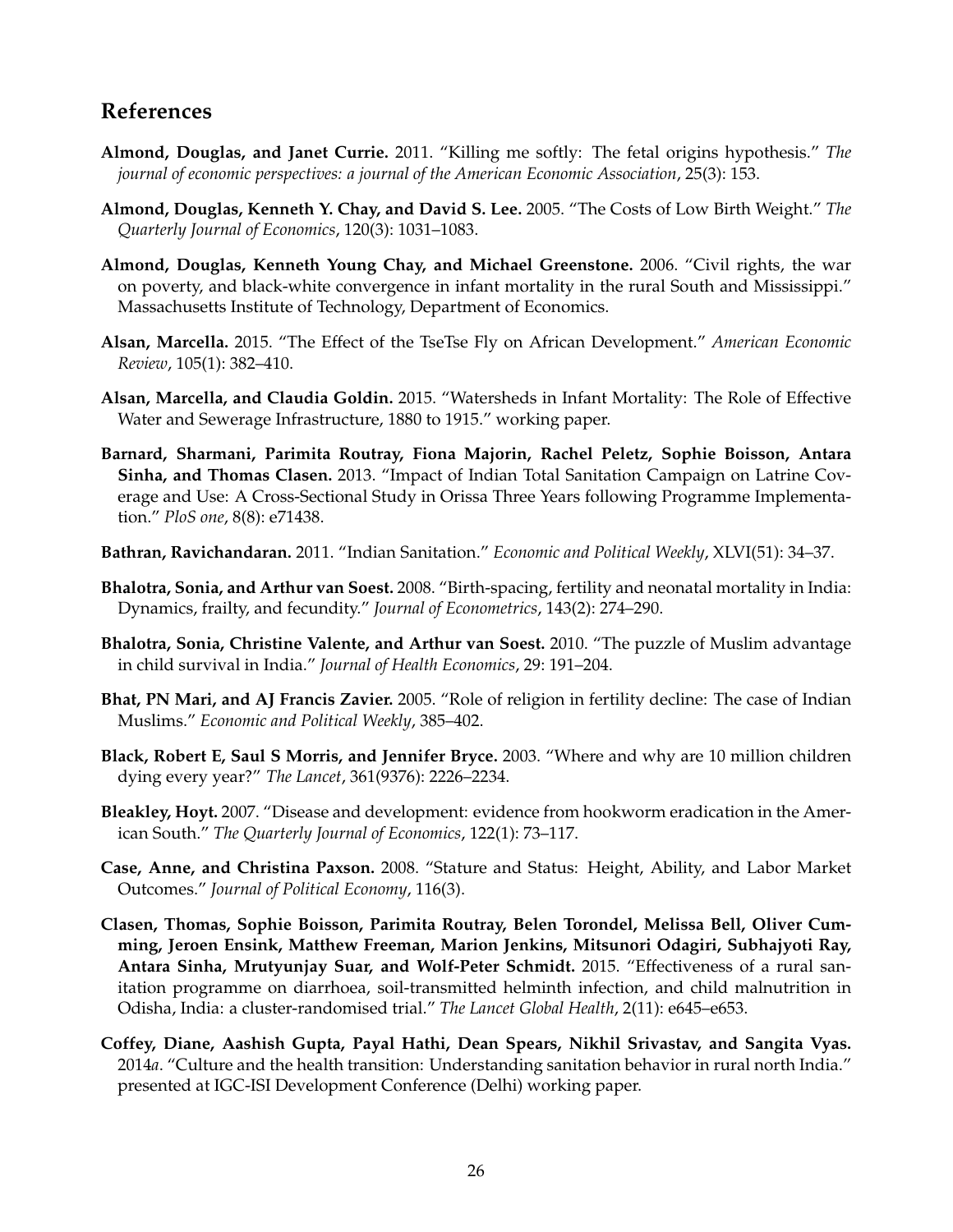## References

**Almond, Douglas, and Janet Currie.** 2011. "Killing me softly: The fetal origins hypothesis." *The journal of economic perspectives: a journal of the American Economic Association*, 25(3): 153.

**Almond, Douglas, Kenneth Y. Chay, and David S. Lee.** 2005. "The Costs of Low Birth Weight." *The Quarterly Journal of Economics*, 120(3): 1031–1083.

**Almond, Douglas, Kenneth Young Chay, and Michael Greenstone.** 2006. "Civil rights, the war on poverty, and black-white convergence in infant mortality in the rural South and Mississippi." Massachusetts Institute of Technology, Department of Economics.

**Alsan, Marcella.** 2015. "The Effect of the TseTse Fly on African Development." *American Economic Review*, 105(1): 382–410.

**Alsan, Marcella, and Claudia Goldin.** 2015. "Watersheds in Infant Mortality: The Role of Effective Water and Sewerage Infrastructure, 1880 to 1915." working paper.

**Barnard, Sharmani, Parimita Routray, Fiona Majorin, Rachel Peletz, Sophie Boisson, Antara Sinha, and Thomas Clasen.** 2013. "Impact of Indian Total Sanitation Campaign on Latrine Coverage and Use: A Cross-Sectional Study in Orissa Three Years following Programme Implementation." *PloS one*, 8(8): e71438.

**Bathran, Ravichandaran.** 2011. "Indian Sanitation." *Economic and Political Weekly*, XLVI(51): 34–37.

**Bhalotra, Sonia, and Arthur van Soest.** 2008. "Birth-spacing, fertility and neonatal mortality in India: Dynamics, frailty, and fecundity." *Journal of Econometrics*, 143(2): 274–290.

**Bhalotra, Sonia, Christine Valente, and Arthur van Soest.** 2010. "The puzzle of Muslim advantage in child survival in India." *Journal of Health Economics*, 29: 191–204.

**Bhat, PN Mari, and AJ Francis Zavier.** 2005. "Role of religion in fertility decline: The case of Indian Muslims." *Economic and Political Weekly*, 385–402.

**Black, Robert E, Saul S Morris, and Jennifer Bryce.** 2003. "Where and why are 10 million children dying every year?" *The Lancet*, 361(9376): 2226–2234.

**Bleakley, Hoyt.** 2007. "Disease and development: evidence from hookworm eradication in the American South." *The Quarterly Journal of Economics*, 122(1): 73–117.

**Case, Anne, and Christina Paxson.** 2008. "Stature and Status: Height, Ability, and Labor Market Outcomes." *Journal of Political Economy*, 116(3).

**Clasen, Thomas, Sophie Boisson, Parimita Routray, Belen Torondel, Melissa Bell, Oliver Cumming, Jeroen Ensink, Matthew Freeman, Marion Jenkins, Mitsunori Odagiri, Subhajyoti Ray, Antara Sinha, Mrutyunjay Suar, and Wolf-Peter Schmidt.** 2015. "Effectiveness of a rural sanitation programme on diarrhoea, soil-transmitted helminth infection, and child malnutrition in Odisha, India: a cluster-randomised trial." *The Lancet Global Health*, 2(11): e645–e653.

**Coffey, Diane, Aashish Gupta, Payal Hathi, Dean Spears, Nikhil Srivastav, and Sangita Vyas.** 2014*a*. "Culture and the health transition: Understanding sanitation behavior in rural north India." presented at IGC-ISI Development Conference (Delhi) working paper.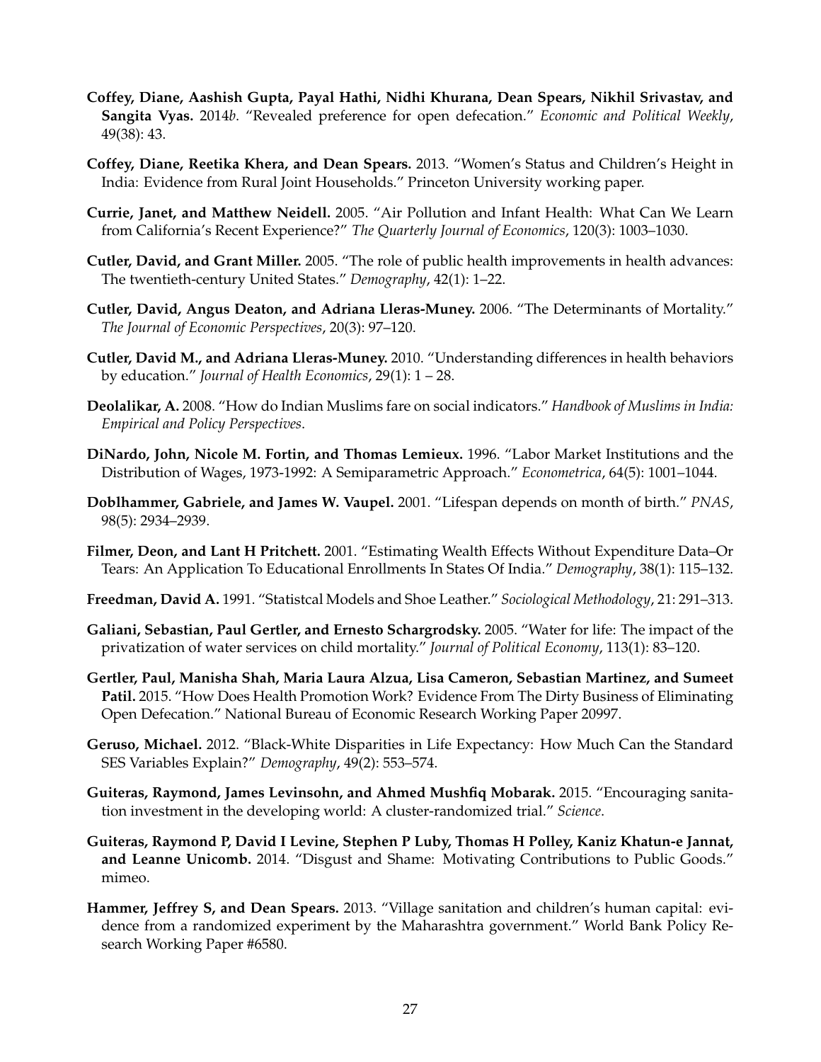**Coffey, Diane, Aashish Gupta, Payal Hathi, Nidhi Khurana, Dean Spears, Nikhil Srivastav, and Sangita Vyas.** 2014*b*. "Revealed preference for open defecation." *Economic and Political Weekly*, 49(38): 43.

**Coffey, Diane, Reetika Khera, and Dean Spears.** 2013. "Women's Status and Children's Height in India: Evidence from Rural Joint Households." Princeton University working paper.

**Currie, Janet, and Matthew Neidell.** 2005. "Air Pollution and Infant Health: What Can We Learn from California's Recent Experience?" *The Quarterly Journal of Economics*, 120(3): 1003–1030.

**Cutler, David, and Grant Miller.** 2005. "The role of public health improvements in health advances: The twentieth-century United States." *Demography*, 42(1): 1–22.

**Cutler, David, Angus Deaton, and Adriana Lleras-Muney.** 2006. "The Determinants of Mortality." *The Journal of Economic Perspectives*, 20(3): 97–120.

**Cutler, David M., and Adriana Lleras-Muney.** 2010. "Understanding differences in health behaviors by education." *Journal of Health Economics*, 29(1): 1 – 28.

**Deolalikar, A.** 2008. "How do Indian Muslims fare on social indicators." *Handbook of Muslims in India: Empirical and Policy Perspectives*.

**DiNardo, John, Nicole M. Fortin, and Thomas Lemieux.** 1996. "Labor Market Institutions and the Distribution of Wages, 1973-1992: A Semiparametric Approach." *Econometrica*, 64(5): 1001–1044.

**Doblhammer, Gabriele, and James W. Vaupel.** 2001. "Lifespan depends on month of birth." *PNAS*, 98(5): 2934–2939.

**Filmer, Deon, and Lant H Pritchett.** 2001. "Estimating Wealth Effects Without Expenditure Data–Or Tears: An Application To Educational Enrollments In States Of India." *Demography*, 38(1): 115–132.

**Freedman, David A.** 1991. "Statistcal Models and Shoe Leather." *Sociological Methodology*, 21: 291–313.

**Galiani, Sebastian, Paul Gertler, and Ernesto Schargrodsky.** 2005. "Water for life: The impact of the privatization of water services on child mortality." *Journal of Political Economy*, 113(1): 83–120.

**Gertler, Paul, Manisha Shah, Maria Laura Alzua, Lisa Cameron, Sebastian Martinez, and Sumeet Patil.** 2015. "How Does Health Promotion Work? Evidence From The Dirty Business of Eliminating Open Defecation." National Bureau of Economic Research Working Paper 20997.

**Geruso, Michael.** 2012. "Black-White Disparities in Life Expectancy: How Much Can the Standard SES Variables Explain?" *Demography*, 49(2): 553–574.

**Guiteras, Raymond, James Levinsohn, and Ahmed Mushfiq Mobarak.** 2015. "Encouraging sanitation investment in the developing world: A cluster-randomized trial." *Science*.

**Guiteras, Raymond P, David I Levine, Stephen P Luby, Thomas H Polley, Kaniz Khatun-e Jannat, and Leanne Unicomb.** 2014. "Disgust and Shame: Motivating Contributions to Public Goods." mimeo.

**Hammer, Jeffrey S, and Dean Spears.** 2013. "Village sanitation and children's human capital: evidence from a randomized experiment by the Maharashtra government." World Bank Policy Research Working Paper #6580.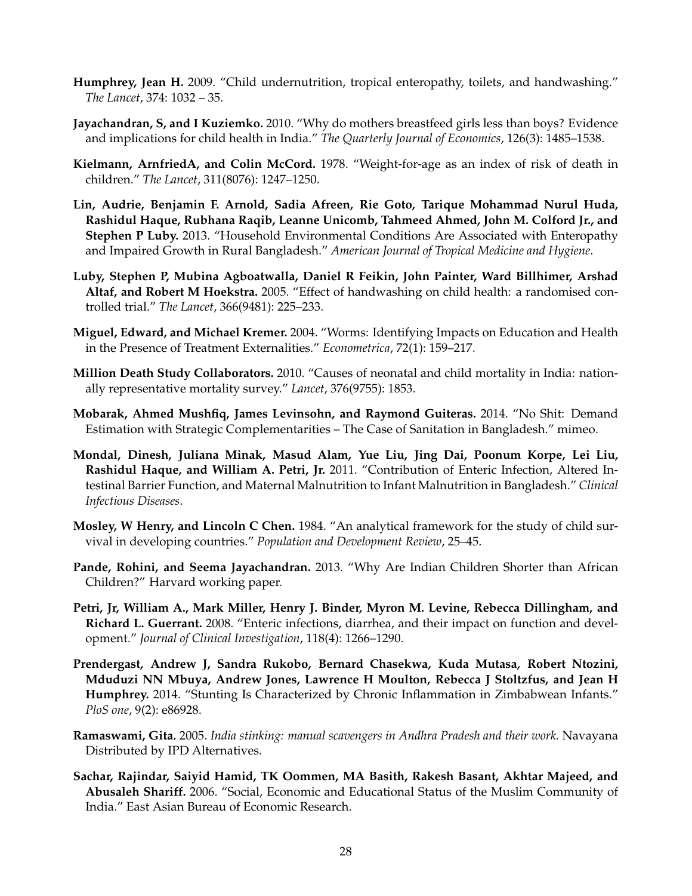**Humphrey, Jean H.** 2009. "Child undernutrition, tropical enteropathy, toilets, and handwashing." *The Lancet*, 374: 1032 – 35.

**Jayachandran, S, and I Kuziemko.** 2010. "Why do mothers breastfeed girls less than boys? Evidence and implications for child health in India." *The Quarterly Journal of Economics*, 126(3): 1485–1538.

**Kielmann, ArnfriedA, and Colin McCord.** 1978. "Weight-for-age as an index of risk of death in children." *The Lancet*, 311(8076): 1247–1250.

**Lin, Audrie, Benjamin F. Arnold, Sadia Afreen, Rie Goto, Tarique Mohammad Nurul Huda, Rashidul Haque, Rubhana Raqib, Leanne Unicomb, Tahmeed Ahmed, John M. Colford Jr., and Stephen P Luby.** 2013. "Household Environmental Conditions Are Associated with Enteropathy and Impaired Growth in Rural Bangladesh." *American Journal of Tropical Medicine and Hygiene*.

**Luby, Stephen P, Mubina Agboatwalla, Daniel R Feikin, John Painter, Ward Billhimer, Arshad Altaf, and Robert M Hoekstra.** 2005. "Effect of handwashing on child health: a randomised controlled trial." *The Lancet*, 366(9481): 225–233.

**Miguel, Edward, and Michael Kremer.** 2004. "Worms: Identifying Impacts on Education and Health in the Presence of Treatment Externalities." *Econometrica*, 72(1): 159–217.

**Million Death Study Collaborators.** 2010. "Causes of neonatal and child mortality in India: nationally representative mortality survey." *Lancet*, 376(9755): 1853.

**Mobarak, Ahmed Mushfiq, James Levinsohn, and Raymond Guiteras.** 2014. "No Shit: Demand Estimation with Strategic Complementarities – The Case of Sanitation in Bangladesh." mimeo.

**Mondal, Dinesh, Juliana Minak, Masud Alam, Yue Liu, Jing Dai, Poonum Korpe, Lei Liu, Rashidul Haque, and William A. Petri, Jr.** 2011. "Contribution of Enteric Infection, Altered Intestinal Barrier Function, and Maternal Malnutrition to Infant Malnutrition in Bangladesh." *Clinical Infectious Diseases*.

**Mosley, W Henry, and Lincoln C Chen.** 1984. "An analytical framework for the study of child survival in developing countries." *Population and Development Review*, 25–45.

**Pande, Rohini, and Seema Jayachandran.** 2013. "Why Are Indian Children Shorter than African Children?" Harvard working paper.

**Petri, Jr, William A., Mark Miller, Henry J. Binder, Myron M. Levine, Rebecca Dillingham, and Richard L. Guerrant.** 2008. "Enteric infections, diarrhea, and their impact on function and development." *Journal of Clinical Investigation*, 118(4): 1266–1290.

**Prendergast, Andrew J, Sandra Rukobo, Bernard Chasekwa, Kuda Mutasa, Robert Ntozini, Mduduzi NN Mbuya, Andrew Jones, Lawrence H Moulton, Rebecca J Stoltzfus, and Jean H Humphrey.** 2014. "Stunting Is Characterized by Chronic Inflammation in Zimbabwean Infants." *PloS one*, 9(2): e86928.

**Ramaswami, Gita.** 2005. *India stinking: manual scavengers in Andhra Pradesh and their work.* Navayana Distributed by IPD Alternatives.

**Sachar, Rajindar, Saiyid Hamid, TK Oommen, MA Basith, Rakesh Basant, Akhtar Majeed, and Abusaleh Shariff.** 2006. "Social, Economic and Educational Status of the Muslim Community of India." East Asian Bureau of Economic Research.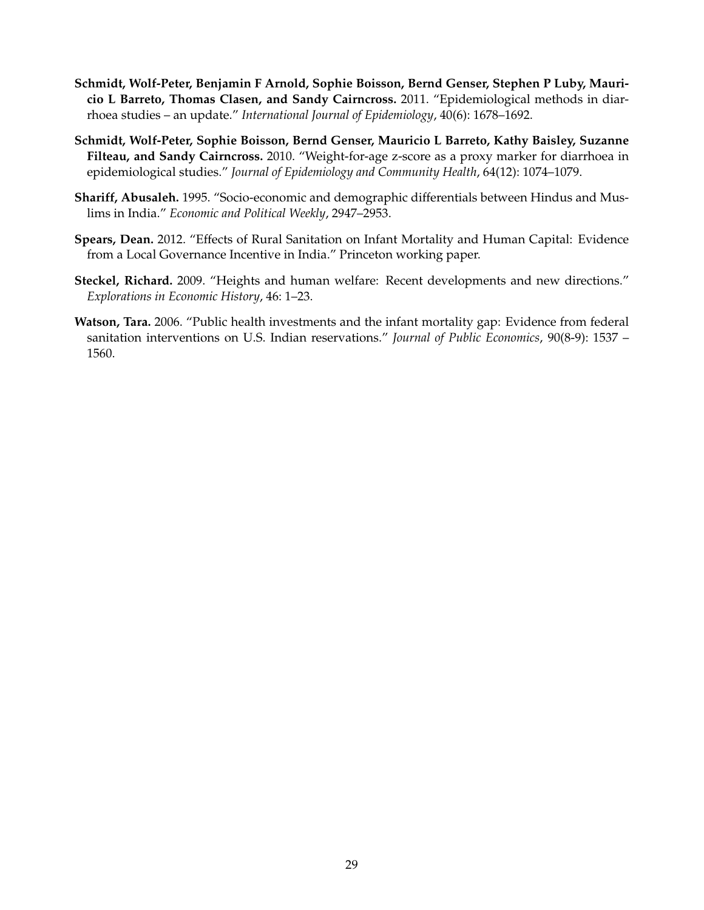**Schmidt, Wolf-Peter, Benjamin F Arnold, Sophie Boisson, Bernd Genser, Stephen P Luby, Mauricio L Barreto, Thomas Clasen, and Sandy Cairncross.** 2011. "Epidemiological methods in diarrhoea studies – an update." *International Journal of Epidemiology*, 40(6): 1678–1692.

**Schmidt, Wolf-Peter, Sophie Boisson, Bernd Genser, Mauricio L Barreto, Kathy Baisley, Suzanne Filteau, and Sandy Cairncross.** 2010. "Weight-for-age z-score as a proxy marker for diarrhoea in epidemiological studies." *Journal of Epidemiology and Community Health*, 64(12): 1074–1079.

**Shariff, Abusaleh.** 1995. "Socio-economic and demographic differentials between Hindus and Muslims in India." *Economic and Political Weekly*, 2947–2953.

**Spears, Dean.** 2012. "Effects of Rural Sanitation on Infant Mortality and Human Capital: Evidence from a Local Governance Incentive in India." Princeton working paper.

**Steckel, Richard.** 2009. "Heights and human welfare: Recent developments and new directions." *Explorations in Economic History*, 46: 1–23.

**Watson, Tara.** 2006. "Public health investments and the infant mortality gap: Evidence from federal sanitation interventions on U.S. Indian reservations." *Journal of Public Economics*, 90(8-9): 1537 – 1560.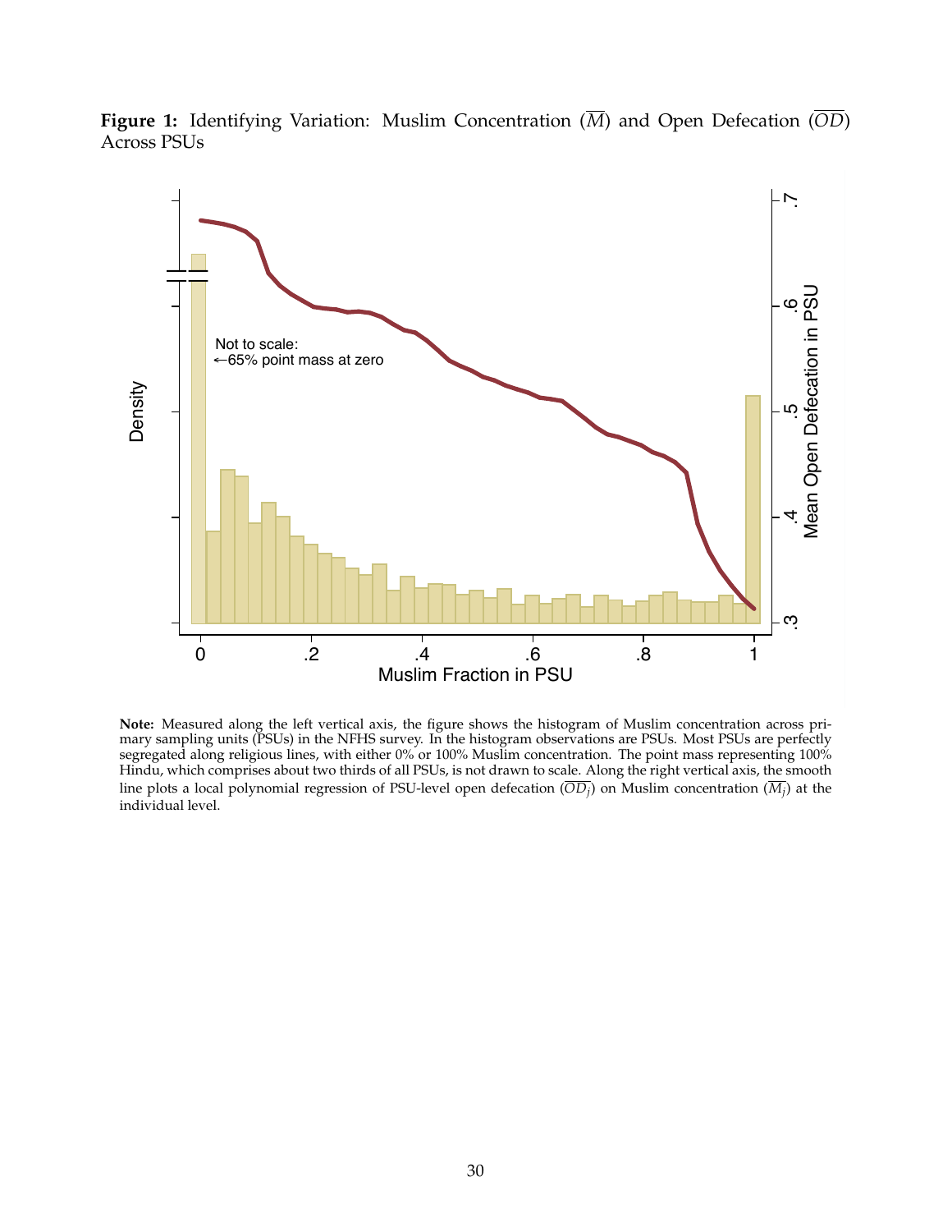**Figure 1:** Identifying Variation: Muslim Concentration ($\overline{M}$) and Open Defecation ($\overline{OD}$) Across PSUs

**Note:** Measured along the left vertical axis, the figure shows the histogram of Muslim concentration across primary sampling units (PSUs) in the NFHS survey. In the histogram observations are PSUs. Most PSUs are perfectly segregated along religious lines, with either 0% or 100% Muslim concentration. The point mass representing 100% Hindu, which comprises about two thirds of all PSUs, is not drawn to scale. Along the right vertical axis, the smooth line plots a local polynomial regression of PSU-level open defecation ($\overline{OD_j}$) on Muslim concentration ($\overline{M_j}$) at the individual level.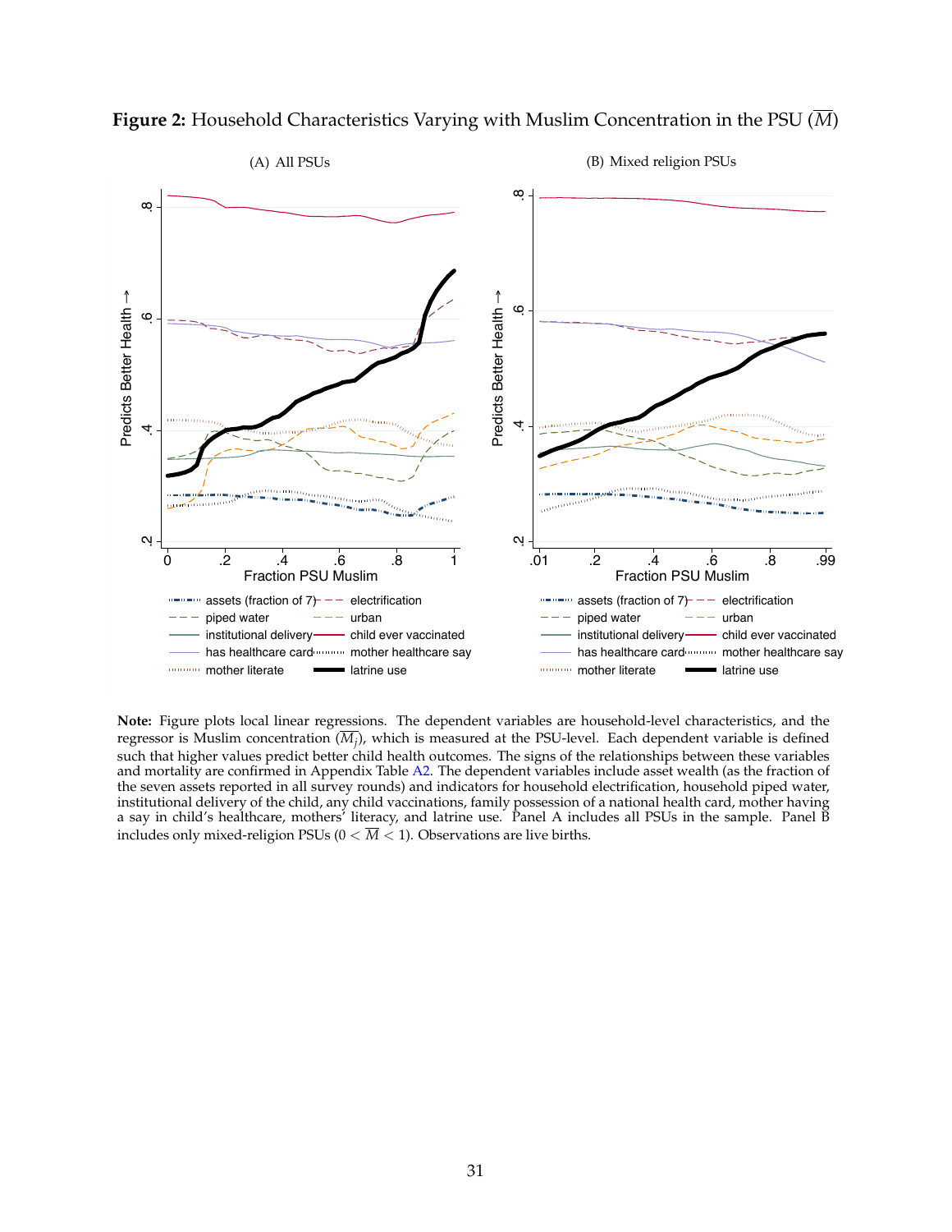**Figure 2:** Household Characteristics Varying with Muslim Concentration in the PSU ($\overline{M}$)

**Note:** Figure plots local linear regressions. The dependent variables are household-level characteristics, and the regressor is Muslim concentration ($\overline{M_j}$), which is measured at the PSU-level. Each dependent variable is defined such that higher values predict better child health outcomes. The signs of the relationships between these variables and mortality are confirmed in Appendix Table A2. The dependent variables include asset wealth (as the fraction of the seven assets reported in all survey rounds) and indicators for household electrification, household piped water, institutional delivery of the child, any child vaccinations, family possession of a national health card, mother having a say in child's healthcare, mothers' literacy, and latrine use. Panel A includes all PSUs in the sample. Panel B includes only mixed-religion PSUs ($0 < \overline{M} < 1$). Observations are live births.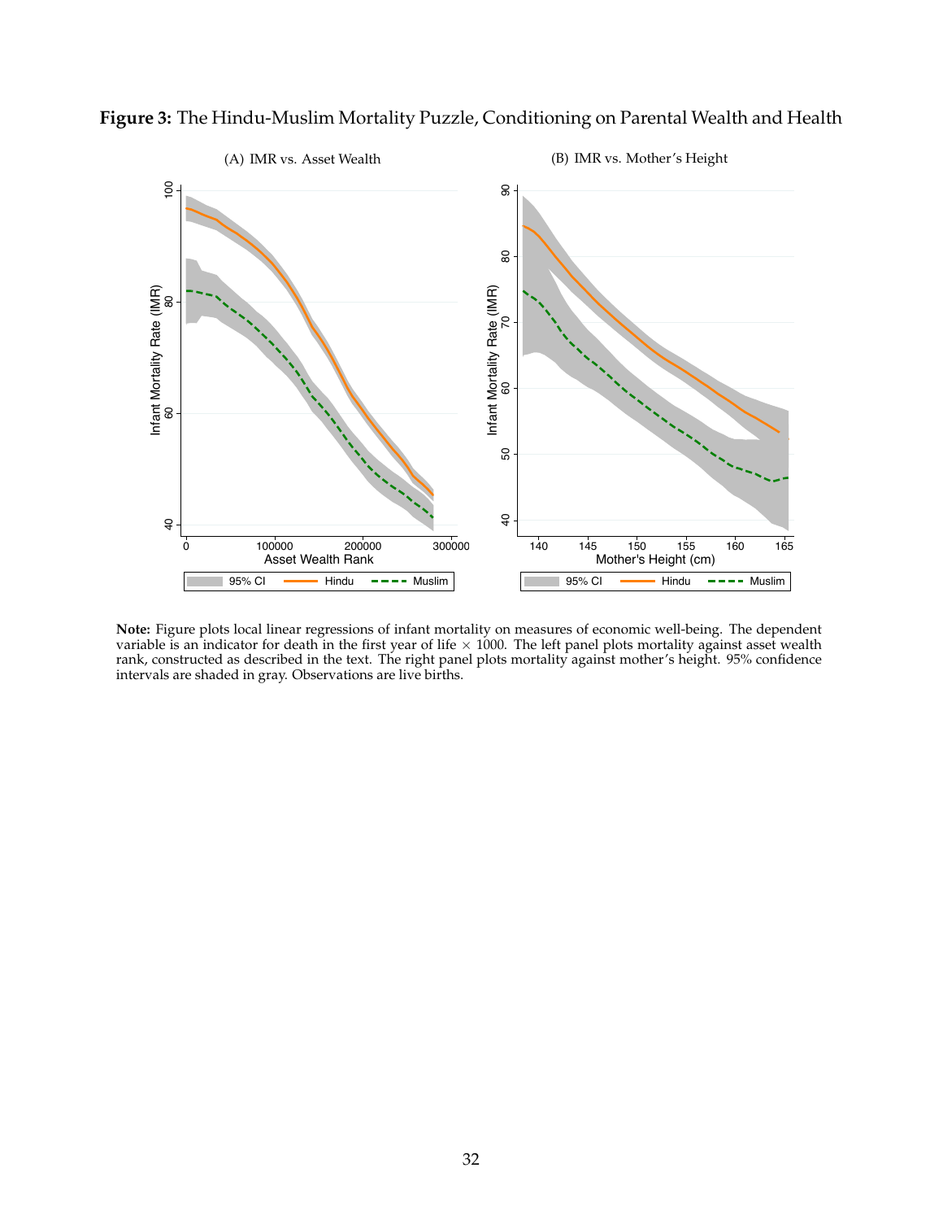**Figure 3:** The Hindu-Muslim Mortality Puzzle, Conditioning on Parental Wealth and Health

**Note:** Figure plots local linear regressions of infant mortality on measures of economic well-being. The dependent variable is an indicator for death in the first year of life $\times$ 1000. The left panel plots mortality against asset wealth rank, constructed as described in the text. The right panel plots mortality against mother's height. 95% confidence intervals are shaded in gray. Observations are live births.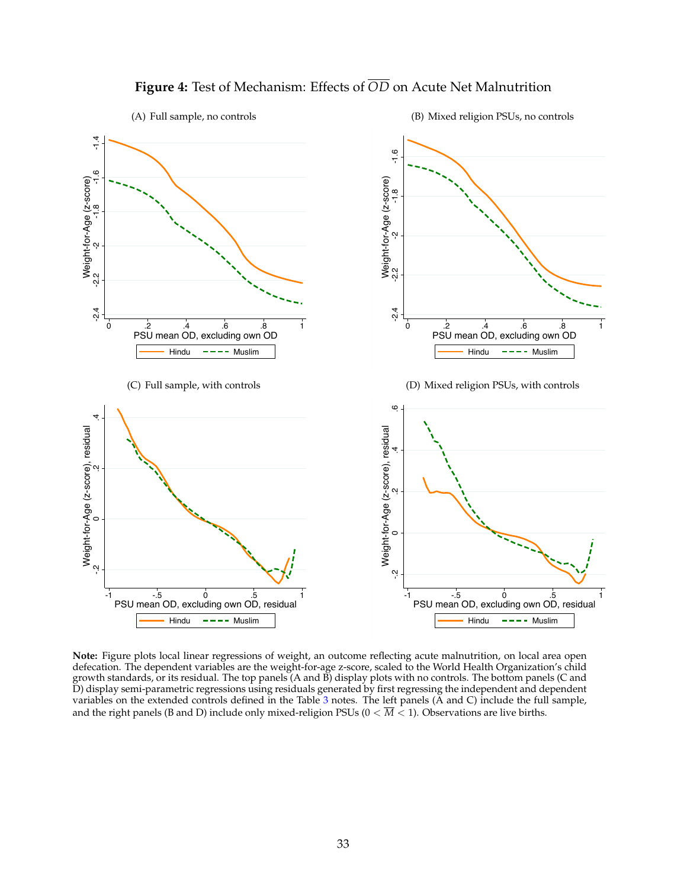**Figure 4:** Test of Mechanism: Effects of $\overline{OD}$ on Acute Net Malnutrition

**Note:** Figure plots local linear regressions of weight, an outcome reflecting acute malnutrition, on local area open defecation. The dependent variables are the weight-for-age z-score, scaled to the World Health Organization's child growth standards, or its residual. The top panels (A and B) display plots with no controls. The bottom panels (C and D) display semi-parametric regressions using residuals generated by first regressing the independent and dependent variables on the extended controls defined in the Table 3 notes. The left panels (A and C) include the full sample, and the right panels (B and D) include only mixed-religion PSUs ($0 < \overline{M} < 1$). Observations are live births.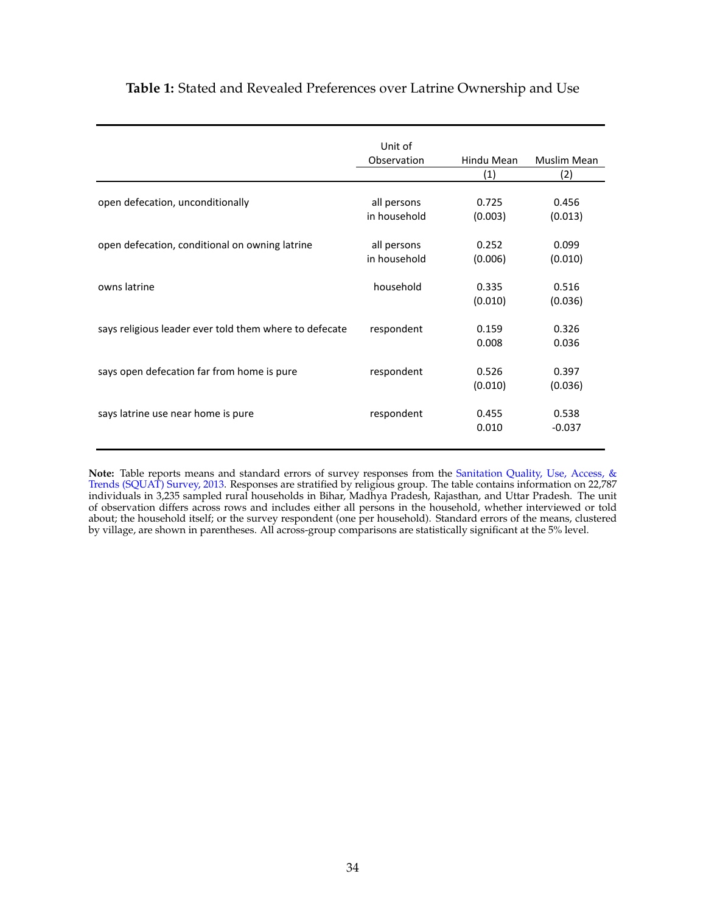**Table 1:** Stated and Revealed Preferences over Latrine Ownership and Use

| | Unit of Observation | Hindu Mean | Muslim Mean |
|---|---|---|---|
| | | (1) | (2) |
| open defecation, unconditionally | all persons in household | 0.725 | 0.456 |
| | | (0.003) | (0.013) |
| open defecation, conditional on owning latrine | all persons in household | 0.252 | 0.099 |
| | | (0.006) | (0.010) |
| owns latrine | household | 0.335 | 0.516 |
| | | (0.010) | (0.036) |
| says religious leader ever told them where to defecate | respondent | 0.159 | 0.326 |
| | | 0.008 | 0.036 |
| says open defecation far from home is pure | respondent | 0.526 | 0.397 |
| | | (0.010) | (0.036) |
| says latrine use near home is pure | respondent | 0.455 | 0.538 |
| | | 0.010 | -0.037 |

**Note:** Table reports means and standard errors of survey responses from the Sanitation Quality, Use, Access, & Trends (SQUAT) Survey, 2013. Responses are stratified by religious group. The table contains information on 22,787 individuals in 3,235 sampled rural households in Bihar, Madhya Pradesh, Rajasthan, and Uttar Pradesh. The unit of observation differs across rows and includes either all persons in the household, whether interviewed or told about; the household itself; or the survey respondent (one per household). Standard errors of the means, clustered by village, are shown in parentheses. All across-group comparisons are statistically significant at the 5% level.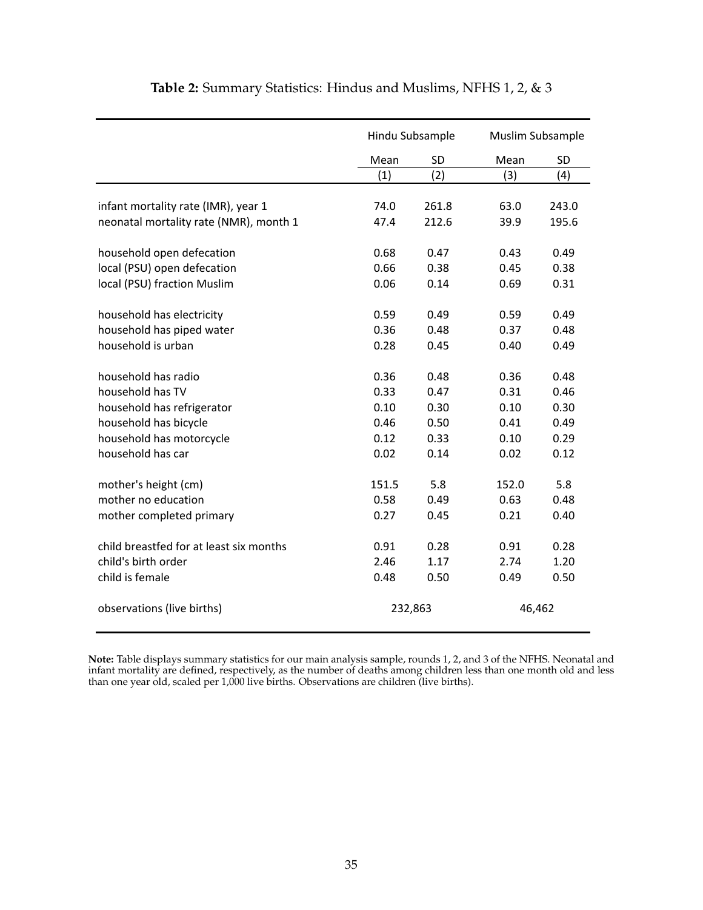**Table 2:** Summary Statistics: Hindus and Muslims, NFHS 1, 2, & 3

| | Hindu Subsample | | Muslim Subsample | |
|---|---|---|---|---|
| | Mean | SD | Mean | SD |
| | (1) | (2) | (3) | (4) |
| infant mortality rate (IMR), year 1 | 74.0 | 261.8 | 63.0 | 243.0 |
| neonatal mortality rate (NMR), month 1 | 47.4 | 212.6 | 39.9 | 195.6 |
| household open defecation | 0.68 | 0.47 | 0.43 | 0.49 |
| local (PSU) open defecation | 0.66 | 0.38 | 0.45 | 0.38 |
| local (PSU) fraction Muslim | 0.06 | 0.14 | 0.69 | 0.31 |
| household has electricity | 0.59 | 0.49 | 0.59 | 0.49 |
| household has piped water | 0.36 | 0.48 | 0.37 | 0.48 |
| household is urban | 0.28 | 0.45 | 0.40 | 0.49 |
| household has radio | 0.36 | 0.48 | 0.36 | 0.48 |
| household has TV | 0.33 | 0.47 | 0.31 | 0.46 |
| household has refrigerator | 0.10 | 0.30 | 0.10 | 0.30 |
| household has bicycle | 0.46 | 0.50 | 0.41 | 0.49 |
| household has motorcycle | 0.12 | 0.33 | 0.10 | 0.29 |
| household has car | 0.02 | 0.14 | 0.02 | 0.12 |
| mother's height (cm) | 151.5 | 5.8 | 152.0 | 5.8 |
| mother no education | 0.58 | 0.49 | 0.63 | 0.48 |
| mother completed primary | 0.27 | 0.45 | 0.21 | 0.40 |
| child breastfed for at least six months | 0.91 | 0.28 | 0.91 | 0.28 |
| child's birth order | 2.46 | 1.17 | 2.74 | 1.20 |
| child is female | 0.48 | 0.50 | 0.49 | 0.50 |
| observations (live births) | 232,863 | | 46,462 | |

**Note:** Table displays summary statistics for our main analysis sample, rounds 1, 2, and 3 of the NFHS. Neonatal and infant mortality are defined, respectively, as the number of deaths among children less than one month old and less than one year old, scaled per 1,000 live births. Observations are children (live births).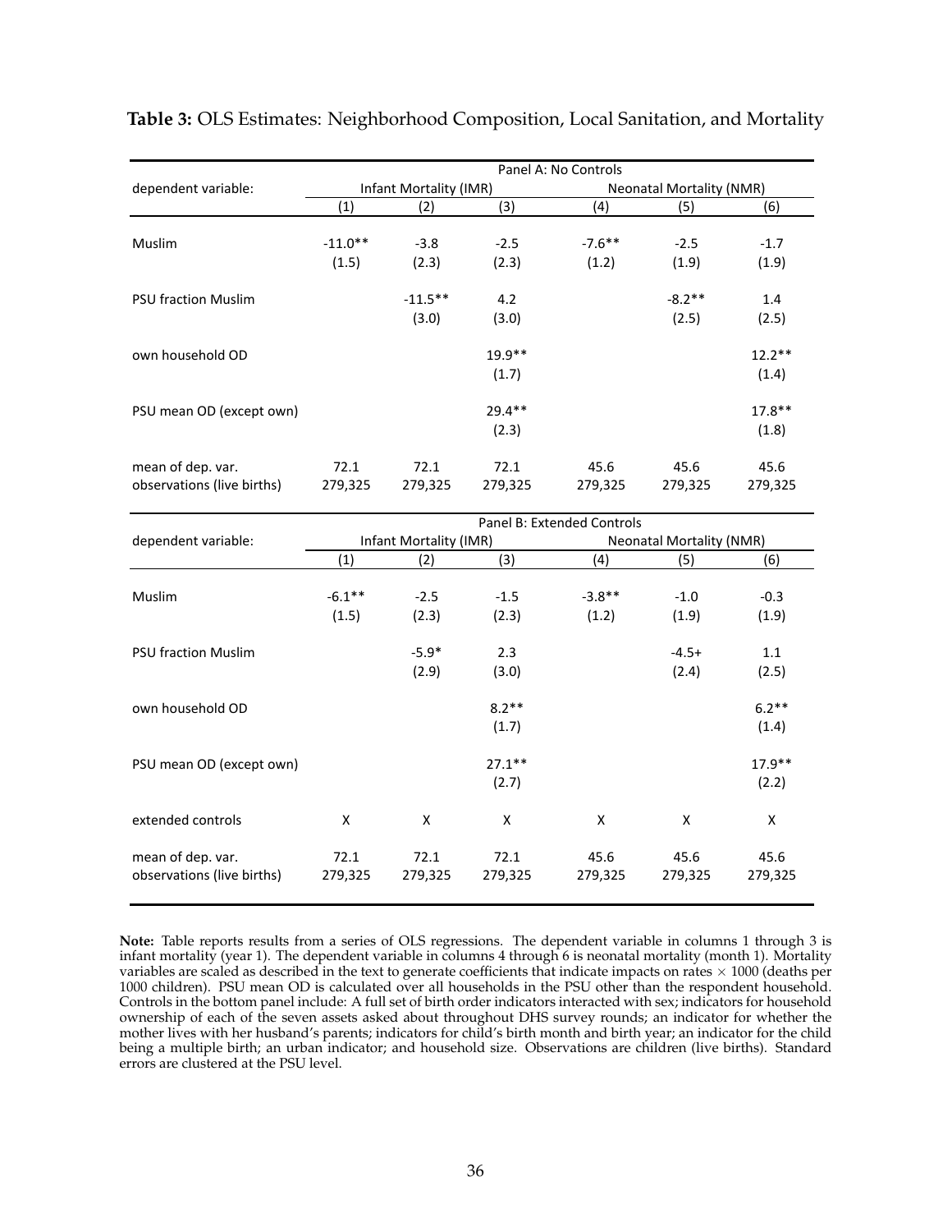**Table 3:** OLS Estimates: Neighborhood Composition, Local Sanitation, and Mortality

| | Panel A: No Controls | | | | | |
|---|---|---|---|---|---|---|
| dependent variable: | Infant Mortality (IMR) | | | Neonatal Mortality (NMR) | | |
| | (1) | (2) | (3) | (4) | (5) | (6) |
| Muslim | -11.0** | -3.8 | -2.5 | -7.6** | -2.5 | -1.7 |
| | (1.5) | (2.3) | (2.3) | (1.2) | (1.9) | (1.9) |
| PSU fraction Muslim | | -11.5** | 4.2 | | -8.2** | 1.4 |
| | | (3.0) | (3.0) | | (2.5) | (2.5) |
| own household OD | | | 19.9** | | | 12.2** |
| | | | (1.7) | | | (1.4) |
| PSU mean OD (except own) | | | 29.4** | | | 17.8** |
| | | | (2.3) | | | (1.8) |
| mean of dep. var. | 72.1 | 72.1 | 72.1 | 45.6 | 45.6 | 45.6 |
| observations (live births) | 279,325 | 279,325 | 279,325 | 279,325 | 279,325 | 279,325 |

| | Panel B: Extended Controls | | | | | |
|---|---|---|---|---|---|---|
| dependent variable: | Infant Mortality (IMR) | | | Neonatal Mortality (NMR) | | |
| | (1) | (2) | (3) | (4) | (5) | (6) |
| Muslim | -6.1** | -2.5 | -1.5 | -3.8** | -1.0 | -0.3 |
| | (1.5) | (2.3) | (2.3) | (1.2) | (1.9) | (1.9) |
| PSU fraction Muslim | | -5.9* | 2.3 | | -4.5+ | 1.1 |
| | | (2.9) | (3.0) | | (2.4) | (2.5) |
| own household OD | | | 8.2** | | | 6.2** |
| | | | (1.7) | | | (1.4) |
| PSU mean OD (except own) | | | 27.1** | | | 17.9** |
| | | | (2.7) | | | (2.2) |
| extended controls | X | X | X | X | X | X |
| mean of dep. var. | 72.1 | 72.1 | 72.1 | 45.6 | 45.6 | 45.6 |
| observations (live births) | 279,325 | 279,325 | 279,325 | 279,325 | 279,325 | 279,325 |

**Note:** Table reports results from a series of OLS regressions. The dependent variable in columns 1 through 3 is infant mortality (year 1). The dependent variable in columns 4 through 6 is neonatal mortality (month 1). Mortality variables are scaled as described in the text to generate coefficients that indicate impacts on rates $\times$ 1000 (deaths per 1000 children). PSU mean OD is calculated over all households in the PSU other than the respondent household. Controls in the bottom panel include: A full set of birth order indicators interacted with sex; indicators for household ownership of each of the seven assets asked about throughout DHS survey rounds; an indicator for whether the mother lives with her husband's parents; indicators for child's birth month and birth year; an indicator for the child being a multiple birth; an urban indicator; and household size. Observations are children (live births). Standard errors are clustered at the PSU level.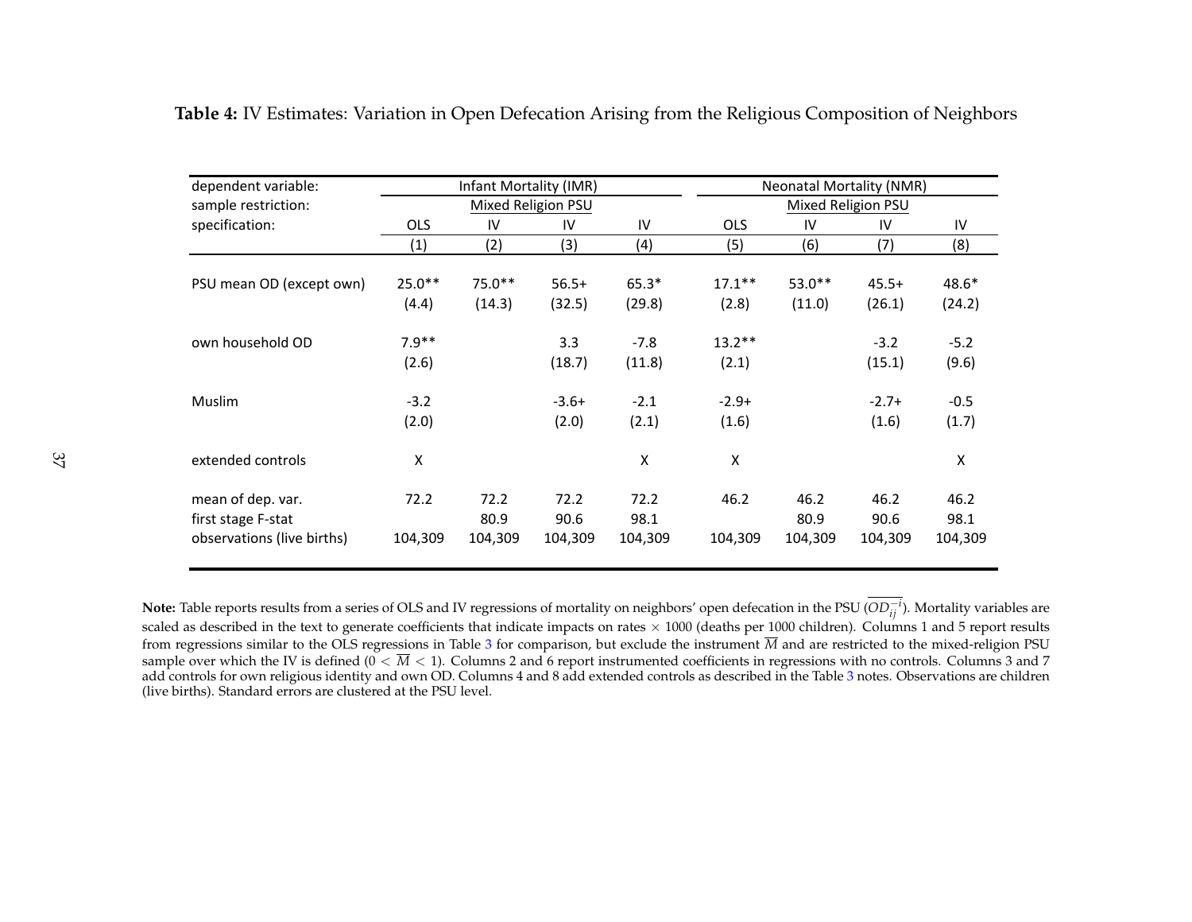**Table 4:** IV Estimates: Variation in Open Defecation Arising from the Religious Composition of Neighbors

| dependent variable: | Infant Mortality (IMR) | | | | Neonatal Mortality (NMR) | | | |
|---|---|---|---|---|---|---|---|---|
| sample restriction: | Mixed Religion PSU | | | | Mixed Religion PSU | | | |
| specification: | OLS | IV | IV | IV | OLS | IV | IV | IV |
| | (1) | (2) | (3) | (4) | (5) | (6) | (7) | (8) |
| PSU mean OD (except own) | 25.0** | 75.0** | 56.5+ | 65.3* | 17.1** | 53.0** | 45.5+ | 48.6* |
| | (4.4) | (14.3) | (32.5) | (29.8) | (2.8) | (11.0) | (26.1) | (24.2) |
| own household OD | 7.9** | | 3.3 | -7.8 | 13.2** | | -3.2 | -5.2 |
| | (2.6) | | (18.7) | (11.8) | (2.1) | | (15.1) | (9.6) |
| Muslim | -3.2 | | -3.6+ | -2.1 | -2.9+ | | -2.7+ | -0.5 |
| | (2.0) | | (2.0) | (2.1) | (1.6) | | (1.6) | (1.7) |
| extended controls | X | | | X | X | | | X |
| mean of dep. var. | 72.2 | 72.2 | 72.2 | 72.2 | 46.2 | 46.2 | 46.2 | 46.2 |
| first stage F-stat | | 80.9 | 90.6 | 98.1 | | 80.9 | 90.6 | 98.1 |
| observations (live births) | 104,309 | 104,309 | 104,309 | 104,309 | 104,309 | 104,309 | 104,309 | 104,309 |

**Note:** Table reports results from a series of OLS and IV regressions of mortality on neighbors' open defecation in the PSU ($\overline{OD_{ij}^{-i}}$). Mortality variables are scaled as described in the text to generate coefficients that indicate impacts on rates $\times$ 1000 (deaths per 1000 children). Columns 1 and 5 report results from regressions similar to the OLS regressions in Table 3 for comparison, but exclude the instrument $\overline{M}$ and are restricted to the mixed-religion PSU sample over which the IV is defined ($0 < \overline{M} < 1$). Columns 2 and 6 report instrumented coefficients in regressions with no controls. Columns 3 and 7 add controls for own religious identity and own OD. Columns 4 and 8 add extended controls as described in the Table 3 notes. Observations are children (live births). Standard errors are clustered at the PSU level.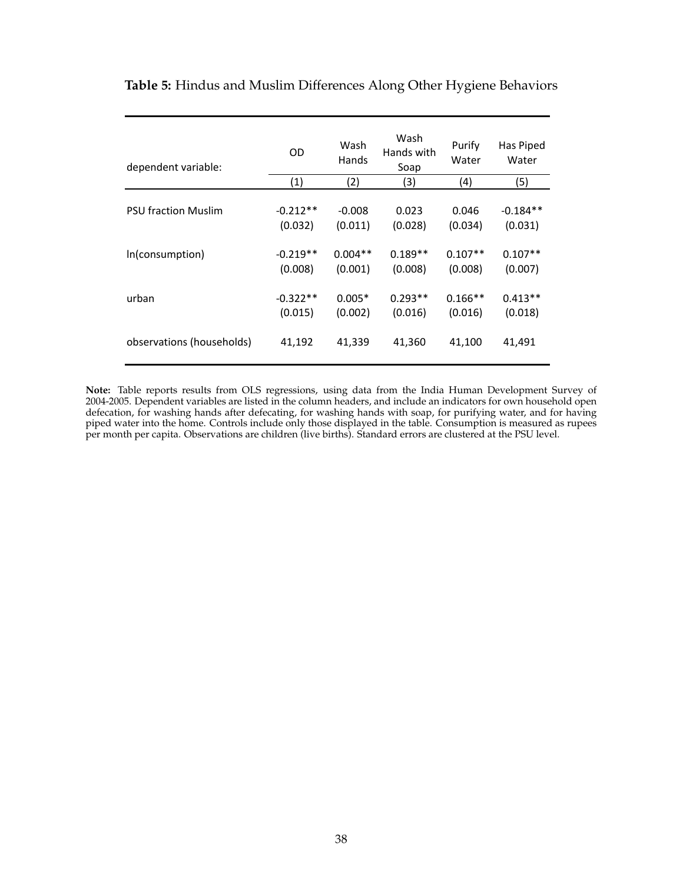**Table 5:** Hindus and Muslim Differences Along Other Hygiene Behaviors

| dependent variable: | OD | Wash Hands | Wash Hands with Soap | Purify Water | Has Piped Water |
|---|---|---|---|---|---|
| | (1) | (2) | (3) | (4) | (5) |
| PSU fraction Muslim | -0.212** | -0.008 | 0.023 | 0.046 | -0.184** |
| | (0.032) | (0.011) | (0.028) | (0.034) | (0.031) |
| ln(consumption) | -0.219** | 0.004** | 0.189** | 0.107** | 0.107** |
| | (0.008) | (0.001) | (0.008) | (0.008) | (0.007) |
| urban | -0.322** | 0.005* | 0.293** | 0.166** | 0.413** |
| | (0.015) | (0.002) | (0.016) | (0.016) | (0.018) |
| observations (households) | 41,192 | 41,339 | 41,360 | 41,100 | 41,491 |

**Note:** Table reports results from OLS regressions, using data from the India Human Development Survey of 2004-2005. Dependent variables are listed in the column headers, and include an indicators for own household open defecation, for washing hands after defecating, for washing hands with soap, for purifying water, and for having piped water into the home. Controls include only those displayed in the table. Consumption is measured as rupees per month per capita. Observations are children (live births). Standard errors are clustered at the PSU level.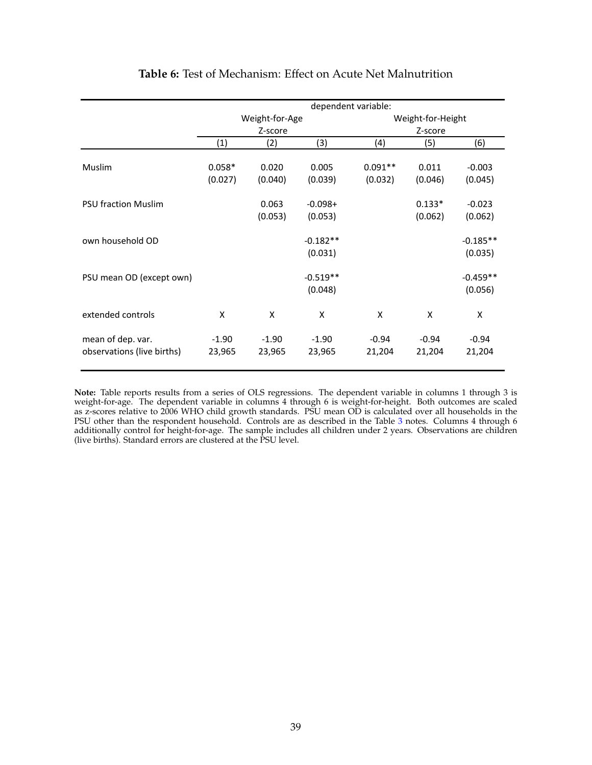**Table 6:** Test of Mechanism: Effect on Acute Net Malnutrition

| | dependent variable: | | | | | |
|---|---|---|---|---|---|---|
| | Weight-for-Age Z-score | | | Weight-for-Height Z-score | | |
| | (1) | (2) | (3) | (4) | (5) | (6) |
| Muslim | 0.058* | 0.020 | 0.005 | 0.091** | 0.011 | -0.003 |
| | (0.027) | (0.040) | (0.039) | (0.032) | (0.046) | (0.045) |
| PSU fraction Muslim | | 0.063 | -0.098+ | | 0.133* | -0.023 |
| | | (0.053) | (0.053) | | (0.062) | (0.062) |
| own household OD | | | -0.182** | | | -0.185** |
| | | | (0.031) | | | (0.035) |
| PSU mean OD (except own) | | | -0.519** | | | -0.459** |
| | | | (0.048) | | | (0.056) |
| extended controls | X | X | X | X | X | X |
| mean of dep. var. | -1.90 | -1.90 | -1.90 | -0.94 | -0.94 | -0.94 |
| observations (live births) | 23,965 | 23,965 | 23,965 | 21,204 | 21,204 | 21,204 |

**Note:** Table reports results from a series of OLS regressions. The dependent variable in columns 1 through 3 is weight-for-age. The dependent variable in columns 4 through 6 is weight-for-height. Both outcomes are scaled as z-scores relative to 2006 WHO child growth standards. PSU mean OD is calculated over all households in the PSU other than the respondent household. Controls are as described in the Table 3 notes. Columns 4 through 6 additionally control for height-for-age. The sample includes all children under 2 years. Observations are children (live births). Standard errors are clustered at the PSU level.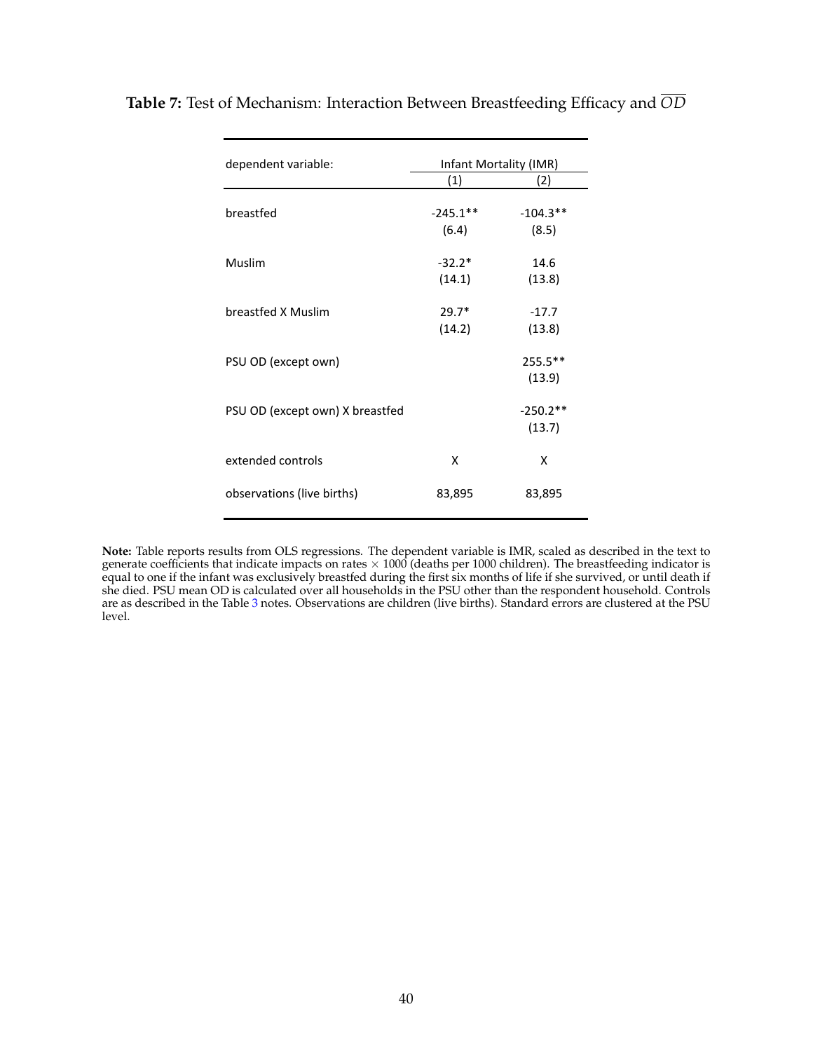**Table 7:** Test of Mechanism: Interaction Between Breastfeeding Efficacy and $\overline{OD}$

| dependent variable: | Infant Mortality (IMR) | |
|---|---|---|
| | (1) | (2) |
| breastfed | -245.1** | -104.3** |
| | (6.4) | (8.5) |
| Muslim | -32.2* | 14.6 |
| | (14.1) | (13.8) |
| breastfed X Muslim | 29.7* | -17.7 |
| | (14.2) | (13.8) |
| PSU OD (except own) | | 255.5** |
| | | (13.9) |
| PSU OD (except own) X breastfed | | -250.2** |
| | | (13.7) |
| extended controls | X | X |
| observations (live births) | 83,895 | 83,895 |

**Note:** Table reports results from OLS regressions. The dependent variable is IMR, scaled as described in the text to generate coefficients that indicate impacts on rates $\times$ 1000 (deaths per 1000 children). The breastfeeding indicator is equal to one if the infant was exclusively breastfed during the first six months of life if she survived, or until death if she died. PSU mean OD is calculated over all households in the PSU other than the respondent household. Controls are as described in the Table 3 notes. Observations are children (live births). Standard errors are clustered at the PSU level.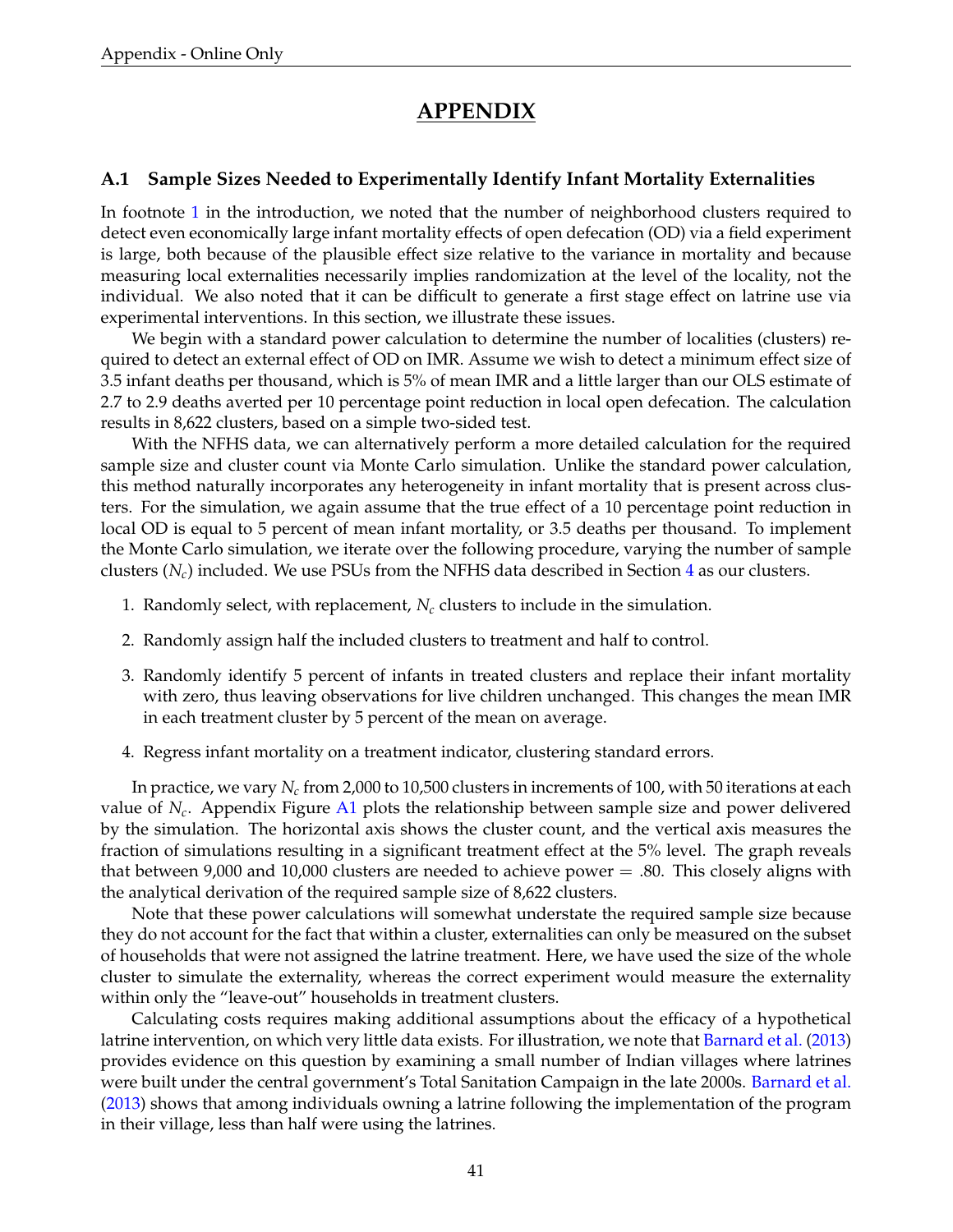# APPENDIX

## A.1 Sample Sizes Needed to Experimentally Identify Infant Mortality Externalities

In footnote 1 in the introduction, we noted that the number of neighborhood clusters required to detect even economically large infant mortality effects of open defecation (OD) via a field experiment is large, both because of the plausible effect size relative to the variance in mortality and because measuring local externalities necessarily implies randomization at the level of the locality, not the individual. We also noted that it can be difficult to generate a first stage effect on latrine use via experimental interventions. In this section, we illustrate these issues.

We begin with a standard power calculation to determine the number of localities (clusters) required to detect an external effect of OD on IMR. Assume we wish to detect a minimum effect size of 3.5 infant deaths per thousand, which is 5% of mean IMR and a little larger than our OLS estimate of 2.7 to 2.9 deaths averted per 10 percentage point reduction in local open defecation. The calculation results in 8,622 clusters, based on a simple two-sided test.

With the NFHS data, we can alternatively perform a more detailed calculation for the required sample size and cluster count via Monte Carlo simulation. Unlike the standard power calculation, this method naturally incorporates any heterogeneity in infant mortality that is present across clusters. For the simulation, we again assume that the true effect of a 10 percentage point reduction in local OD is equal to 5 percent of mean infant mortality, or 3.5 deaths per thousand. To implement the Monte Carlo simulation, we iterate over the following procedure, varying the number of sample clusters ($N_c$) included. We use PSUs from the NFHS data described in Section 4 as our clusters.

1. Randomly select, with replacement, $N_c$ clusters to include in the simulation.
2. Randomly assign half the included clusters to treatment and half to control.
3. Randomly identify 5 percent of infants in treated clusters and replace their infant mortality with zero, thus leaving observations for live children unchanged. This changes the mean IMR in each treatment cluster by 5 percent of the mean on average.
4. Regress infant mortality on a treatment indicator, clustering standard errors.

In practice, we vary $N_c$ from 2,000 to 10,500 clusters in increments of 100, with 50 iterations at each value of $N_c$. Appendix Figure A1 plots the relationship between sample size and power delivered by the simulation. The horizontal axis shows the cluster count, and the vertical axis measures the fraction of simulations resulting in a significant treatment effect at the 5% level. The graph reveals that between 9,000 and 10,000 clusters are needed to achieve power = .80. This closely aligns with the analytical derivation of the required sample size of 8,622 clusters.

Note that these power calculations will somewhat understate the required sample size because they do not account for the fact that within a cluster, externalities can only be measured on the subset of households that were not assigned the latrine treatment. Here, we have used the size of the whole cluster to simulate the externality, whereas the correct experiment would measure the externality within only the "leave-out" households in treatment clusters.

Calculating costs requires making additional assumptions about the efficacy of a hypothetical latrine intervention, on which very little data exists. For illustration, we note that Barnard et al. (2013) provides evidence on this question by examining a small number of Indian villages where latrines were built under the central government's Total Sanitation Campaign in the late 2000s. Barnard et al. (2013) shows that among individuals owning a latrine following the implementation of the program in their village, less than half were using the latrines.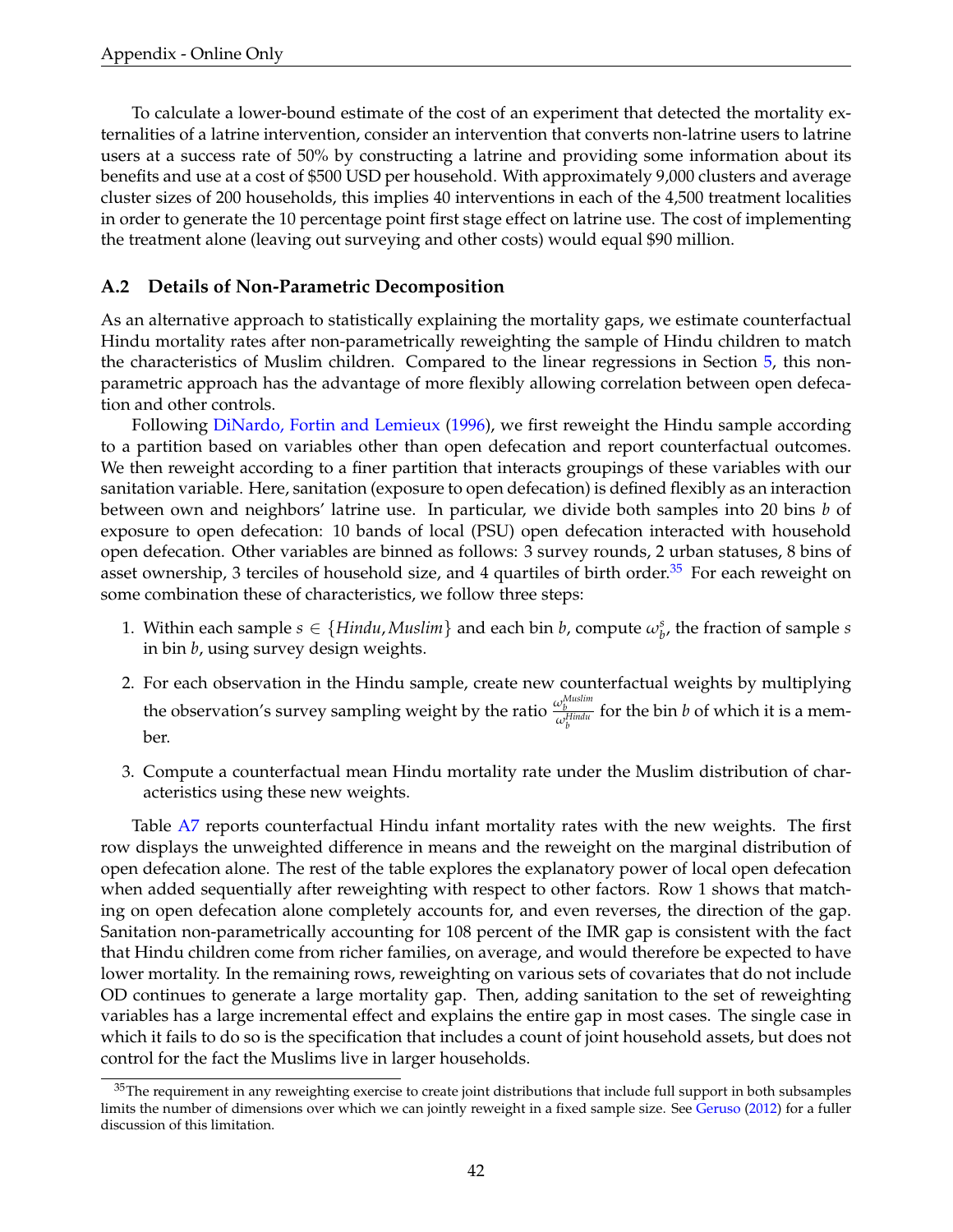To calculate a lower-bound estimate of the cost of an experiment that detected the mortality externalities of a latrine intervention, consider an intervention that converts non-latrine users to latrine users at a success rate of 50% by constructing a latrine and providing some information about its benefits and use at a cost of $500 USD per household. With approximately 9,000 clusters and average cluster sizes of 200 households, this implies 40 interventions in each of the 4,500 treatment localities in order to generate the 10 percentage point first stage effect on latrine use. The cost of implementing the treatment alone (leaving out surveying and other costs) would equal $90 million.

## A.2 Details of Non-Parametric Decomposition

As an alternative approach to statistically explaining the mortality gaps, we estimate counterfactual Hindu mortality rates after non-parametrically reweighting the sample of Hindu children to match the characteristics of Muslim children. Compared to the linear regressions in Section 5, this non-parametric approach has the advantage of more flexibly allowing correlation between open defecation and other controls.

Following DiNardo, Fortin and Lemieux (1996), we first reweight the Hindu sample according to a partition based on variables other than open defecation and report counterfactual outcomes. We then reweight according to a finer partition that interacts groupings of these variables with our sanitation variable. Here, sanitation (exposure to open defecation) is defined flexibly as an interaction between own and neighbors' latrine use. In particular, we divide both samples into 20 bins $b$ of exposure to open defecation: 10 bands of local (PSU) open defecation interacted with household open defecation. Other variables are binned as follows: 3 survey rounds, 2 urban statuses, 8 bins of asset ownership, 3 terciles of household size, and 4 quartiles of birth order.[35] For each reweight on some combination these of characteristics, we follow three steps:

1. Within each sample $s \in \{Hindu, Muslim\}$ and each bin $b$, compute $\omega_b^s$, the fraction of sample $s$ in bin $b$, using survey design weights.

2. For each observation in the Hindu sample, create new counterfactual weights by multiplying the observation's survey sampling weight by the ratio $\frac{\omega_b^{Muslim}}{\omega_b^{Hindu}}$ for the bin $b$ of which it is a member.

3. Compute a counterfactual mean Hindu mortality rate under the Muslim distribution of characteristics using these new weights.

Table A7 reports counterfactual Hindu infant mortality rates with the new weights. The first row displays the unweighted difference in means and the reweight on the marginal distribution of open defecation alone. The rest of the table explores the explanatory power of local open defecation when added sequentially after reweighting with respect to other factors. Row 1 shows that matching on open defecation alone completely accounts for, and even reverses, the direction of the gap. Sanitation non-parametrically accounting for 108 percent of the IMR gap is consistent with the fact that Hindu children come from richer families, on average, and would therefore be expected to have lower mortality. In the remaining rows, reweighting on various sets of covariates that do not include OD continues to generate a large mortality gap. Then, adding sanitation to the set of reweighting variables has a large incremental effect and explains the entire gap in most cases. The single case in which it fails to do so is the specification that includes a count of joint household assets, but does not control for the fact the Muslims live in larger households.

[35] The requirement in any reweighting exercise to create joint distributions that include full support in both subsamples limits the number of dimensions over which we can jointly reweight in a fixed sample size. See Geruso (2012) for a fuller discussion of this limitation.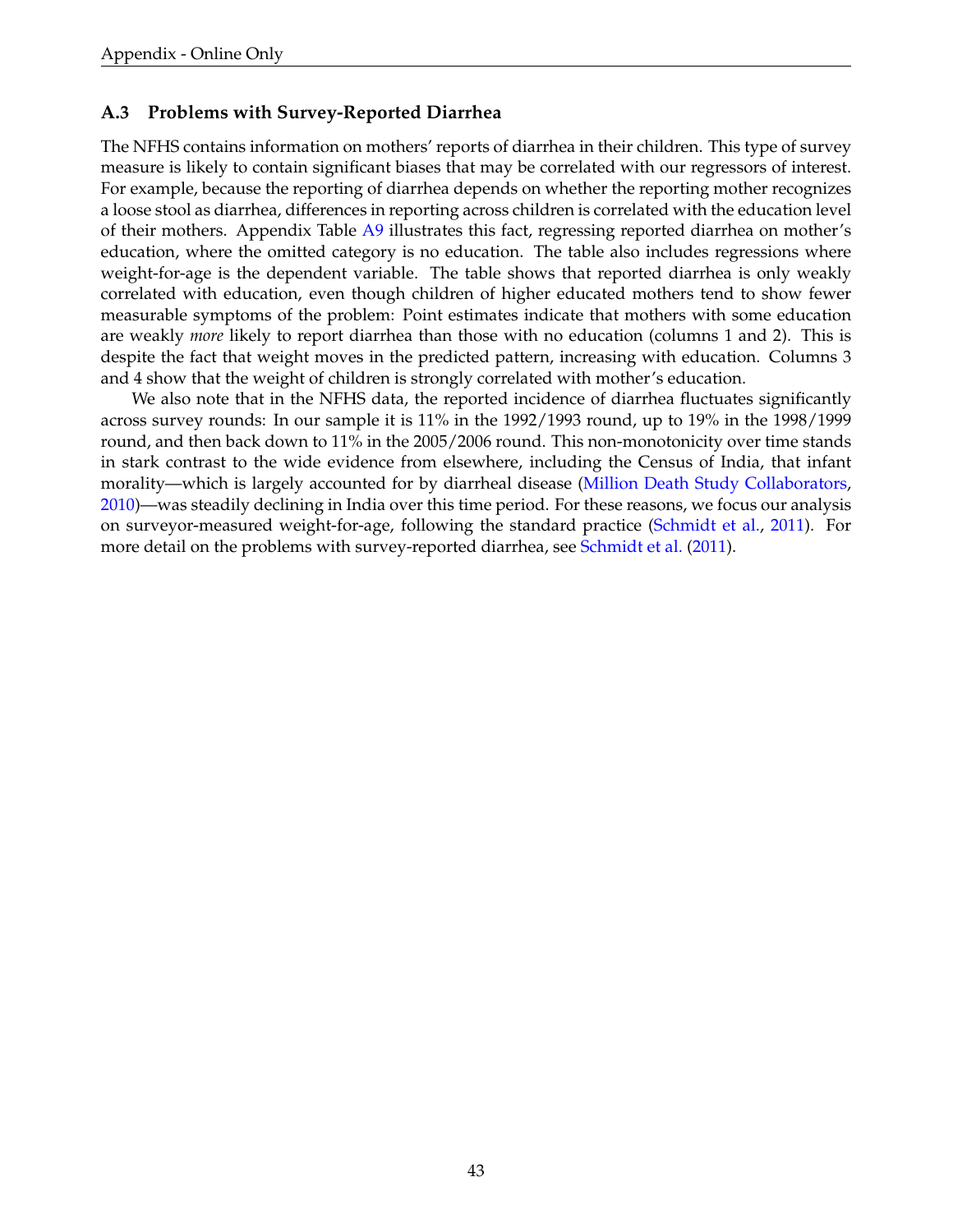### A.3 Problems with Survey-Reported Diarrhea

The NFHS contains information on mothers' reports of diarrhea in their children. This type of survey measure is likely to contain significant biases that may be correlated with our regressors of interest. For example, because the reporting of diarrhea depends on whether the reporting mother recognizes a loose stool as diarrhea, differences in reporting across children is correlated with the education level of their mothers. Appendix Table A9 illustrates this fact, regressing reported diarrhea on mother's education, where the omitted category is no education. The table also includes regressions where weight-for-age is the dependent variable. The table shows that reported diarrhea is only weakly correlated with education, even though children of higher educated mothers tend to show fewer measurable symptoms of the problem: Point estimates indicate that mothers with some education are weakly *more* likely to report diarrhea than those with no education (columns 1 and 2). This is despite the fact that weight moves in the predicted pattern, increasing with education. Columns 3 and 4 show that the weight of children is strongly correlated with mother's education.

We also note that in the NFHS data, the reported incidence of diarrhea fluctuates significantly across survey rounds: In our sample it is 11% in the 1992/1993 round, up to 19% in the 1998/1999 round, and then back down to 11% in the 2005/2006 round. This non-monotonicity over time stands in stark contrast to the wide evidence from elsewhere, including the Census of India, that infant morality—which is largely accounted for by diarrheal disease (Million Death Study Collaborators, 2010)—was steadily declining in India over this time period. For these reasons, we focus our analysis on surveyor-measured weight-for-age, following the standard practice (Schmidt et al., 2011). For more detail on the problems with survey-reported diarrhea, see Schmidt et al. (2011).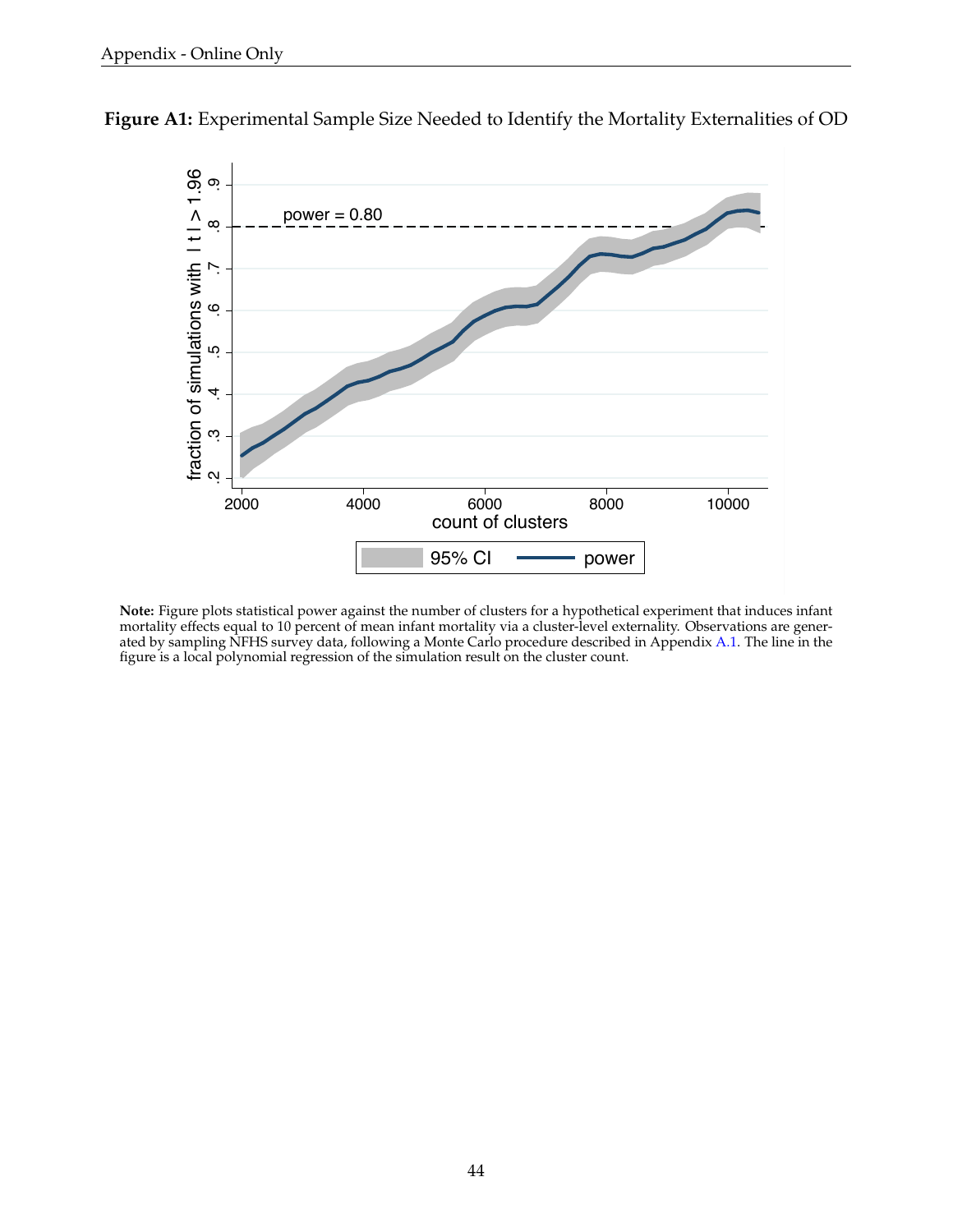**Figure A1:** Experimental Sample Size Needed to Identify the Mortality Externalities of OD

**Note:** Figure plots statistical power against the number of clusters for a hypothetical experiment that induces infant mortality effects equal to 10 percent of mean infant mortality via a cluster-level externality. Observations are generated by sampling NFHS survey data, following a Monte Carlo procedure described in Appendix A.1. The line in the figure is a local polynomial regression of the simulation result on the cluster count.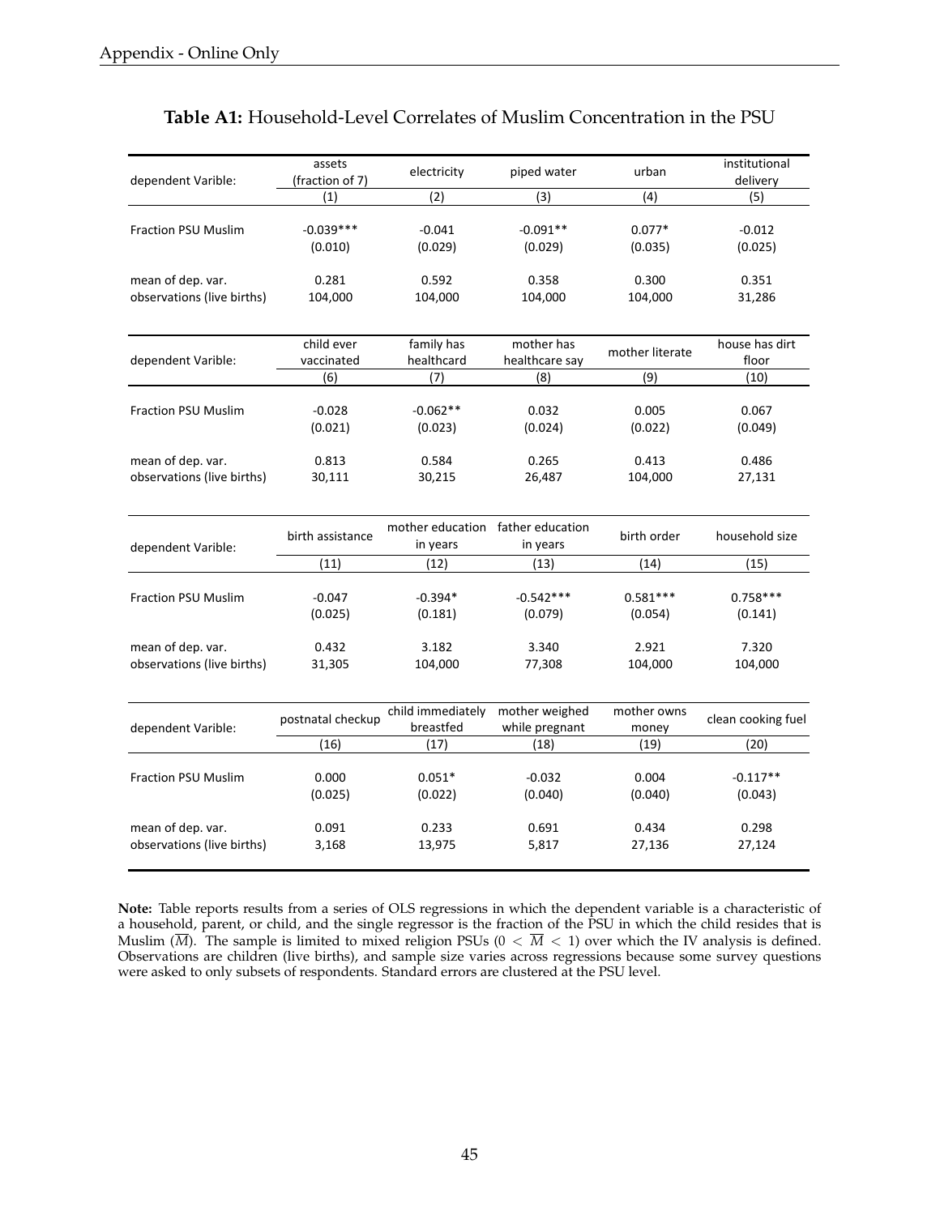**Table A1:** Household-Level Correlates of Muslim Concentration in the PSU

| dependent Varible: | assets (fraction of 7) | electricity | piped water | urban | institutional delivery |
|---|---|---|---|---|---|
| | (1) | (2) | (3) | (4) | (5) |
| Fraction PSU Muslim | -0.039*** | -0.041 | -0.091** | 0.077* | -0.012 |
| | (0.010) | (0.029) | (0.029) | (0.035) | (0.025) |
| mean of dep. var. | 0.281 | 0.592 | 0.358 | 0.300 | 0.351 |
| observations (live births) | 104,000 | 104,000 | 104,000 | 104,000 | 31,286 |

| dependent Varible: | child ever vaccinated | family has healthcard | mother has healthcare say | mother literate | house has dirt floor |
|---|---|---|---|---|---|
| | (6) | (7) | (8) | (9) | (10) |
| Fraction PSU Muslim | -0.028 | -0.062** | 0.032 | 0.005 | 0.067 |
| | (0.021) | (0.023) | (0.024) | (0.022) | (0.049) |
| mean of dep. var. | 0.813 | 0.584 | 0.265 | 0.413 | 0.486 |
| observations (live births) | 30,111 | 30,215 | 26,487 | 104,000 | 27,131 |

| dependent Varible: | birth assistance | mother education in years | father education in years | birth order | household size |
|---|---|---|---|---|---|
| | (11) | (12) | (13) | (14) | (15) |
| Fraction PSU Muslim | -0.047 | -0.394* | -0.542*** | 0.581*** | 0.758*** |
| | (0.025) | (0.181) | (0.079) | (0.054) | (0.141) |
| mean of dep. var. | 0.432 | 3.182 | 3.340 | 2.921 | 7.320 |
| observations (live births) | 31,305 | 104,000 | 77,308 | 104,000 | 104,000 |

| dependent Varible: | postnatal checkup | child immediately breastfed | mother weighed while pregnant | mother owns money | clean cooking fuel |
|---|---|---|---|---|---|
| | (16) | (17) | (18) | (19) | (20) |
| Fraction PSU Muslim | 0.000 | 0.051* | -0.032 | 0.004 | -0.117** |
| | (0.025) | (0.022) | (0.040) | (0.040) | (0.043) |
| mean of dep. var. | 0.091 | 0.233 | 0.691 | 0.434 | 0.298 |
| observations (live births) | 3,168 | 13,975 | 5,817 | 27,136 | 27,124 |

**Note:** Table reports results from a series of OLS regressions in which the dependent variable is a characteristic of a household, parent, or child, and the single regressor is the fraction of the PSU in which the child resides that is Muslim ($\overline{M}$). The sample is limited to mixed religion PSUs ($0 < \overline{M} < 1$) over which the IV analysis is defined. Observations are children (live births), and sample size varies across regressions because some survey questions were asked to only subsets of respondents. Standard errors are clustered at the PSU level.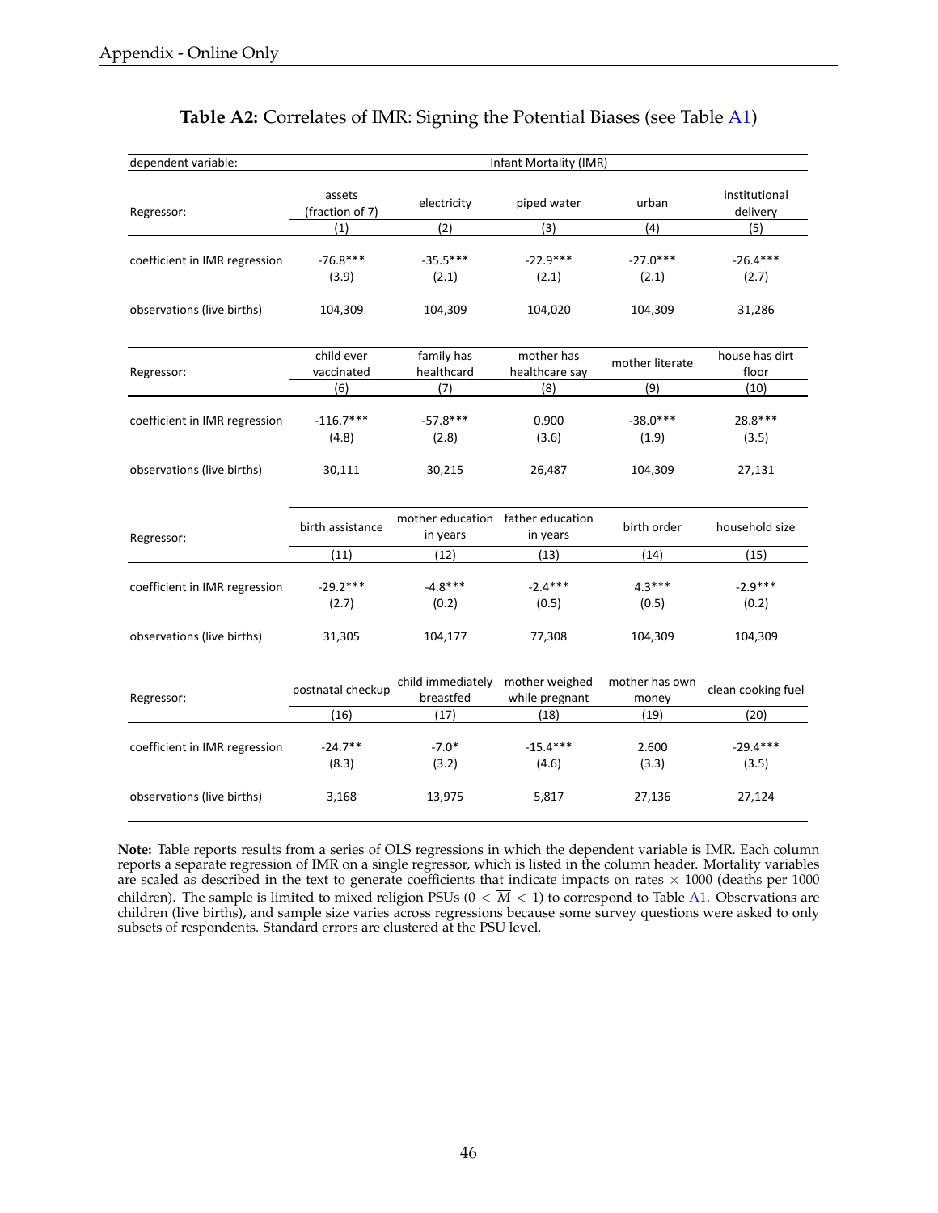**Table A2:** Correlates of IMR: Signing the Potential Biases (see Table A1)

| dependent variable: | Infant Mortality (IMR) | | | | |
|---|---|---|---|---|---|
| Regressor: | assets (fraction of 7) | electricity | piped water | urban | institutional delivery |
| | (1) | (2) | (3) | (4) | (5) |
| coefficient in IMR regression | -76.8*** | -35.5*** | -22.9*** | -27.0*** | -26.4*** |
| | (3.9) | (2.1) | (2.1) | (2.1) | (2.7) |
| observations (live births) | 104,309 | 104,309 | 104,020 | 104,309 | 31,286 |
| Regressor: | child ever vaccinated | family has healthcard | mother has healthcare say | mother literate | house has dirt floor |
| | (6) | (7) | (8) | (9) | (10) |
| coefficient in IMR regression | -116.7*** | -57.8*** | 0.900 | -38.0*** | 28.8*** |
| | (4.8) | (2.8) | (3.6) | (1.9) | (3.5) |
| observations (live births) | 30,111 | 30,215 | 26,487 | 104,309 | 27,131 |
| Regressor: | birth assistance | mother education in years | father education in years | birth order | household size |
| | (11) | (12) | (13) | (14) | (15) |
| coefficient in IMR regression | -29.2*** | -4.8*** | -2.4*** | 4.3*** | -2.9*** |
| | (2.7) | (0.2) | (0.5) | (0.5) | (0.2) |
| observations (live births) | 31,305 | 104,177 | 77,308 | 104,309 | 104,309 |
| Regressor: | postnatal checkup | child immediately breastfed | mother weighed while pregnant | mother has own money | clean cooking fuel |
| | (16) | (17) | (18) | (19) | (20) |
| coefficient in IMR regression | -24.7** | -7.0* | -15.4*** | 2.600 | -29.4*** |
| | (8.3) | (3.2) | (4.6) | (3.3) | (3.5) |
| observations (live births) | 3,168 | 13,975 | 5,817 | 27,136 | 27,124 |

**Note:** Table reports results from a series of OLS regressions in which the dependent variable is IMR. Each column reports a separate regression of IMR on a single regressor, which is listed in the column header. Mortality variables are scaled as described in the text to generate coefficients that indicate impacts on rates $\times$ 1000 (deaths per 1000 children). The sample is limited to mixed religion PSUs ($0 < \overline{M} < 1$) to correspond to Table A1. Observations are children (live births), and sample size varies across regressions because some survey questions were asked to only subsets of respondents. Standard errors are clustered at the PSU level.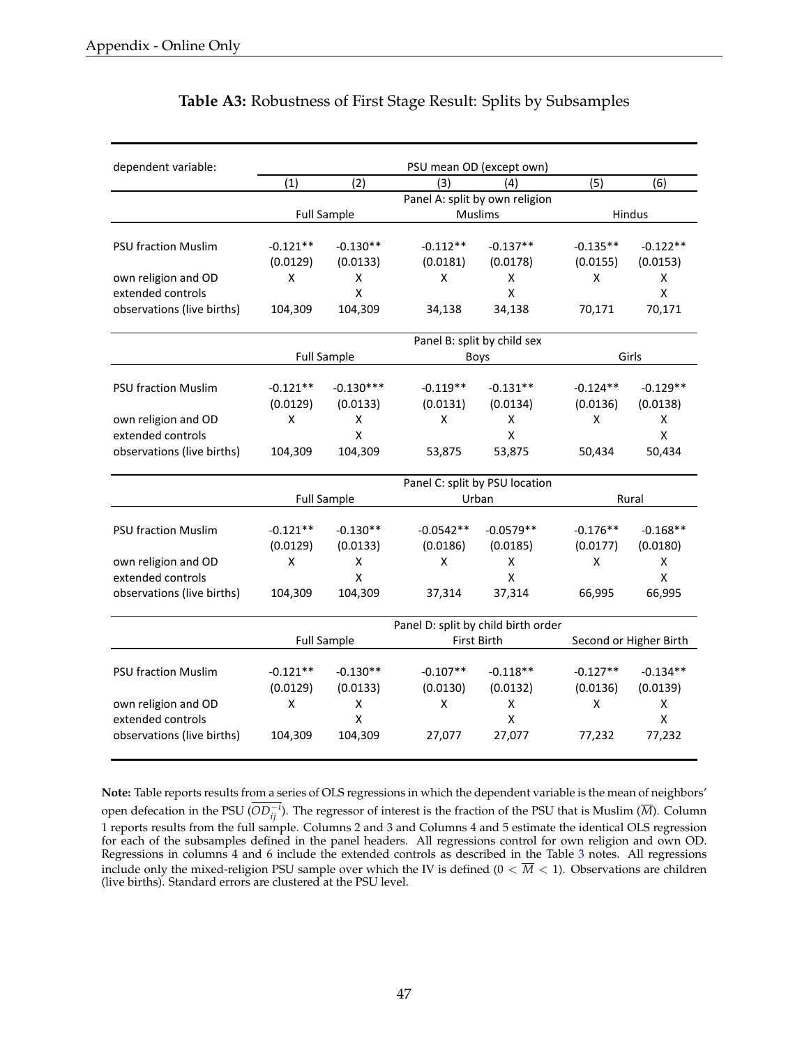**Table A3:** Robustness of First Stage Result: Splits by Subsamples

| dependent variable: | PSU mean OD (except own) | | | | | |
|---|---|---|---|---|---|---|
| | (1) | (2) | (3) | (4) | (5) | (6) |
| | Panel A: split by own religion | | | | | |
| | Full Sample | | Muslims | | Hindus | |
| PSU fraction Muslim | -0.121** | -0.130** | -0.112** | -0.137** | -0.135** | -0.122** |
| | (0.0129) | (0.0133) | (0.0181) | (0.0178) | (0.0155) | (0.0153) |
| own religion and OD | X | X | X | X | X | X |
| extended controls | | X | | X | | X |
| observations (live births) | 104,309 | 104,309 | 34,138 | 34,138 | 70,171 | 70,171 |
| | Panel B: split by child sex | | | | | |
| | Full Sample | | Boys | | Girls | |
| PSU fraction Muslim | -0.121** | -0.130*** | -0.119** | -0.131** | -0.124** | -0.129** |
| | (0.0129) | (0.0133) | (0.0131) | (0.0134) | (0.0136) | (0.0138) |
| own religion and OD | X | X | X | X | X | X |
| extended controls | | X | | X | | X |
| observations (live births) | 104,309 | 104,309 | 53,875 | 53,875 | 50,434 | 50,434 |
| | Panel C: split by PSU location | | | | | |
| | Full Sample | | Urban | | Rural | |
| PSU fraction Muslim | -0.121** | -0.130** | -0.0542** | -0.0579** | -0.176** | -0.168** |
| | (0.0129) | (0.0133) | (0.0186) | (0.0185) | (0.0177) | (0.0180) |
| own religion and OD | X | X | X | X | X | X |
| extended controls | | X | | X | | X |
| observations (live births) | 104,309 | 104,309 | 37,314 | 37,314 | 66,995 | 66,995 |
| | Panel D: split by child birth order | | | | | |
| | Full Sample | | First Birth | | Second or Higher Birth | |
| PSU fraction Muslim | -0.121** | -0.130** | -0.107** | -0.118** | -0.127** | -0.134** |
| | (0.0129) | (0.0133) | (0.0130) | (0.0132) | (0.0136) | (0.0139) |
| own religion and OD | X | X | X | X | X | X |
| extended controls | | X | | X | | X |
| observations (live births) | 104,309 | 104,309 | 27,077 | 27,077 | 77,232 | 77,232 |

**Note:** Table reports results from a series of OLS regressions in which the dependent variable is the mean of neighbors' open defecation in the PSU ($\overline{OD_{ij}^{-i}}$). The regressor of interest is the fraction of the PSU that is Muslim ($\overline{M}$). Column 1 reports results from the full sample. Columns 2 and 3 and Columns 4 and 5 estimate the identical OLS regression for each of the subsamples defined in the panel headers. All regressions control for own religion and own OD. Regressions in columns 4 and 6 include the extended controls as described in the Table 3 notes. All regressions include only the mixed-religion PSU sample over which the IV is defined ($0 < \overline{M} < 1$). Observations are children (live births). Standard errors are clustered at the PSU level.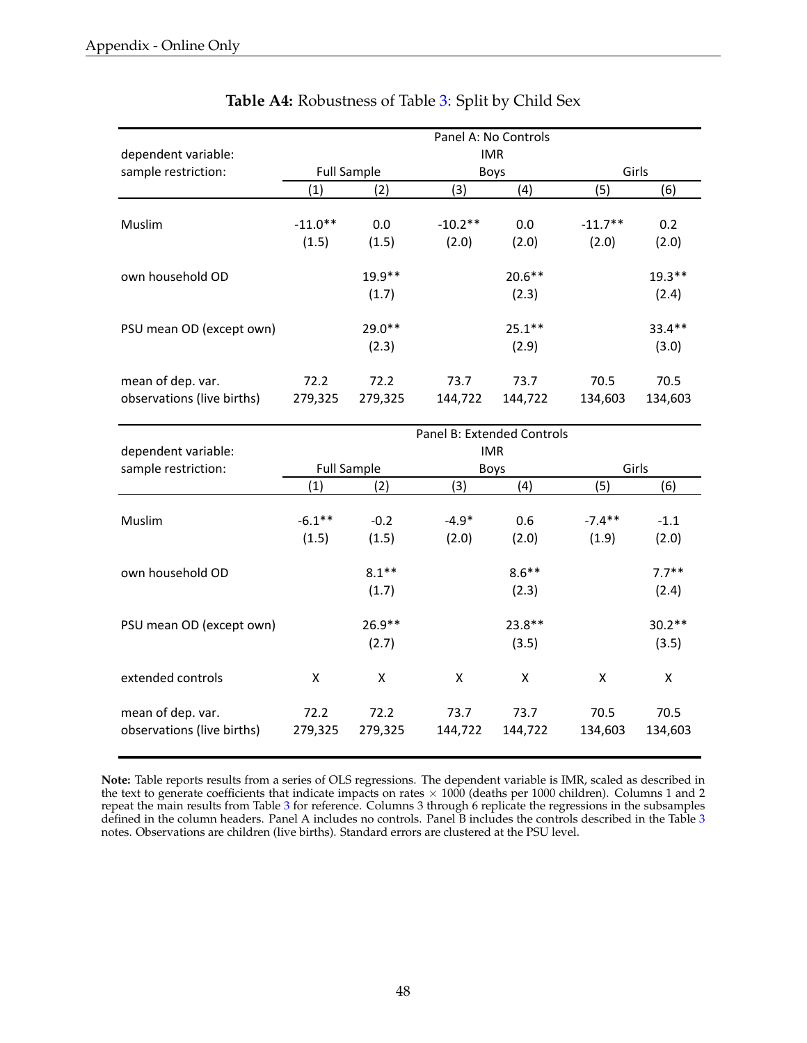**Table A4:** Robustness of Table 3: Split by Child Sex

| | Panel A: No Controls | | | | | |
|---|---|---|---|---|---|---|
| dependent variable: | IMR | | | | | |
| sample restriction: | Full Sample | | Boys | | Girls | |
| | (1) | (2) | (3) | (4) | (5) | (6) |
| Muslim | -11.0** | 0.0 | -10.2** | 0.0 | -11.7** | 0.2 |
| | (1.5) | (1.5) | (2.0) | (2.0) | (2.0) | (2.0) |
| own household OD | | 19.9** | | 20.6** | | 19.3** |
| | | (1.7) | | (2.3) | | (2.4) |
| PSU mean OD (except own) | | 29.0** | | 25.1** | | 33.4** |
| | | (2.3) | | (2.9) | | (3.0) |
| mean of dep. var. | 72.2 | 72.2 | 73.7 | 73.7 | 70.5 | 70.5 |
| observations (live births) | 279,325 | 279,325 | 144,722 | 144,722 | 134,603 | 134,603 |

| | Panel B: Extended Controls | | | | | |
|---|---|---|---|---|---|---|
| dependent variable: | IMR | | | | | |
| sample restriction: | Full Sample | | Boys | | Girls | |
| | (1) | (2) | (3) | (4) | (5) | (6) |
| Muslim | -6.1** | -0.2 | -4.9* | 0.6 | -7.4** | -1.1 |
| | (1.5) | (1.5) | (2.0) | (2.0) | (1.9) | (2.0) |
| own household OD | | 8.1** | | 8.6** | | 7.7** |
| | | (1.7) | | (2.3) | | (2.4) |
| PSU mean OD (except own) | | 26.9** | | 23.8** | | 30.2** |
| | | (2.7) | | (3.5) | | (3.5) |
| extended controls | X | X | X | X | X | X |
| mean of dep. var. | 72.2 | 72.2 | 73.7 | 73.7 | 70.5 | 70.5 |
| observations (live births) | 279,325 | 279,325 | 144,722 | 144,722 | 134,603 | 134,603 |

**Note:** Table reports results from a series of OLS regressions. The dependent variable is IMR, scaled as described in the text to generate coefficients that indicate impacts on rates $\times$ 1000 (deaths per 1000 children). Columns 1 and 2 repeat the main results from Table 3 for reference. Columns 3 through 6 replicate the regressions in the subsamples defined in the column headers. Panel A includes no controls. Panel B includes the controls described in the Table 3 notes. Observations are children (live births). Standard errors are clustered at the PSU level.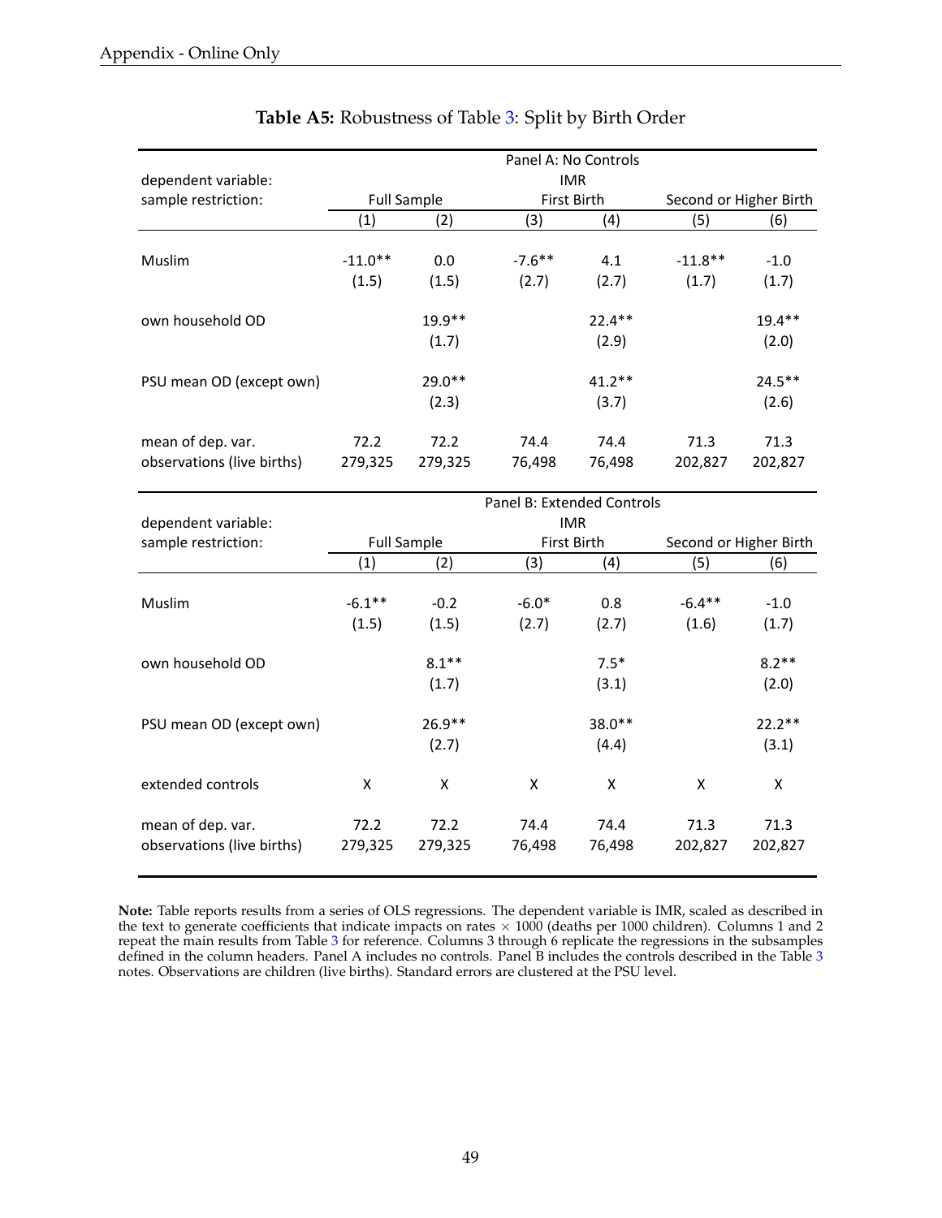**Table A5:** Robustness of Table 3: Split by Birth Order

| | Panel A: No Controls | | | | | |
|---|---|---|---|---|---|---|
| dependent variable: | IMR | | | | | |
| sample restriction: | Full Sample | | First Birth | | Second or Higher Birth | |
| | (1) | (2) | (3) | (4) | (5) | (6) |
| Muslim | -11.0** | 0.0 | -7.6** | 4.1 | -11.8** | -1.0 |
| | (1.5) | (1.5) | (2.7) | (2.7) | (1.7) | (1.7) |
| own household OD | | 19.9** | | 22.4** | | 19.4** |
| | | (1.7) | | (2.9) | | (2.0) |
| PSU mean OD (except own) | | 29.0** | | 41.2** | | 24.5** |
| | | (2.3) | | (3.7) | | (2.6) |
| mean of dep. var. | 72.2 | 72.2 | 74.4 | 74.4 | 71.3 | 71.3 |
| observations (live births) | 279,325 | 279,325 | 76,498 | 76,498 | 202,827 | 202,827 |

| | Panel B: Extended Controls | | | | | |
|---|---|---|---|---|---|---|
| dependent variable: | IMR | | | | | |
| sample restriction: | Full Sample | | First Birth | | Second or Higher Birth | |
| | (1) | (2) | (3) | (4) | (5) | (6) |
| Muslim | -6.1** | -0.2 | -6.0* | 0.8 | -6.4** | -1.0 |
| | (1.5) | (1.5) | (2.7) | (2.7) | (1.6) | (1.7) |
| own household OD | | 8.1** | | 7.5* | | 8.2** |
| | | (1.7) | | (3.1) | | (2.0) |
| PSU mean OD (except own) | | 26.9** | | 38.0** | | 22.2** |
| | | (2.7) | | (4.4) | | (3.1) |
| extended controls | X | X | X | X | X | X |
| mean of dep. var. | 72.2 | 72.2 | 74.4 | 74.4 | 71.3 | 71.3 |
| observations (live births) | 279,325 | 279,325 | 76,498 | 76,498 | 202,827 | 202,827 |

**Note:** Table reports results from a series of OLS regressions. The dependent variable is IMR, scaled as described in the text to generate coefficients that indicate impacts on rates $\times$ 1000 (deaths per 1000 children). Columns 1 and 2 repeat the main results from Table 3 for reference. Columns 3 through 6 replicate the regressions in the subsamples defined in the column headers. Panel A includes no controls. Panel B includes the controls described in the Table 3 notes. Observations are children (live births). Standard errors are clustered at the PSU level.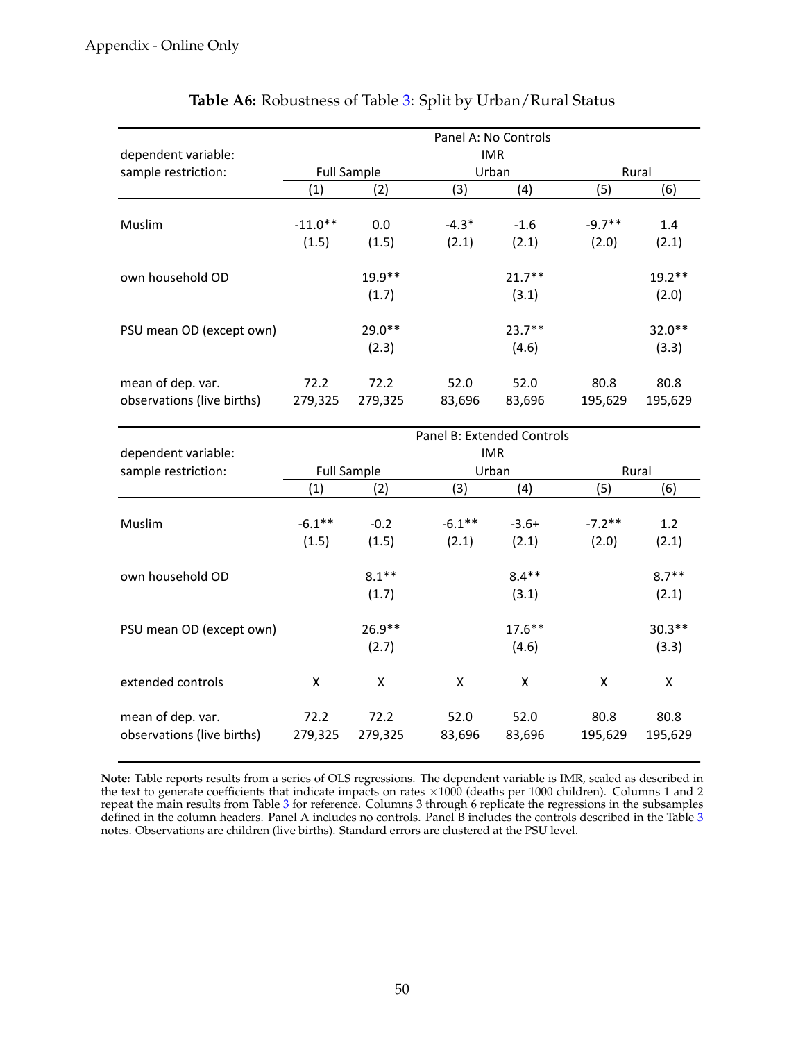**Table A6:** Robustness of Table 3: Split by Urban/Rural Status

| | Panel A: No Controls | | | | | |
|---|---|---|---|---|---|---|
| dependent variable: | IMR | | | | | |
| sample restriction: | Full Sample | | Urban | | Rural | |
| | (1) | (2) | (3) | (4) | (5) | (6) |
| Muslim | -11.0** | 0.0 | -4.3* | -1.6 | -9.7** | 1.4 |
| | (1.5) | (1.5) | (2.1) | (2.1) | (2.0) | (2.1) |
| own household OD | | 19.9** | | 21.7** | | 19.2** |
| | | (1.7) | | (3.1) | | (2.0) |
| PSU mean OD (except own) | | 29.0** | | 23.7** | | 32.0** |
| | | (2.3) | | (4.6) | | (3.3) |
| mean of dep. var. | 72.2 | 72.2 | 52.0 | 52.0 | 80.8 | 80.8 |
| observations (live births) | 279,325 | 279,325 | 83,696 | 83,696 | 195,629 | 195,629 |

| | Panel B: Extended Controls | | | | | |
|---|---|---|---|---|---|---|
| dependent variable: | IMR | | | | | |
| sample restriction: | Full Sample | | Urban | | Rural | |
| | (1) | (2) | (3) | (4) | (5) | (6) |
| Muslim | -6.1** | -0.2 | -6.1** | -3.6+ | -7.2** | 1.2 |
| | (1.5) | (1.5) | (2.1) | (2.1) | (2.0) | (2.1) |
| own household OD | | 8.1** | | 8.4** | | 8.7** |
| | | (1.7) | | (3.1) | | (2.1) |
| PSU mean OD (except own) | | 26.9** | | 17.6** | | 30.3** |
| | | (2.7) | | (4.6) | | (3.3) |
| extended controls | X | X | X | X | X | X |
| mean of dep. var. | 72.2 | 72.2 | 52.0 | 52.0 | 80.8 | 80.8 |
| observations (live births) | 279,325 | 279,325 | 83,696 | 83,696 | 195,629 | 195,629 |

**Note:** Table reports results from a series of OLS regressions. The dependent variable is IMR, scaled as described in the text to generate coefficients that indicate impacts on rates $\times 1000$ (deaths per 1000 children). Columns 1 and 2 repeat the main results from Table 3 for reference. Columns 3 through 6 replicate the regressions in the subsamples defined in the column headers. Panel A includes no controls. Panel B includes the controls described in the Table 3 notes. Observations are children (live births). Standard errors are clustered at the PSU level.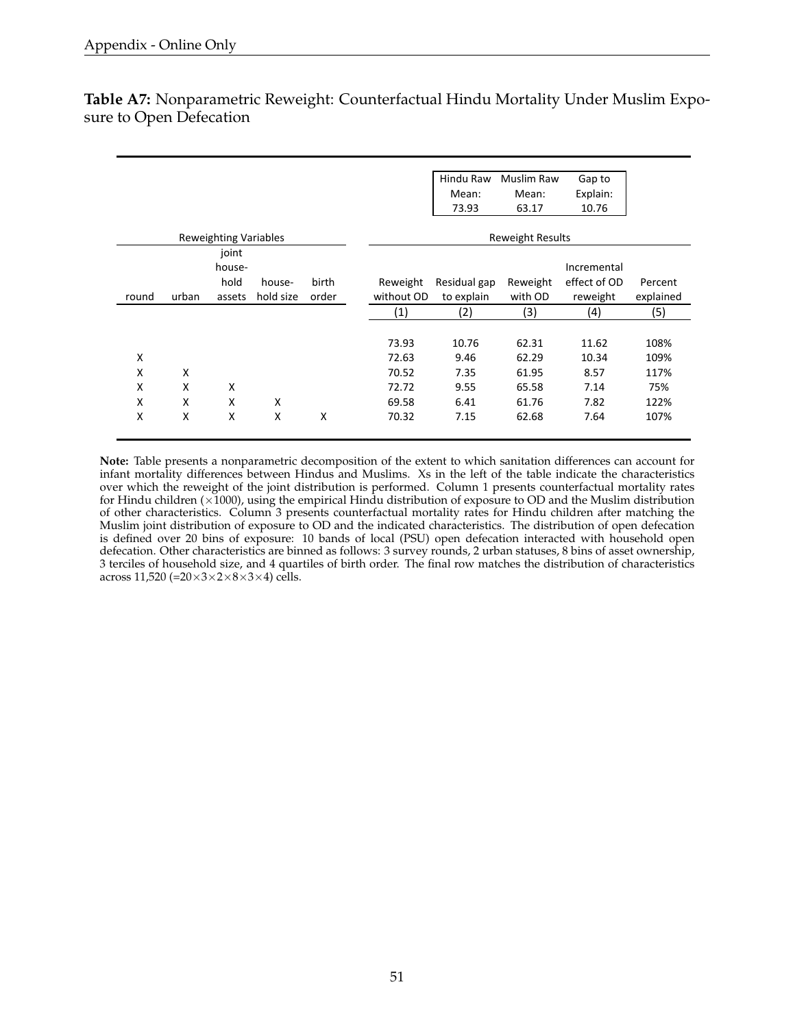**Table A7:** Nonparametric Reweight: Counterfactual Hindu Mortality Under Muslim Exposure to Open Defecation

| | | | | | Hindu Raw Mean: | Muslim Raw Mean: | Gap to Explain: | | |
|---|---|---|---|---|---|---|---|---|---|
| | | | | | 73.93 | 63.17 | 10.76 | | |
| Reweighting Variables | | | | | Reweight Results | | | | |
| round | urban | joint household assets | household size | birth order | Reweight without OD | Residual gap to explain | Reweight with OD | Incremental effect of OD reweight | Percent explained |
| | | | | | (1) | (2) | (3) | (4) | (5) |
| | | | | | 73.93 | 10.76 | 62.31 | 11.62 | 108% |
| X | | | | | 72.63 | 9.46 | 62.29 | 10.34 | 109% |
| X | X | | | | 70.52 | 7.35 | 61.95 | 8.57 | 117% |
| X | X | X | | | 72.72 | 9.55 | 65.58 | 7.14 | 75% |
| X | X | X | X | | 69.58 | 6.41 | 61.76 | 7.82 | 122% |
| X | X | X | X | X | 70.32 | 7.15 | 62.68 | 7.64 | 107% |

**Note:** Table presents a nonparametric decomposition of the extent to which sanitation differences can account for infant mortality differences between Hindus and Muslims. Xs in the left of the table indicate the characteristics over which the reweight of the joint distribution is performed. Column 1 presents counterfactual mortality rates for Hindu children ($\times$1000), using the empirical Hindu distribution of exposure to OD and the Muslim distribution of other characteristics. Column 3 presents counterfactual mortality rates for Hindu children after matching the Muslim joint distribution of exposure to OD and the indicated characteristics. The distribution of open defecation is defined over 20 bins of exposure: 10 bands of local (PSU) open defecation interacted with household open defecation. Other characteristics are binned as follows: 3 survey rounds, 2 urban statuses, 8 bins of asset ownership, 3 terciles of household size, and 4 quartiles of birth order. The final row matches the distribution of characteristics across 11,520 ($=20\times3\times2\times8\times3\times4$) cells.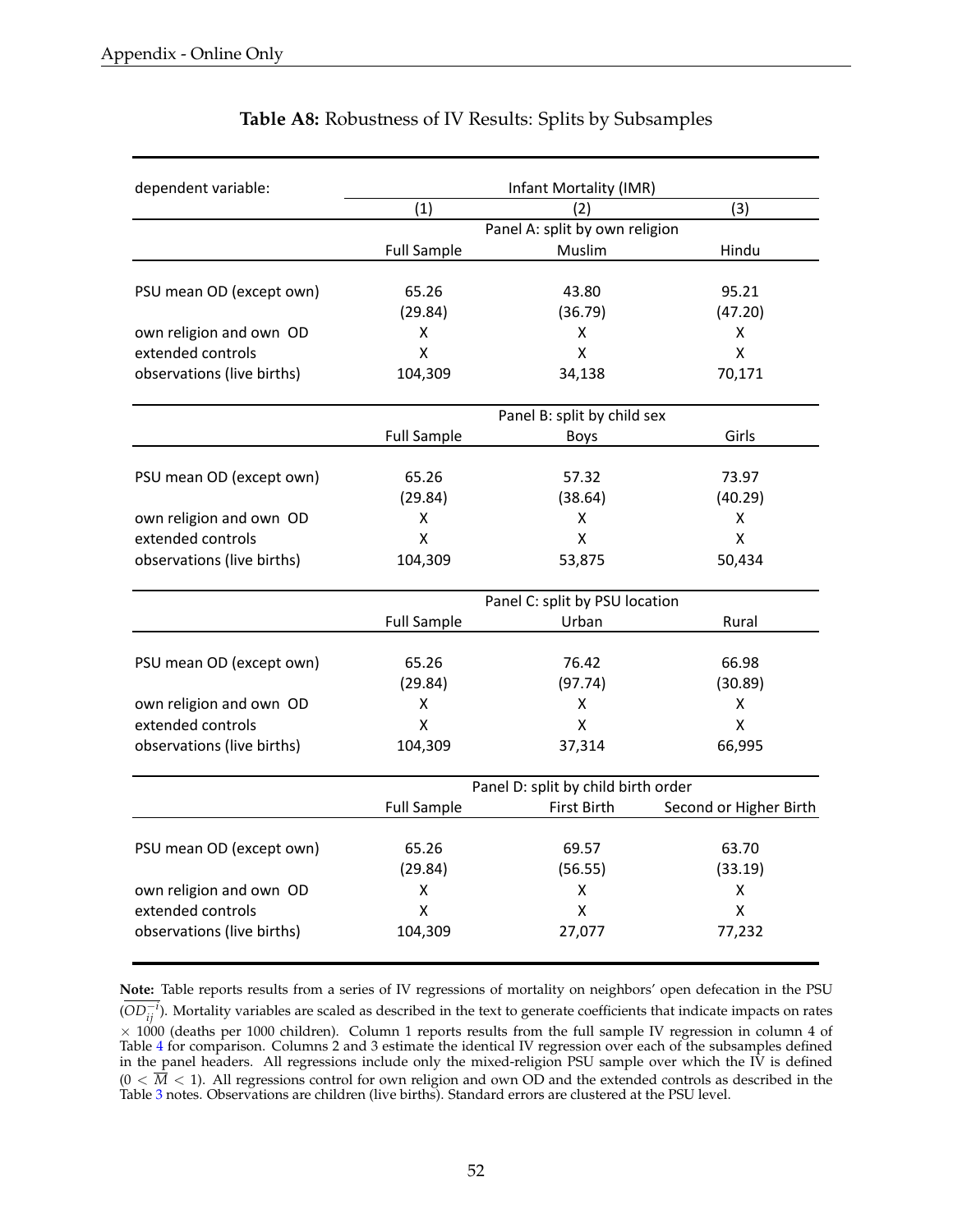**Table A8:** Robustness of IV Results: Splits by Subsamples

| dependent variable: | Infant Mortality (IMR) | | |
|---|---|---|---|
| | (1) | (2) | (3) |
| | Panel A: split by own religion | | |
| | Full Sample | Muslim | Hindu |
| PSU mean OD (except own) | 65.26 | 43.80 | 95.21 |
| | (29.84) | (36.79) | (47.20) |
| own religion and own OD | X | X | X |
| extended controls | X | X | X |
| observations (live births) | 104,309 | 34,138 | 70,171 |
| | Panel B: split by child sex | | |
| | Full Sample | Boys | Girls |
| PSU mean OD (except own) | 65.26 | 57.32 | 73.97 |
| | (29.84) | (38.64) | (40.29) |
| own religion and own OD | X | X | X |
| extended controls | X | X | X |
| observations (live births) | 104,309 | 53,875 | 50,434 |
| | Panel C: split by PSU location | | |
| | Full Sample | Urban | Rural |
| PSU mean OD (except own) | 65.26 | 76.42 | 66.98 |
| | (29.84) | (97.74) | (30.89) |
| own religion and own OD | X | X | X |
| extended controls | X | X | X |
| observations (live births) | 104,309 | 37,314 | 66,995 |
| | Panel D: split by child birth order | | |
| | Full Sample | First Birth | Second or Higher Birth |
| PSU mean OD (except own) | 65.26 | 69.57 | 63.70 |
| | (29.84) | (56.55) | (33.19) |
| own religion and own OD | X | X | X |
| extended controls | X | X | X |
| observations (live births) | 104,309 | 27,077 | 77,232 |

**Note:** Table reports results from a series of IV regressions of mortality on neighbors' open defecation in the PSU ($\overline{OD}_{ij}^{-i}$). Mortality variables are scaled as described in the text to generate coefficients that indicate impacts on rates $\times$ 1000 (deaths per 1000 children). Column 1 reports results from the full sample IV regression in column 4 of Table 4 for comparison. Columns 2 and 3 estimate the identical IV regression over each of the subsamples defined in the panel headers. All regressions include only the mixed-religion PSU sample over which the IV is defined ($0 < \overline{M} < 1$). All regressions control for own religion and own OD and the extended controls as described in the Table 3 notes. Observations are children (live births). Standard errors are clustered at the PSU level.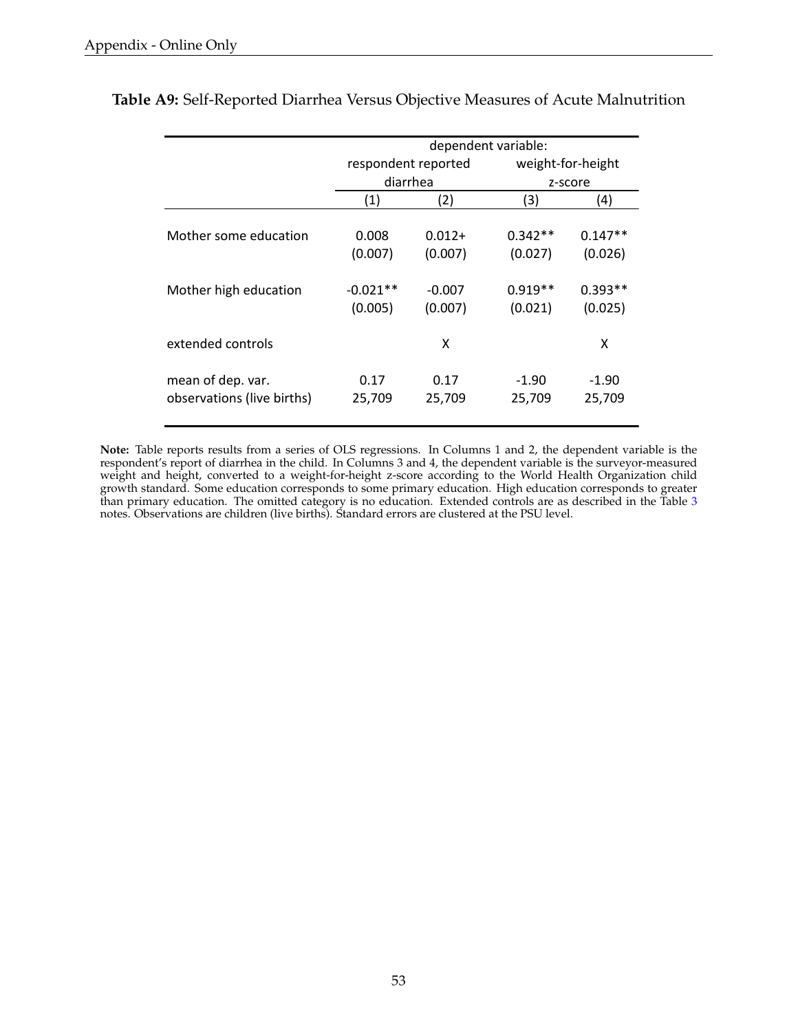**Table A9:** Self-Reported Diarrhea Versus Objective Measures of Acute Malnutrition

| | dependent variable: | | | |
|---|---|---|---|---|
| | respondent reported diarrhea | | weight-for-height z-score | |
| | (1) | (2) | (3) | (4) |
| Mother some education | 0.008 | 0.012+ | 0.342** | 0.147** |
| | (0.007) | (0.007) | (0.027) | (0.026) |
| Mother high education | -0.021** | -0.007 | 0.919** | 0.393** |
| | (0.005) | (0.007) | (0.021) | (0.025) |
| extended controls | | X | | X |
| mean of dep. var. | 0.17 | 0.17 | -1.90 | -1.90 |
| observations (live births) | 25,709 | 25,709 | 25,709 | 25,709 |

**Note:** Table reports results from a series of OLS regressions. In Columns 1 and 2, the dependent variable is the respondent's report of diarrhea in the child. In Columns 3 and 4, the dependent variable is the surveyor-measured weight and height, converted to a weight-for-height z-score according to the World Health Organization child growth standard. Some education corresponds to some primary education. High education corresponds to greater than primary education. The omitted category is no education. Extended controls are as described in the Table 3 notes. Observations are children (live births). Standard errors are clustered at the PSU level.